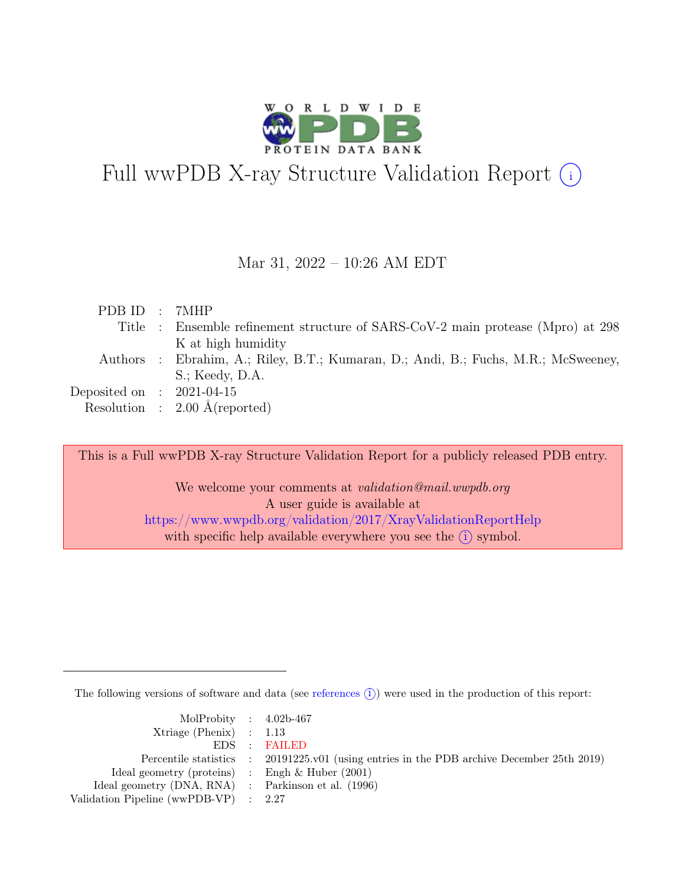# Full wwPDB X-ray Structure Validation Report (i)

Mar 31, 2022 – 10:26 AM EDT

| | | |
|---|---|---|
| PDB ID | : | 7MHP |
| Title | : | Ensemble refinement structure of SARS-CoV-2 main protease (Mpro) at 298 K at high humidity |
| Authors | : | Ebrahim, A.; Riley, B.T.; Kumaran, D.; Andi, B.; Fuchs, M.R.; McSweeney, S.; Keedy, D.A. |
| Deposited on | : | 2021-04-15 |
| Resolution | : | 2.00 Å(reported) |

This is a Full wwPDB X-ray Structure Validation Report for a publicly released PDB entry.

We welcome your comments at *validation@mail.wwpdb.org*
A user guide is available at
https://www.wwpdb.org/validation/2017/XrayValidationReportHelp
with specific help available everywhere you see the (i) symbol.

---

The following versions of software and data (see references (i)) were used in the production of this report:

| | | |
|---|---|---|
| MolProbity | : | 4.02b-467 |
| Xtriage (Phenix) | : | 1.13 |
| EDS | : | FAILED |
| Percentile statistics | : | 20191225.v01 (using entries in the PDB archive December 25th 2019) |
| Ideal geometry (proteins) | : | Engh & Huber (2001) |
| Ideal geometry (DNA, RNA) | : | Parkinson et al. (1996) |
| Validation Pipeline (wwPDB-VP) | : | 2.27 |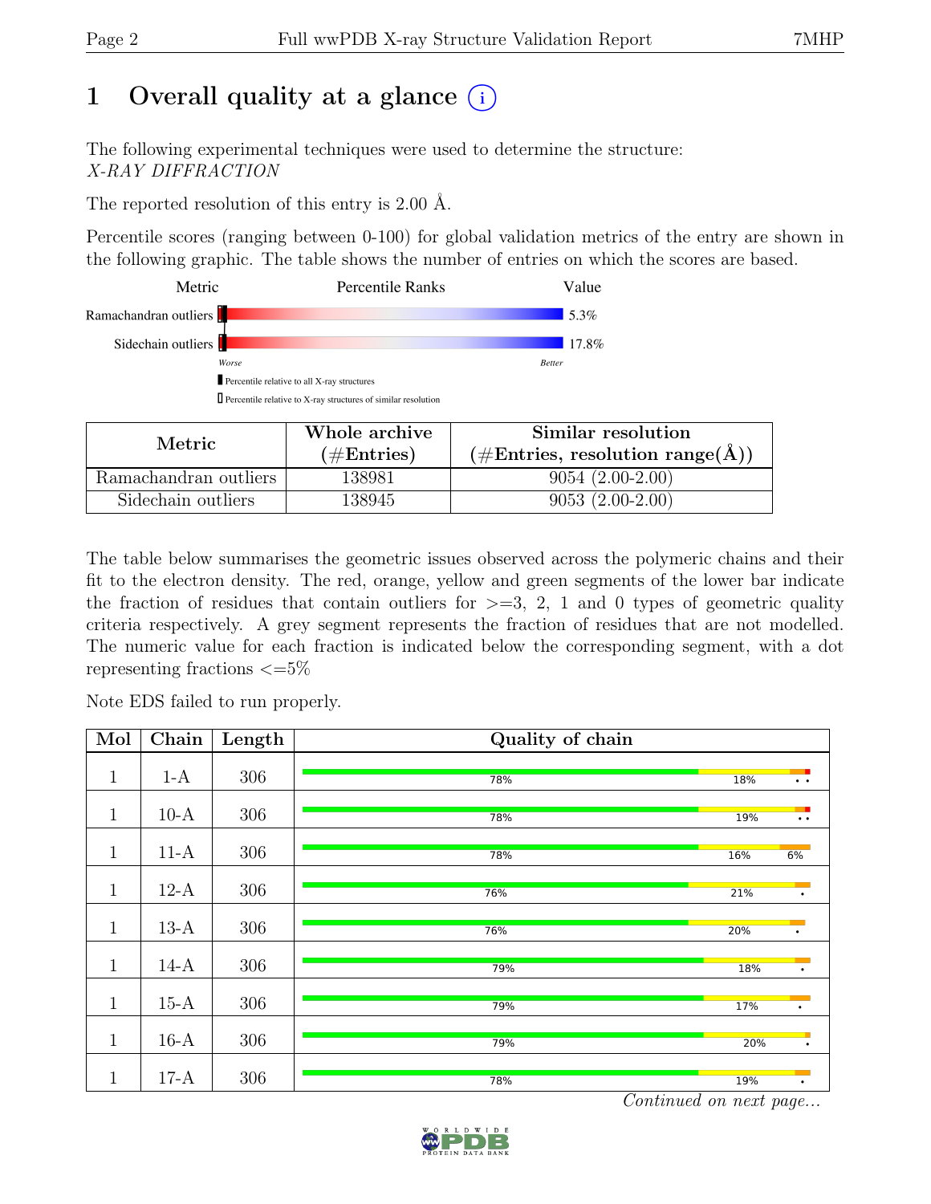# 1 Overall quality at a glance (i)

The following experimental techniques were used to determine the structure:
*X-RAY DIFFRACTION*

The reported resolution of this entry is 2.00 Å.

Percentile scores (ranging between 0-100) for global validation metrics of the entry are shown in the following graphic. The table shows the number of entries on which the scores are based.

| Metric | Percentile Ranks | Value |
|---|---|---|
| Ramachandran outliers | | 5.3% |
| Sidechain outliers | | 17.8% |

Worse — Better

▮ Percentile relative to all X-ray structures

▯ Percentile relative to X-ray structures of similar resolution

| Metric | Whole archive (#Entries) | Similar resolution (#Entries, resolution range(Å)) |
|---|---|---|
| Ramachandran outliers | 138981 | 9054 (2.00-2.00) |
| Sidechain outliers | 138945 | 9053 (2.00-2.00) |

The table below summarises the geometric issues observed across the polymeric chains and their fit to the electron density. The red, orange, yellow and green segments of the lower bar indicate the fraction of residues that contain outliers for >=3, 2, 1 and 0 types of geometric quality criteria respectively. A grey segment represents the fraction of residues that are not modelled. The numeric value for each fraction is indicated below the corresponding segment, with a dot representing fractions <=5%

Note EDS failed to run properly.

| Mol | Chain | Length | Quality of chain |
|---|---|---|---|
| 1 | 1-A | 306 | 78% 18% • • |
| 1 | 10-A | 306 | 78% 19% • • |
| 1 | 11-A | 306 | 78% 16% 6% |
| 1 | 12-A | 306 | 76% 21% • |
| 1 | 13-A | 306 | 76% 20% • |
| 1 | 14-A | 306 | 79% 18% • |
| 1 | 15-A | 306 | 79% 17% • |
| 1 | 16-A | 306 | 79% 20% • |
| 1 | 17-A | 306 | 78% 19% • |

*Continued on next page...*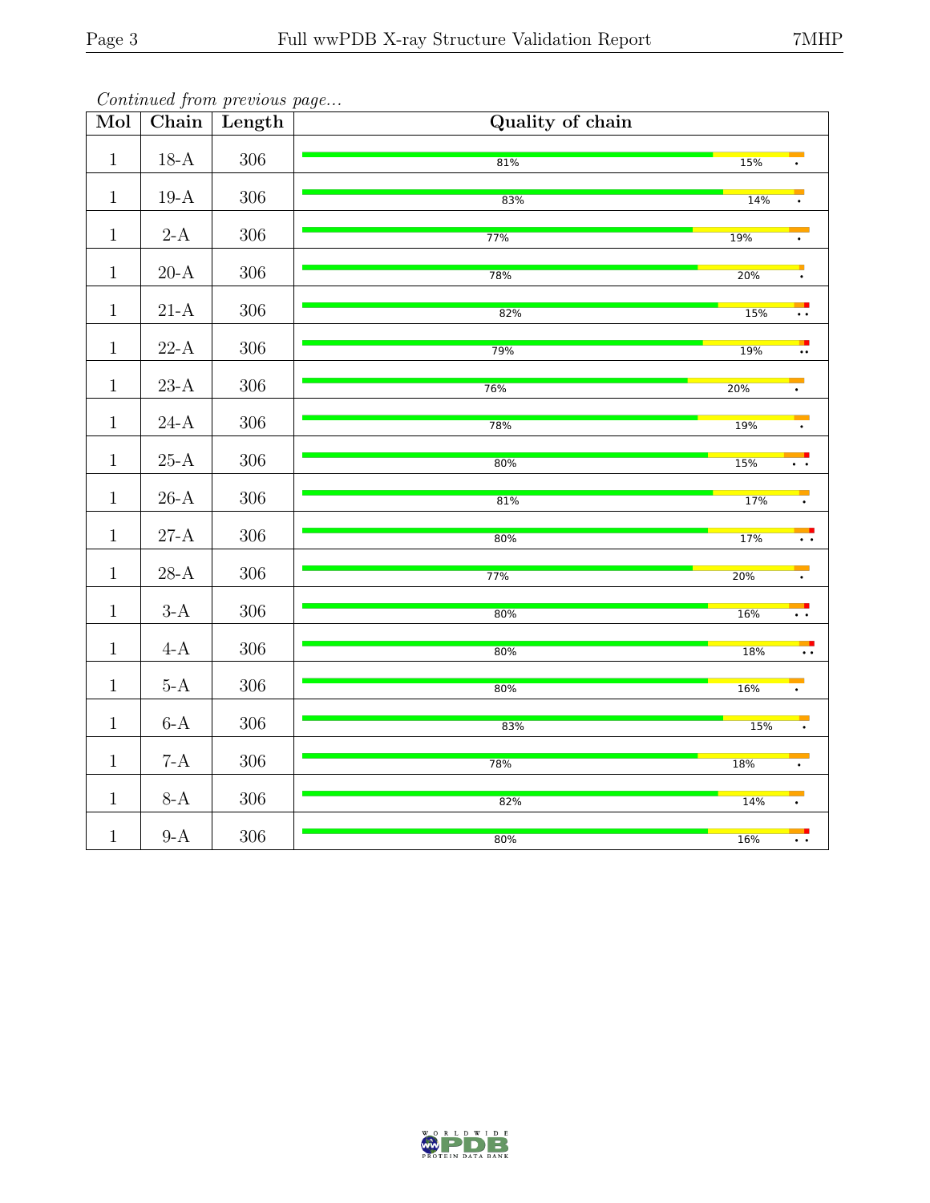*Continued from previous page...*

| Mol | Chain | Length | Quality of chain |
|---|---|---|---|
| 1 | 18-A | 306 | 81% 15% • |
| 1 | 19-A | 306 | 83% 14% • |
| 1 | 2-A | 306 | 77% 19% • |
| 1 | 20-A | 306 | 78% 20% • |
| 1 | 21-A | 306 | 82% 15% •• |
| 1 | 22-A | 306 | 79% 19% •• |
| 1 | 23-A | 306 | 76% 20% • |
| 1 | 24-A | 306 | 78% 19% • |
| 1 | 25-A | 306 | 80% 15% •• |
| 1 | 26-A | 306 | 81% 17% • |
| 1 | 27-A | 306 | 80% 17% •• |
| 1 | 28-A | 306 | 77% 20% • |
| 1 | 3-A | 306 | 80% 16% •• |
| 1 | 4-A | 306 | 80% 18% •• |
| 1 | 5-A | 306 | 80% 16% • |
| 1 | 6-A | 306 | 83% 15% • |
| 1 | 7-A | 306 | 78% 18% • |
| 1 | 8-A | 306 | 82% 14% • |
| 1 | 9-A | 306 | 80% 16% •• |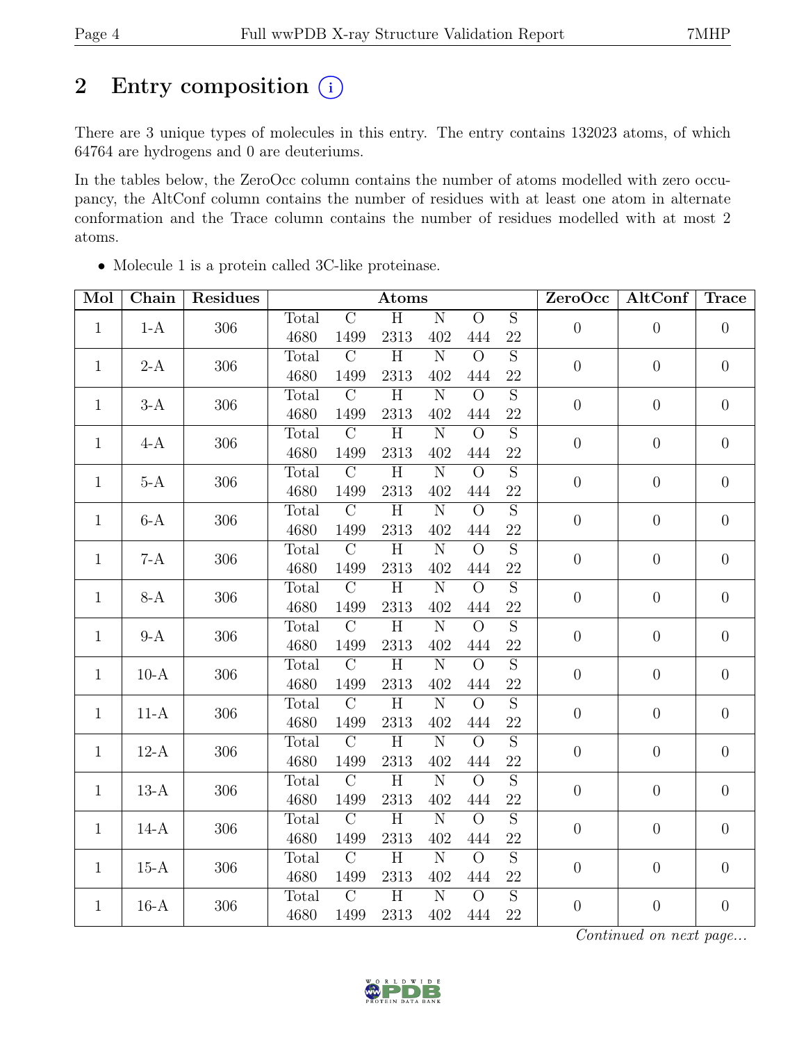# 2 Entry composition (i)

There are 3 unique types of molecules in this entry. The entry contains 132023 atoms, of which 64764 are hydrogens and 0 are deuteriums.

In the tables below, the ZeroOcc column contains the number of atoms modelled with zero occupancy, the AltConf column contains the number of residues with at least one atom in alternate conformation and the Trace column contains the number of residues modelled with at most 2 atoms.

- Molecule 1 is a protein called 3C-like proteinase.

| Mol | Chain | Residues | Atoms | | | | | | ZeroOcc | AltConf | Trace |
|---|---|---|---|---|---|---|---|---|---|---|---|
| 1 | 1-A | 306 | Total 4680 | C 1499 | H 2313 | N 402 | O 444 | S 22 | 0 | 0 | 0 |
| 1 | 2-A | 306 | Total 4680 | C 1499 | H 2313 | N 402 | O 444 | S 22 | 0 | 0 | 0 |
| 1 | 3-A | 306 | Total 4680 | C 1499 | H 2313 | N 402 | O 444 | S 22 | 0 | 0 | 0 |
| 1 | 4-A | 306 | Total 4680 | C 1499 | H 2313 | N 402 | O 444 | S 22 | 0 | 0 | 0 |
| 1 | 5-A | 306 | Total 4680 | C 1499 | H 2313 | N 402 | O 444 | S 22 | 0 | 0 | 0 |
| 1 | 6-A | 306 | Total 4680 | C 1499 | H 2313 | N 402 | O 444 | S 22 | 0 | 0 | 0 |
| 1 | 7-A | 306 | Total 4680 | C 1499 | H 2313 | N 402 | O 444 | S 22 | 0 | 0 | 0 |
| 1 | 8-A | 306 | Total 4680 | C 1499 | H 2313 | N 402 | O 444 | S 22 | 0 | 0 | 0 |
| 1 | 9-A | 306 | Total 4680 | C 1499 | H 2313 | N 402 | O 444 | S 22 | 0 | 0 | 0 |
| 1 | 10-A | 306 | Total 4680 | C 1499 | H 2313 | N 402 | O 444 | S 22 | 0 | 0 | 0 |
| 1 | 11-A | 306 | Total 4680 | C 1499 | H 2313 | N 402 | O 444 | S 22 | 0 | 0 | 0 |
| 1 | 12-A | 306 | Total 4680 | C 1499 | H 2313 | N 402 | O 444 | S 22 | 0 | 0 | 0 |
| 1 | 13-A | 306 | Total 4680 | C 1499 | H 2313 | N 402 | O 444 | S 22 | 0 | 0 | 0 |
| 1 | 14-A | 306 | Total 4680 | C 1499 | H 2313 | N 402 | O 444 | S 22 | 0 | 0 | 0 |
| 1 | 15-A | 306 | Total 4680 | C 1499 | H 2313 | N 402 | O 444 | S 22 | 0 | 0 | 0 |
| 1 | 16-A | 306 | Total 4680 | C 1499 | H 2313 | N 402 | O 444 | S 22 | 0 | 0 | 0 |

*Continued on next page...*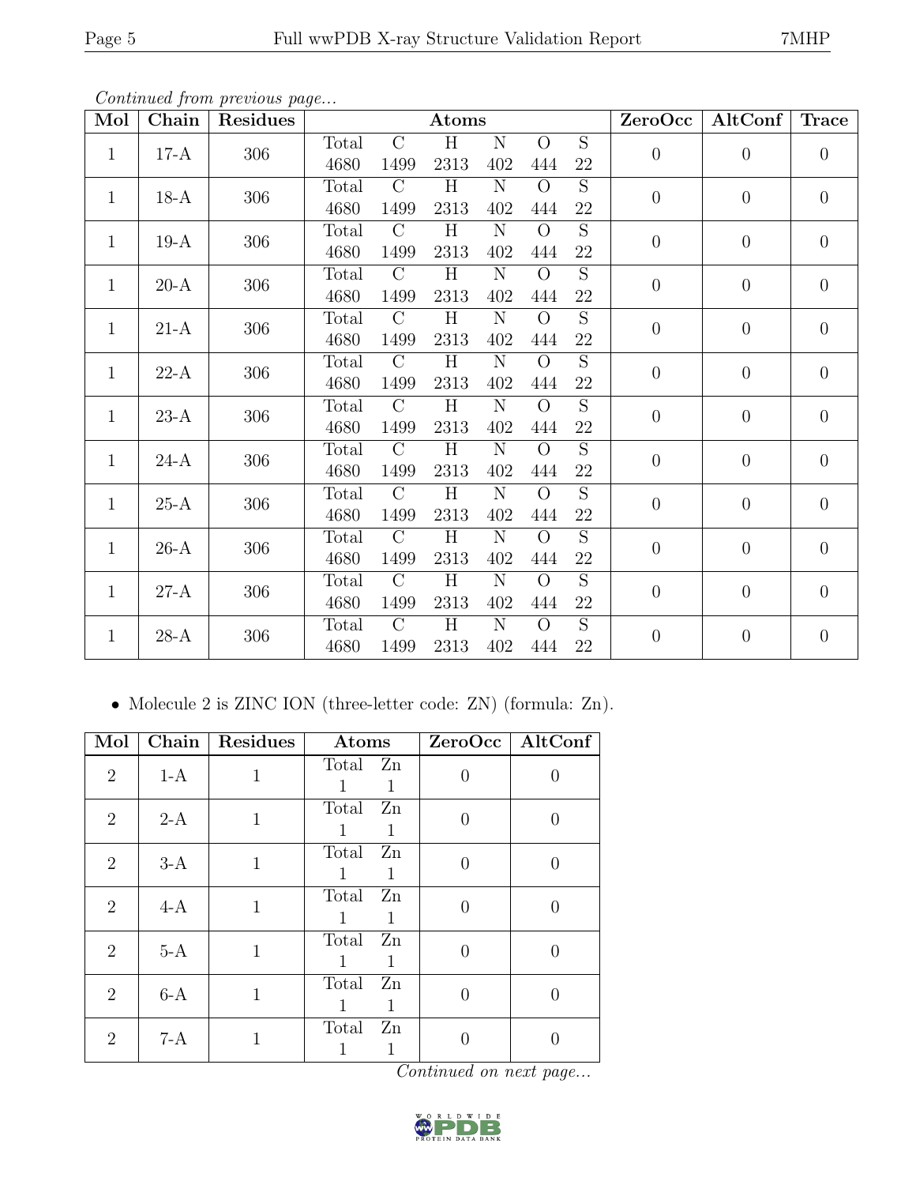*Continued from previous page...*

| Mol | Chain | Residues | Atoms | | | | | | ZeroOcc | AltConf | Trace |
|---|---|---|---|---|---|---|---|---|---|---|---|
| | | | Total | C | H | N | O | S | | | |
| 1 | 17-A | 306 | 4680 | 1499 | 2313 | 402 | 444 | 22 | 0 | 0 | 0 |
| 1 | 18-A | 306 | 4680 | 1499 | 2313 | 402 | 444 | 22 | 0 | 0 | 0 |
| 1 | 19-A | 306 | 4680 | 1499 | 2313 | 402 | 444 | 22 | 0 | 0 | 0 |
| 1 | 20-A | 306 | 4680 | 1499 | 2313 | 402 | 444 | 22 | 0 | 0 | 0 |
| 1 | 21-A | 306 | 4680 | 1499 | 2313 | 402 | 444 | 22 | 0 | 0 | 0 |
| 1 | 22-A | 306 | 4680 | 1499 | 2313 | 402 | 444 | 22 | 0 | 0 | 0 |
| 1 | 23-A | 306 | 4680 | 1499 | 2313 | 402 | 444 | 22 | 0 | 0 | 0 |
| 1 | 24-A | 306 | 4680 | 1499 | 2313 | 402 | 444 | 22 | 0 | 0 | 0 |
| 1 | 25-A | 306 | 4680 | 1499 | 2313 | 402 | 444 | 22 | 0 | 0 | 0 |
| 1 | 26-A | 306 | 4680 | 1499 | 2313 | 402 | 444 | 22 | 0 | 0 | 0 |
| 1 | 27-A | 306 | 4680 | 1499 | 2313 | 402 | 444 | 22 | 0 | 0 | 0 |
| 1 | 28-A | 306 | 4680 | 1499 | 2313 | 402 | 444 | 22 | 0 | 0 | 0 |

- Molecule 2 is ZINC ION (three-letter code: ZN) (formula: Zn).

| Mol | Chain | Residues | Atoms | | ZeroOcc | AltConf |
|---|---|---|---|---|---|---|
| | | | Total | Zn | | |
| 2 | 1-A | 1 | 1 | 1 | 0 | 0 |
| 2 | 2-A | 1 | 1 | 1 | 0 | 0 |
| 2 | 3-A | 1 | 1 | 1 | 0 | 0 |
| 2 | 4-A | 1 | 1 | 1 | 0 | 0 |
| 2 | 5-A | 1 | 1 | 1 | 0 | 0 |
| 2 | 6-A | 1 | 1 | 1 | 0 | 0 |
| 2 | 7-A | 1 | 1 | 1 | 0 | 0 |

*Continued on next page...*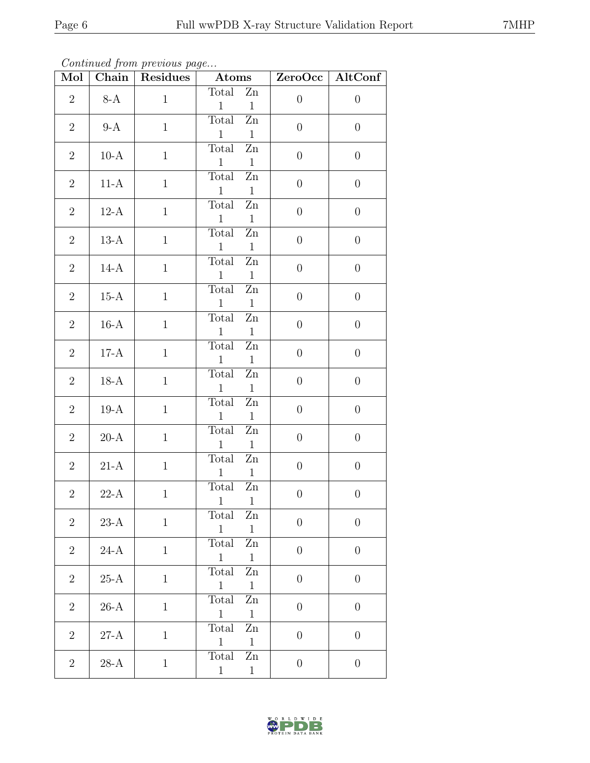*Continued from previous page...*

| Mol | Chain | Residues | Atoms | | ZeroOcc | AltConf |
|---|---|---|---|---|---|---|
| | | | Total | Zn | | |
| 2 | 8-A | 1 | 1 | 1 | 0 | 0 |
| 2 | 9-A | 1 | 1 | 1 | 0 | 0 |
| 2 | 10-A | 1 | 1 | 1 | 0 | 0 |
| 2 | 11-A | 1 | 1 | 1 | 0 | 0 |
| 2 | 12-A | 1 | 1 | 1 | 0 | 0 |
| 2 | 13-A | 1 | 1 | 1 | 0 | 0 |
| 2 | 14-A | 1 | 1 | 1 | 0 | 0 |
| 2 | 15-A | 1 | 1 | 1 | 0 | 0 |
| 2 | 16-A | 1 | 1 | 1 | 0 | 0 |
| 2 | 17-A | 1 | 1 | 1 | 0 | 0 |
| 2 | 18-A | 1 | 1 | 1 | 0 | 0 |
| 2 | 19-A | 1 | 1 | 1 | 0 | 0 |
| 2 | 20-A | 1 | 1 | 1 | 0 | 0 |
| 2 | 21-A | 1 | 1 | 1 | 0 | 0 |
| 2 | 22-A | 1 | 1 | 1 | 0 | 0 |
| 2 | 23-A | 1 | 1 | 1 | 0 | 0 |
| 2 | 24-A | 1 | 1 | 1 | 0 | 0 |
| 2 | 25-A | 1 | 1 | 1 | 0 | 0 |
| 2 | 26-A | 1 | 1 | 1 | 0 | 0 |
| 2 | 27-A | 1 | 1 | 1 | 0 | 0 |
| 2 | 28-A | 1 | 1 | 1 | 0 | 0 |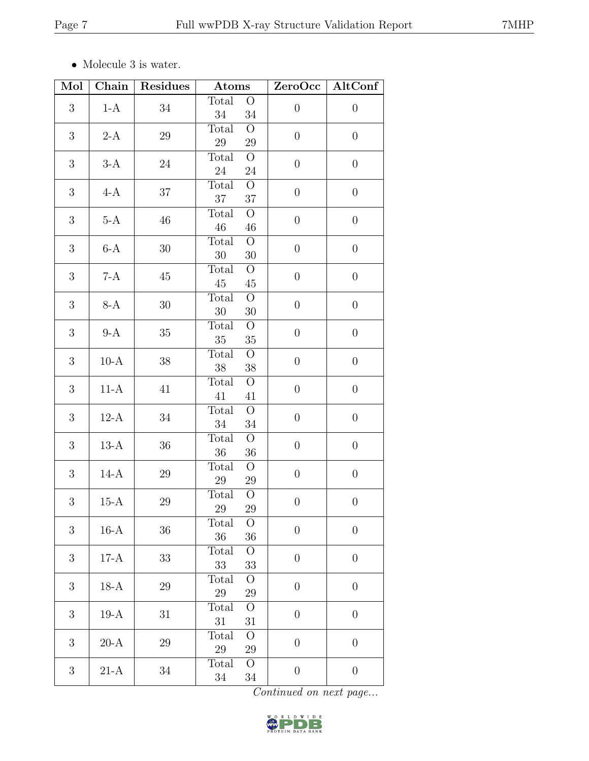- Molecule 3 is water.

| Mol | Chain | Residues | Atoms | | ZeroOcc | AltConf |
|---|---|---|---|---|---|---|
| 3 | 1-A | 34 | Total 34 | O 34 | 0 | 0 |
| 3 | 2-A | 29 | Total 29 | O 29 | 0 | 0 |
| 3 | 3-A | 24 | Total 24 | O 24 | 0 | 0 |
| 3 | 4-A | 37 | Total 37 | O 37 | 0 | 0 |
| 3 | 5-A | 46 | Total 46 | O 46 | 0 | 0 |
| 3 | 6-A | 30 | Total 30 | O 30 | 0 | 0 |
| 3 | 7-A | 45 | Total 45 | O 45 | 0 | 0 |
| 3 | 8-A | 30 | Total 30 | O 30 | 0 | 0 |
| 3 | 9-A | 35 | Total 35 | O 35 | 0 | 0 |
| 3 | 10-A | 38 | Total 38 | O 38 | 0 | 0 |
| 3 | 11-A | 41 | Total 41 | O 41 | 0 | 0 |
| 3 | 12-A | 34 | Total 34 | O 34 | 0 | 0 |
| 3 | 13-A | 36 | Total 36 | O 36 | 0 | 0 |
| 3 | 14-A | 29 | Total 29 | O 29 | 0 | 0 |
| 3 | 15-A | 29 | Total 29 | O 29 | 0 | 0 |
| 3 | 16-A | 36 | Total 36 | O 36 | 0 | 0 |
| 3 | 17-A | 33 | Total 33 | O 33 | 0 | 0 |
| 3 | 18-A | 29 | Total 29 | O 29 | 0 | 0 |
| 3 | 19-A | 31 | Total 31 | O 31 | 0 | 0 |
| 3 | 20-A | 29 | Total 29 | O 29 | 0 | 0 |
| 3 | 21-A | 34 | Total 34 | O 34 | 0 | 0 |

*Continued on next page...*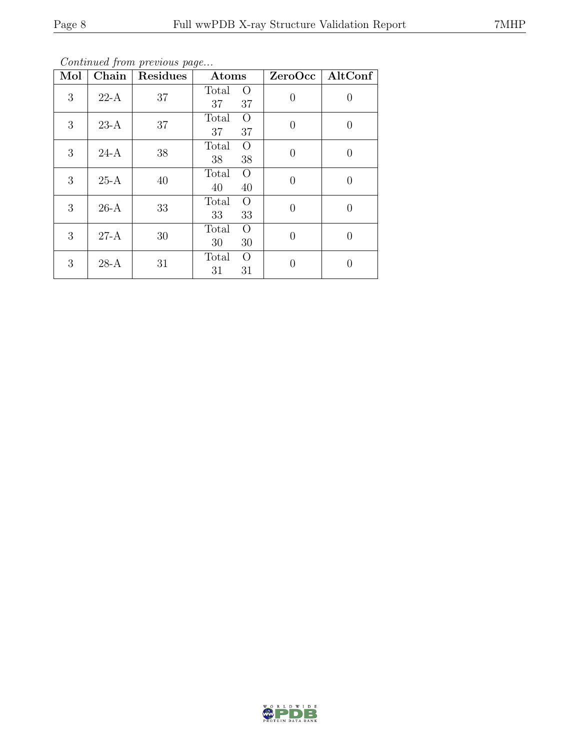*Continued from previous page...*

| Mol | Chain | Residues | Atoms | | ZeroOcc | AltConf |
|---|---|---|---|---|---|---|
| | | | Total | O | | |
| 3 | 22-A | 37 | 37 | 37 | 0 | 0 |
| 3 | 23-A | 37 | 37 | 37 | 0 | 0 |
| 3 | 24-A | 38 | 38 | 38 | 0 | 0 |
| 3 | 25-A | 40 | 40 | 40 | 0 | 0 |
| 3 | 26-A | 33 | 33 | 33 | 0 | 0 |
| 3 | 27-A | 30 | 30 | 30 | 0 | 0 |
| 3 | 28-A | 31 | 31 | 31 | 0 | 0 |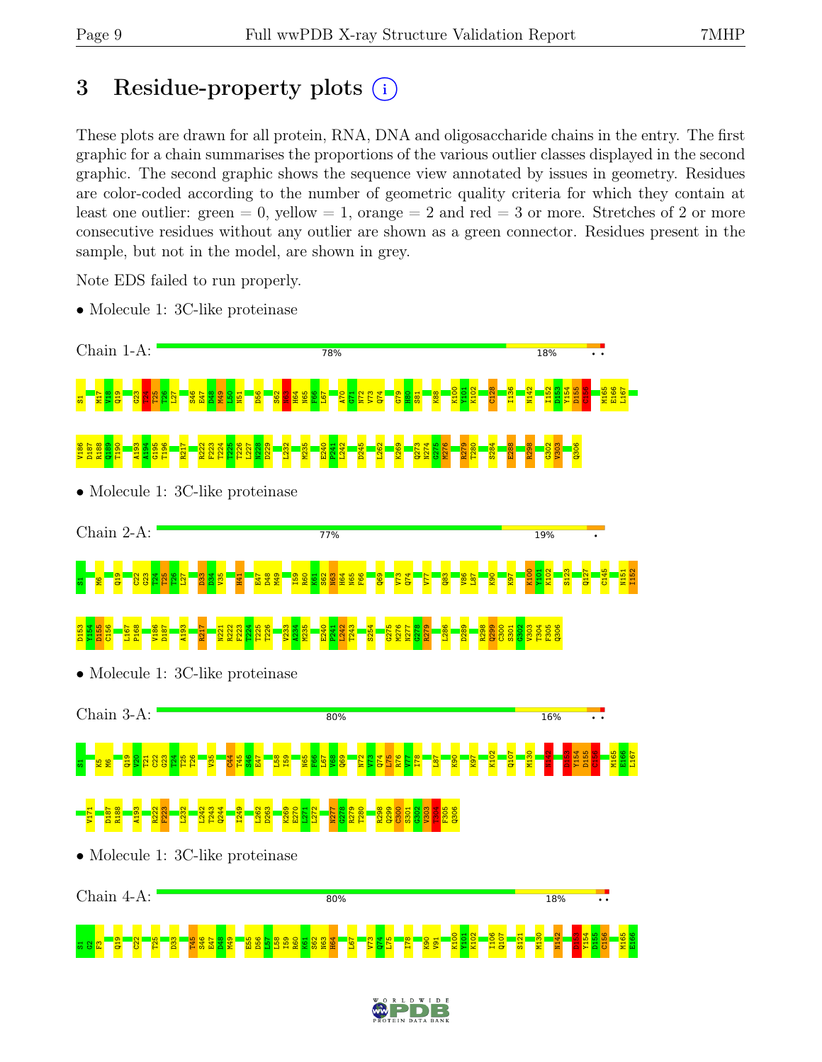# 3 Residue-property plots

These plots are drawn for all protein, RNA, DNA and oligosaccharide chains in the entry. The first graphic for a chain summarises the proportions of the various outlier classes displayed in the second graphic. The second graphic shows the sequence view annotated by issues in geometry. Residues are color-coded according to the number of geometric quality criteria for which they contain at least one outlier: green = 0, yellow = 1, orange = 2 and red = 3 or more. Stretches of 2 or more consecutive residues without any outlier are shown as a green connector. Residues present in the sample, but not in the model, are shown in grey.

Note EDS failed to run properly.

- Molecule 1: 3C-like proteinase

Chain 1-A: 78% | 18% | • •

S1 M17 V18 Q19 G23 T24 T25 T26 L27 S46 E47 D48 M49 L50 N51 D56 S62 N63 H64 N65 F66 L67 A70 G71 N72 V73 Q74 G79 H80 S81 K88 K100 Y101 K102 C128 I136 N142 I152 D153 Y154 D155 C156 M165 E166 L167 V186 D187 R188 Q189 T190 A193 A194 G195 T196 R217 R222 F223 T224 T225 T226 L227 N228 D229 L232 M235 E240 P241 L242 D245 L262 K269 Q273 N274 G275 M276 R279 T280 S284 E288 R298 G302 V303 Q306

- Molecule 1: 3C-like proteinase

Chain 2-A: 77% | 19% | •

S1 M6 Q19 C22 G23 T24 T25 T26 L27 D33 D34 V35 H41 E47 D48 M49 I59 R60 K61 S62 N63 H64 N65 F66 Q69 V73 Q74 V77 Q83 V86 L87 K90 K97 K100 Y101 K102 S123 Q127 C145 M151 I152 D153 Y154 D155 C156 L167 P168 V186 D187 A193 R217 N221 R222 F223 T224 T225 T226 V233 A234 M235 E240 P241 L242 T243 S254 G275 M276 N277 G278 R279 L286 D289 R298 Q299 C300 S301 G302 V303 T304 F305 Q306

- Molecule 1: 3C-like proteinase

Chain 3-A: 80% | 16% | • •

S1 K5 M6 Q19 V20 T21 C22 G23 T24 T25 T26 V35 C44 T45 S46 E47 L58 I59 N65 F66 L67 V68 Q69 N72 V73 Q74 L75 R76 V77 I78 L87 K90 K97 K102 Q107 M130 N142 D153 Y154 D155 C156 M165 E166 L167 V171 D187 R188 A193 R222 F223 L232 L242 T243 Q244 I249 L262 D263 K269 E270 L271 L272 N277 G278 R279 T280 R298 Q299 C300 S301 G302 V303 T304 F305 Q306

- Molecule 1: 3C-like proteinase

Chain 4-A: 80% | 18% | • •

S1 G2 F3 Q19 C22 T25 D33 T45 S46 E47 D48 M49 E55 D56 L57 L58 I59 R60 K61 S62 N63 H64 L67 V73 Q74 L75 I78 K90 V91 K100 Y101 K102 I106 Q107 S121 M130 N142 D153 Y154 D155 C156 M165 E166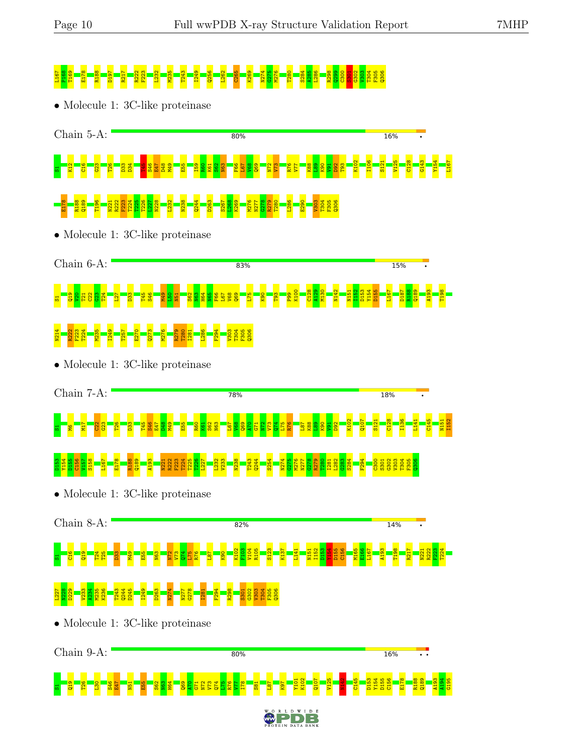L167 F168 T169 E178 R188 D197 R217 R222 F223 L232 M235 T243 I249 Q256 L262 C265 K269 N274 G275 M276 T280 S284 A285 L286 R298 Q299 C300 S301 G302 V303 T304 F305 Q306

• Molecule 1: 3C-like proteinase

Chain 5-A: 80% 16% •

S1 K12 C16 G23 T26 D33 D34 T45 S46 E47 D48 M49 E55 I59 R60 K61 S62 N63 F66 L67 V68 Q69 N72 V73 R76 V77 K88 L89 K90 V91 D92 T93 K102 I106 S121 V125 C128 G143 Y154 L167 E178 R188 Q189 T196 N221 R222 F223 T224 T225 T226 L227 N228 L232 N238 Q244 D263 S267 L268 K269 M276 N277 G278 R279 T280 L286 E290 V303 T304 F305 Q306

• Molecule 1: 3C-like proteinase

Chain 6-A: 83% 15% •

S1 Q19 V20 T21 C22 G23 T24 L27 D33 T45 S46 M49 L50 N51 S62 N63 H64 N65 F66 L67 V68 Q69 L75 K90 T93 P99 K100 C128 A129 M130 N142 N151 I152 D153 Y154 D155 L167 D187 R188 Q189 A193 T198 N214 R222 F223 T224 M235 I249 T257 E270 Q273 M276 R279 T280 I281 L286 F294 V303 T304 F305 Q306

• Molecule 1: 3C-like proteinase

Chain 7-A: 78% 18% •

S1 M6 M17 C22 G23 T26 D33 T45 S46 E47 D48 M49 E55 R60 K61 S62 N63 L67 V68 Q69 A70 G71 N72 V73 Q74 L75 R76 L87 K88 L89 K90 V91 D92 K102 Q107 S121 C128 I136 L141 C145 N151 I152 D153 Y154 D155 C156 V157 S158 L167 E178 R188 Q189 A193 N221 R222 F223 T224 T225 L227 L232 V233 N238 T243 Q244 S254 N274 G275 M276 N277 G278 R279 T280 I281 L282 G283 S284 F294 C300 S301 G302 V303 T304 F305 Q306

• Molecule 1: 3C-like proteinase

Chain 8-A: 82% 14% •

S1 C16 Q19 T24 T25 D33 M49 E55 N63 N72 V73 Q74 L75 R76 L87 K90 K102 F103 V104 R105 S123 K137 L141 N151 I152 D153 Y154 D155 C156 M165 E166 L167 A193 T198 R217 N221 R222 F223 T224 L227 N228 D229 V233 A234 M235 K236 T243 Q244 D245 I249 D263 N274 N277 G278 I281 F294 R298 S301 G302 V303 T304 F305 Q306

• Molecule 1: 3C-like proteinase

Chain 9-A: 80% 16% • •

S1 Q19 T26 L30 S46 E47 N51 E55 S62 N63 H64 Q69 A70 G71 N72 V73 Q74 L75 R76 V77 I78 S81 L87 K97 Y101 K102 Q107 V125 N142 C145 D153 Y154 D155 C156 E178 R188 Q189 A193 A194 G195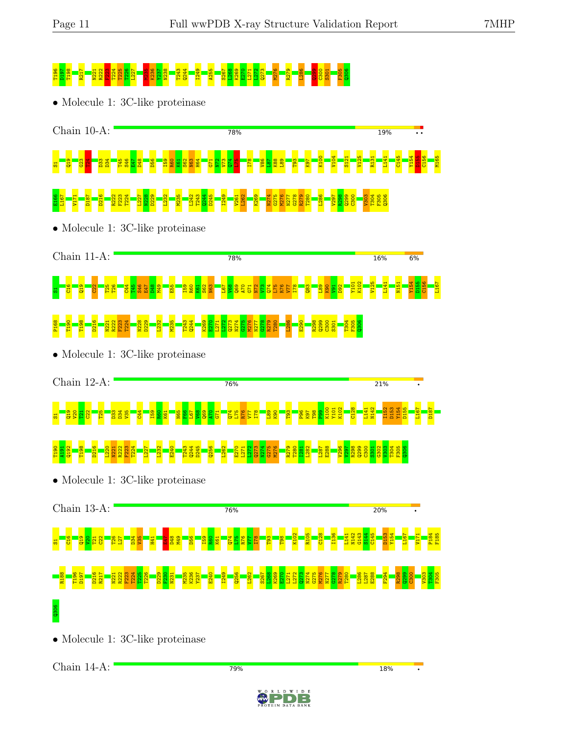T196 D197 T198 R217 N221 R222 F223 T224 T225 T226 L227 M235 K236 Y237 N238 T243 Q244 I249 A255 S267 L268 K269 E270 L271 L272 Q273 M276 R279 L286 Q299 C300 S301 F305 Q306

• Molecule 1: 3C-like proteinase

Chain 10-A: 78% 19% • •

S1 Q19 G23 T24 D33 D34 T45 S46 E47 D48 D56 I59 R60 K61 S62 N63 H64 G71 N72 V73 Q74 L75 I78 V86 L87 K88 L89 T93 K97 K100 V104 S121 V125 R131 L141 C145 Y154 D155 C156 M165 E166 L167 V171 D187 D216 R222 F223 T224 L227 N228 D229 L232 M235 L242 T243 Q244 D245 I249 V261 L262 K269 N274 G275 M276 N277 G278 R279 T280 L286 V297 R298 Q299 C300 V303 T304 F305 Q306

• Molecule 1: 3C-like proteinase

Chain 11-A: 78% 16% 6%

S1 C16 Q19 C22 T25 T26 C44 T45 S46 E47 D48 M49 E55 I59 R60 K61 S62 N63 L67 V68 Q69 A70 G71 N72 V73 Q74 L75 R76 V77 I78 Q83 L89 K90 V91 D92 Y101 K102 V125 L141 N151 Y154 D155 C156 L167 P168 T190 T198 D216 N221 R222 F223 T224 N228 D229 L232 M235 T243 Q244 K269 E270 L271 L272 Q273 N274 G275 M276 N277 G278 R279 T280 L286 E290 R298 Q299 C300 S301 T304 F305 Q306

• Molecule 1: 3C-like proteinase

Chain 12-A: 76% 21% •

S1 Q19 V20 T21 C22 T25 D33 D34 V35 C44 I59 R60 K61 N65 F66 L67 V68 Q69 A70 G71 Q74 L75 R76 V77 I78 L89 K90 T93 P96 K97 T98 P99 K100 Y101 K102 C128 L141 N142 I152 D153 Y154 D155 L167 D187 T190 A191 Q192 T198 D216 L220 N221 R222 F223 T224 L227 L232 E240 T243 Q244 D245 Q256 L262 E270 L271 L272 Q273 N274 G275 M276 R279 T280 I281 L282 L287 E288 V296 V297 R298 Q299 C300 S301 G302 V303 T304 F305 Q306

• Molecule 1: 3C-like proteinase

Chain 13-A: 76% 20% •

S1 C16 Q19 V20 T21 C22 T26 L27 D34 V35 H41 E47 D48 M49 D56 I59 R60 K61 Q74 L75 R76 V77 I78 T93 T98 K102 R105 C128 I136 L141 N142 G143 S144 C145 D153 Y154 L167 V171 P184 F185 R188 T196 D197 D216 R217 N221 R222 F223 T224 T225 T226 D229 F230 N231 M235 K236 Y237 E240 I249 Q256 L262 S267 L268 K269 E270 L271 L272 Q273 N274 G275 M276 N277 G278 R279 T280 L286 L287 E288 F294 R298 Q299 C300 V303 T304 F305 Q306

• Molecule 1: 3C-like proteinase

Chain 14-A: 79% 18% •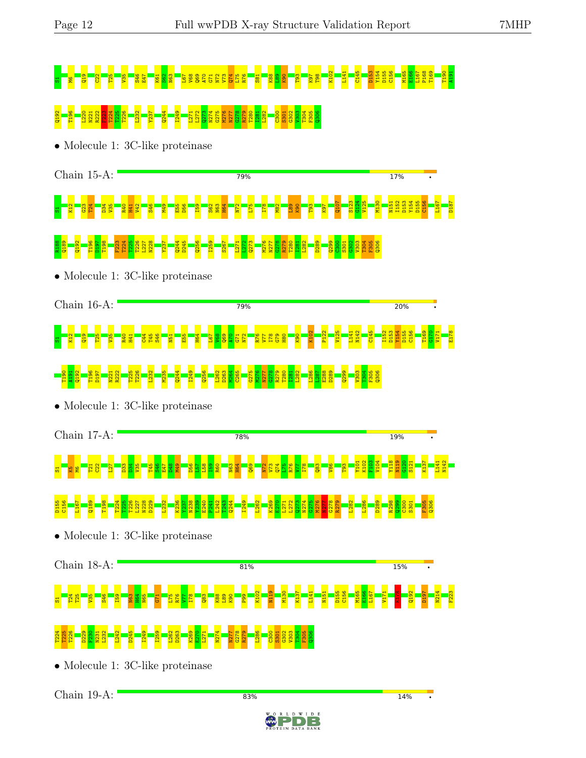S1 M6 Q19 C22 T25 V35 S46 E47 K61 S62 N63 L67 V68 Q69 A70 G71 N72 V73 Q74 L75 R76 S81 K88 L89 K90 T93 K97 T98 K102 L141 C145 D153 Y154 D155 C156 M165 E166 L167 P168 T169 T190 A191

Q192 T196 L220 N221 R222 F223 T224 T225 T226 L232 Y237 Q244 I249 L271 L272 Q273 N274 G275 M276 N277 G278 R279 T280 I281 L282 C300 S301 G302 V303 T304 F305 Q306

• Molecule 1: 3C-like proteinase

Chain 15-A: 79% 17% •

S1 K12 G23 T24 D34 V35 R40 H41 V42 S46 M49 E55 D56 I59 S62 N63 H64 N72 L75 I78 M82 L89 K90 T93 K97 Q107 S123 G124 V125 M130 N151 I152 D153 Y154 D155 C156 L167 D187

R188 Q189 Q192 T196 D197 T198 F223 T224 T225 T226 L227 N228 Y237 Q244 D245 Q256 I259 S267 L271 L272 Q273 M276 N277 G278 R279 T280 I281 L282 D289 Q299 C300 S301 G302 V303 T304 F305 Q306

• Molecule 1: 3C-like proteinase

Chain 16-A: 79% 20% •

S1 K12 Q19 T25 V35 R40 H41 C44 T45 S46 N51 E55 H64 L67 V68 Q69 A70 G71 N72 R76 V77 I78 G79 H80 K90 K102 P122 V125 L141 N142 C145 I152 D153 Y154 D155 C156 T169 G170 V171 E178

T190 A191 Q192 T196 D197 N221 R222 T225 T226 L232 M235 Q244 I249 Q256 L262 D263 M264 C265 G275 M276 N277 G278 R279 T280 I281 L282 L286 L287 E288 D289 Q299 V303 T304 F305 Q306

• Molecule 1: 3C-like proteinase

Chain 17-A: 78% 19% •

S1 K5 M6 T21 C22 L27 D33 D34 V35 T45 S46 E47 D48 M49 D56 L57 L58 I59 R60 N63 H64 Q69 N72 V73 Q74 L75 R76 V77 I78 Q83 V86 T93 Y101 K102 F103 V104 Y118 N119 G120 S121 K137 L141 N142

D155 C156 L167 Q189 T198 T224 T225 T226 L227 N228 D229 L232 K236 Y237 N238 Y239 E240 P241 L242 T243 Q244 I249 L262 K269 E270 L271 L272 Q273 N274 G275 M276 N277 G278 R279 L282 L286 D289 R298 Q299 C300 S301 F305 Q306

• Molecule 1: 3C-like proteinase

Chain 18-A: 81% 15% •

S1 T24 T25 V35 S46 I59 N63 H64 N65 G71 L75 R76 V77 I78 Q83 K88 L89 K90 P99 K102 N119 M130 K137 L141 N151 D155 C156 M165 E166 L167 V171 E178 Q192 D197 N214 F223

T224 T225 T226 D229 F230 N231 L232 L242 D245 I249 I259 L262 D263 K269 E270 L271 N274 N277 G278 R279 L286 C300 S301 G302 V303 T304 F305 Q306

• Molecule 1: 3C-like proteinase

Chain 19-A: 83% 14% •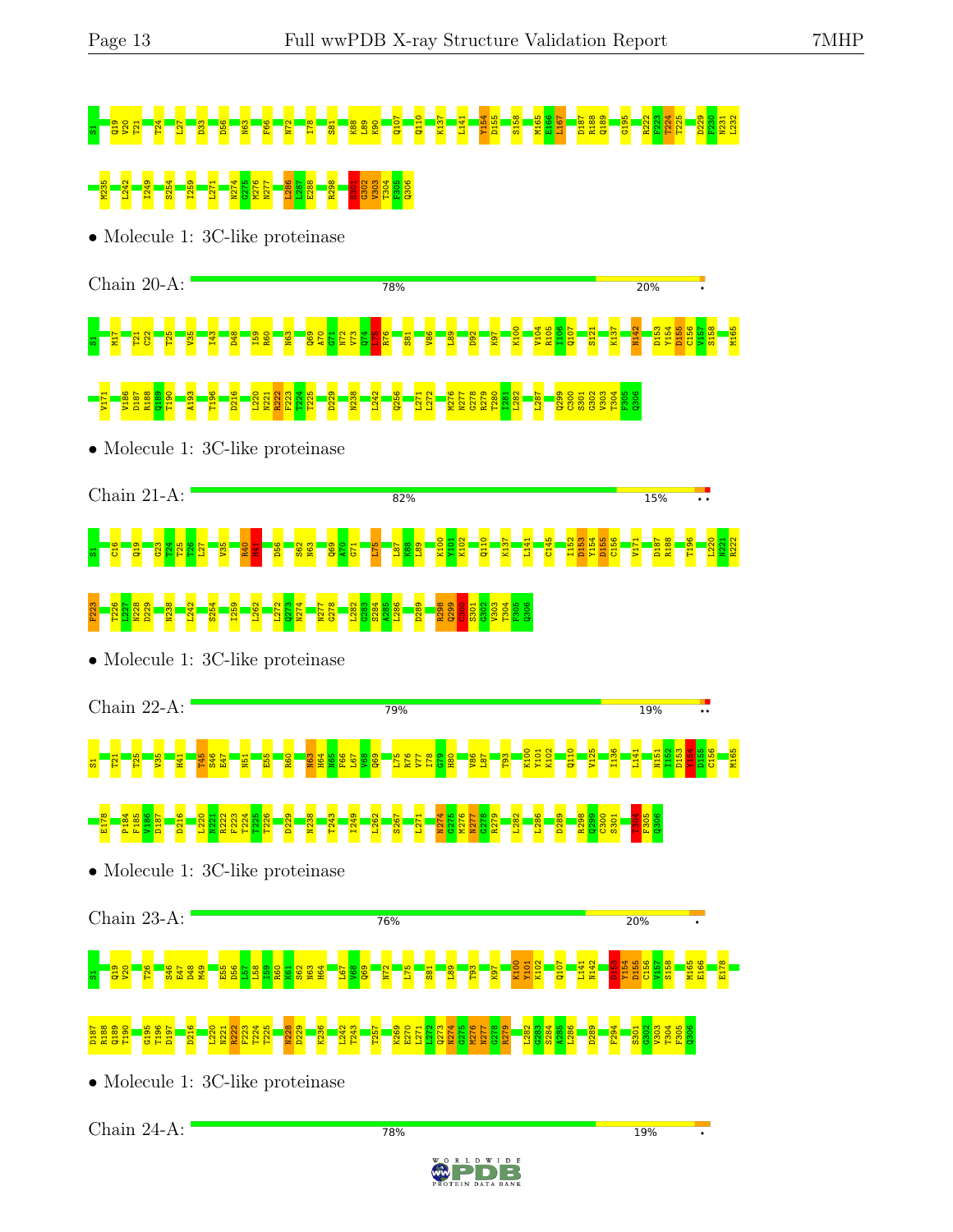S1 Q19 V20 T21 T24 L27 D33 D56 N63 F66 N72 I78 S81 K88 L89 K90 Q107 Q110 K137 L141 Y154 D155 S158 M165 E166 L167 D187 R188 Q189 G195 R222 F223 T224 T225 D229 F230 N231 L232 M235 L242 I249 S254 I259 L271 N274 G275 M276 N277 L286 L287 E288 R298 S301 G302 V303 T304 F305 Q306

• Molecule 1: 3C-like proteinase

Chain 20-A: 78% | 20% | •

S1 M17 T21 C22 T25 V35 I43 D48 I59 R60 N63 Q69 A70 G71 N72 V73 Q74 L75 R76 S81 V86 L89 D92 K97 K100 V104 R105 I106 Q107 S121 K137 N142 D153 Y154 D155 C156 V157 S158 M165 V171 V186 D187 R188 Q189 T190 A193 T196 D216 L220 N221 R222 F223 T224 T225 D229 N238 L242 Q256 L271 L272 M276 N277 G278 R279 T280 I281 L282 L287 Q299 C300 S301 G302 V303 T304 F305 Q306

• Molecule 1: 3C-like proteinase

Chain 21-A: 82% | 15% | ••

S1 C16 Q19 G23 T24 T25 T26 L27 V35 R40 H41 D56 S62 N63 Q69 A70 G71 L75 L87 K88 L89 K100 Y101 K102 Q110 K137 L141 C145 I152 D153 Y154 D155 C156 V171 D187 R188 T196 L220 N221 R222 F223 T226 L227 N228 D229 N238 L242 S254 I259 L262 L272 Q273 N274 M277 G278 L282 G283 S284 A285 L286 D289 R298 Q299 C300 S301 G302 V303 T304 F305 Q306

• Molecule 1: 3C-like proteinase

Chain 22-A: 79% | 19% | ••

S1 T21 T25 V35 H41 T45 S46 E47 N51 E55 R60 N63 H64 N65 F66 L67 V68 Q69 L75 R76 V77 I78 G79 H80 V86 L87 T93 K100 Y101 K102 Q110 V125 I136 L141 N151 I152 D153 Y154 D155 C156 M165 E178 P184 F185 V186 D187 D216 L220 N221 R222 F223 T224 T225 T226 D229 N238 T243 I249 L262 S267 L271 N274 G275 M276 N277 G278 R279 L282 L286 D289 R298 Q299 C300 S301 T304 F305 Q306

• Molecule 1: 3C-like proteinase

Chain 23-A: 76% | 20% | •

S1 Q19 V20 T26 S46 E47 D48 M49 E55 D56 L57 L58 I59 R60 K61 S62 N63 H64 L67 V68 Q69 N72 L75 S81 L89 T93 K97 K100 Y101 K102 Q107 L141 N142 D153 Y154 D155 C156 V157 S158 M165 E166 E178 D187 R188 Q189 T190 G195 T196 D197 D216 L220 N221 R222 F223 T224 T225 N228 D229 K236 L242 T243 T257 K269 E270 L271 L272 Q273 N274 G275 M276 N277 G278 R279 L282 G283 S284 A285 L286 D289 F294 S301 G302 V303 T304 F305 Q306

• Molecule 1: 3C-like proteinase

Chain 24-A: 78% | 19% | •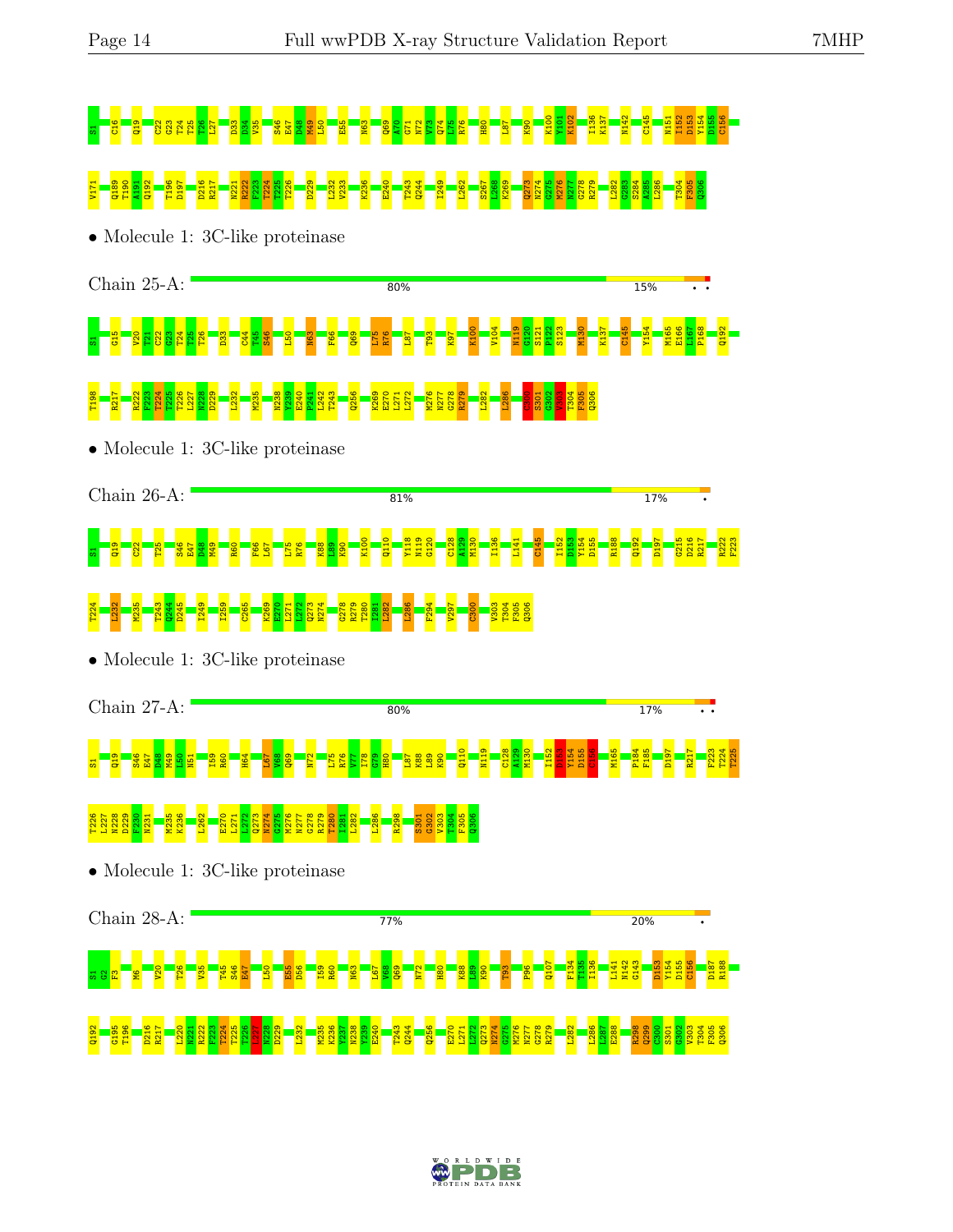S1 C16 Q19 C22 G23 T24 T25 T26 L27 D33 D34 V35 S46 E47 D48 M49 L50 E55 N63 Q69 A70 G71 N72 V73 Q74 L75 R76 H80 L87 K90 K100 Y101 K102 I136 K137 N142 C145 N151 I152 D153 Y154 D155 C156

V171 Q189 T190 A191 Q192 T196 D197 D216 R217 N221 R222 F223 T224 T225 T226 D229 L232 V233 K236 E240 T243 Q244 I249 L262 S267 L268 K269 Q273 N274 G275 M276 N277 G278 R279 L282 G283 S284 A285 L286 T304 F305 Q306

• Molecule 1: 3C-like proteinase

Chain 25-A: 80% 15% • •

S1 G15 V20 T21 C22 G23 T24 T25 T26 D33 C44 T45 S46 L50 N63 F66 Q69 L75 R76 L87 T93 K97 K100 V104 N119 G120 S121 P122 S123 M130 K137 C145 Y154 M165 E166 L167 P168 Q192

T198 R217 R222 F223 T224 T225 T226 L227 N228 D229 L232 M235 N238 Y239 E240 P241 L242 T243 Q256 K269 E270 L271 L272 M276 N277 G278 R279 L282 L286 C300 S301 G302 V303 T304 F305 Q306

• Molecule 1: 3C-like proteinase

Chain 26-A: 81% 17% •

S1 Q19 C22 T25 S46 E47 D48 M49 R60 F66 L67 L75 R76 K88 L89 K90 K100 Q110 Y118 N119 G120 C128 A129 M130 I136 L141 C145 I152 D153 Y154 D155 R188 Q192 D197 G215 D216 R217 R222 F223

T224 L232 M235 T243 Q244 D245 I249 I259 C265 K269 E270 L271 L272 Q273 N274 G278 R279 T280 I281 L282 L286 F294 V297 C300 V303 T304 F305 Q306

• Molecule 1: 3C-like proteinase

Chain 27-A: 80% 17% • •

S1 Q19 S46 E47 D48 M49 L50 N51 I59 R60 H64 L67 V68 Q69 N72 L75 R76 V77 I78 G79 H80 L87 K88 L89 K90 Q110 N119 C128 A129 M130 I152 D153 Y154 D155 C156 M165 P184 F185 D197 R217 F223 T224 T225

T226 L227 N228 D229 F230 N231 M235 K236 L262 E270 L271 L272 Q273 G275 M276 N277 G278 R279 T280 I281 L282 L286 R298 S301 G302 V303 T304 F305 Q306

• Molecule 1: 3C-like proteinase

Chain 28-A: 77% 20% •

S1 G2 F3 M6 V20 T26 V35 T45 S46 E47 L50 E55 D56 I59 R60 N63 L67 V68 Q69 N72 H80 K88 L89 K90 T93 P96 Q107 F134 T135 I136 L141 N142 G143 D153 Y154 D155 C156 D187 R188

Q192 G195 T196 D216 R217 L220 N221 R222 F223 T224 T225 T226 L227 N228 D229 L232 M235 K236 Y237 N238 Y239 E240 T243 Q244 Q256 E270 L271 L272 Q273 N274 G275 M276 N277 G278 R279 L282 L286 L287 E288 R298 Q299 C300 S301 G302 V303 T304 F305 Q306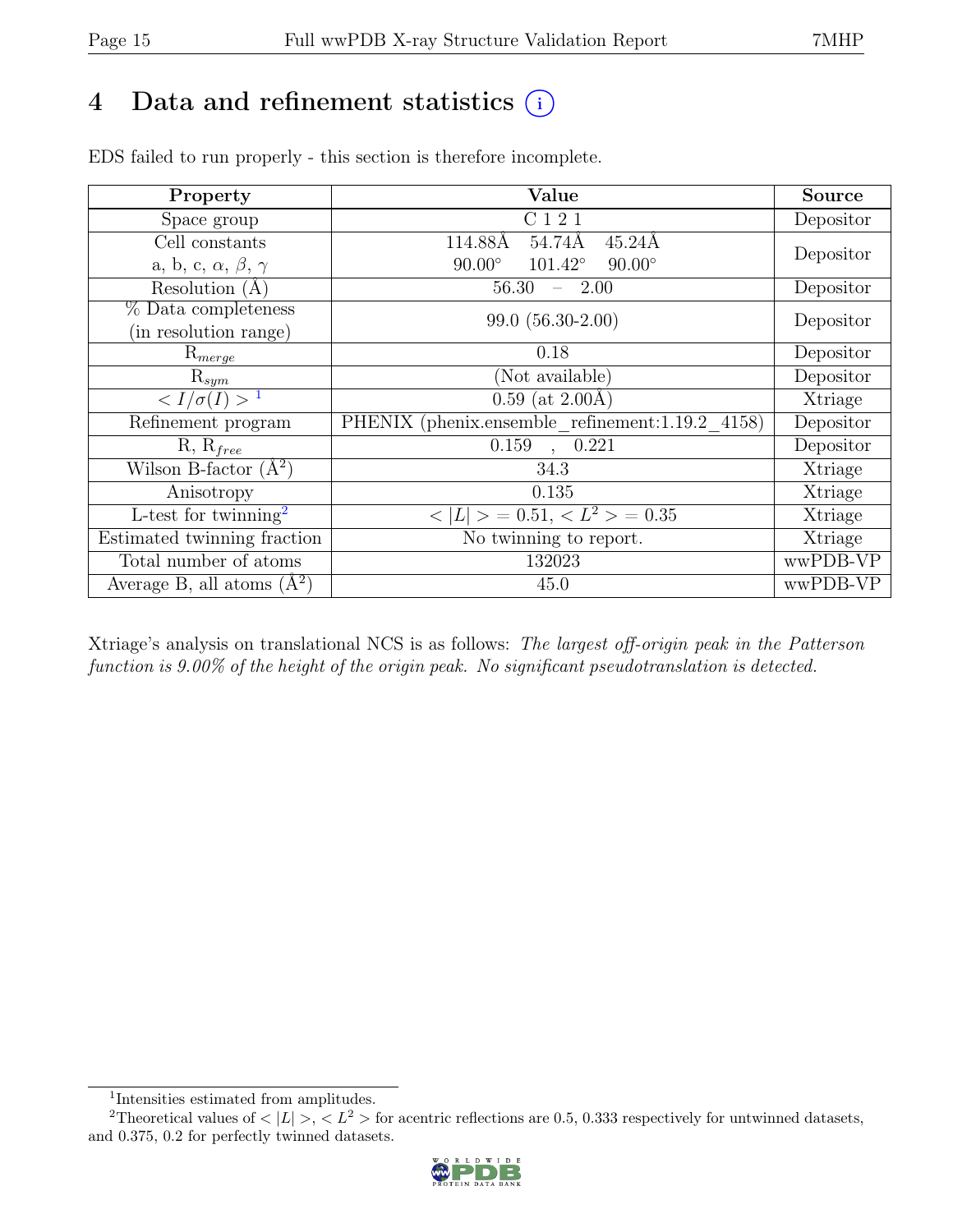# 4 Data and refinement statistics

EDS failed to run properly - this section is therefore incomplete.

| Property | Value | Source |
|---|---|---|
| Space group | C 1 2 1 | Depositor |
| Cell constants<br>a, b, c, $\alpha$, $\beta$, $\gamma$ | 114.88Å 54.74Å 45.24Å<br>90.00° 101.42° 90.00° | Depositor |
| Resolution (Å) | 56.30 – 2.00 | Depositor |
| % Data completeness<br>(in resolution range) | 99.0 (56.30-2.00) | Depositor |
| $R_{merge}$ | 0.18 | Depositor |
| $R_{sym}$ | (Not available) | Depositor |
| $< I/\sigma(I) >$ [1] | 0.59 (at 2.00Å) | Xtriage |
| Refinement program | PHENIX (phenix.ensemble_refinement:1.19.2_4158) | Depositor |
| R, $R_{free}$ | 0.159 , 0.221 | Depositor |
| Wilson B-factor (Å$^2$) | 34.3 | Xtriage |
| Anisotropy | 0.135 | Xtriage |
| L-test for twinning[2] | $< \|L\| > = 0.51$, $< L^2 > = 0.35$ | Xtriage |
| Estimated twinning fraction | No twinning to report. | Xtriage |
| Total number of atoms | 132023 | wwPDB-VP |
| Average B, all atoms (Å$^2$) | 45.0 | wwPDB-VP |

Xtriage's analysis on translational NCS is as follows: *The largest off-origin peak in the Patterson function is 9.00% of the height of the origin peak. No significant pseudotranslation is detected.*

[1] Intensities estimated from amplitudes.

[2] Theoretical values of $< |L| >$, $< L^2 >$ for acentric reflections are 0.5, 0.333 respectively for untwinned datasets, and 0.375, 0.2 for perfectly twinned datasets.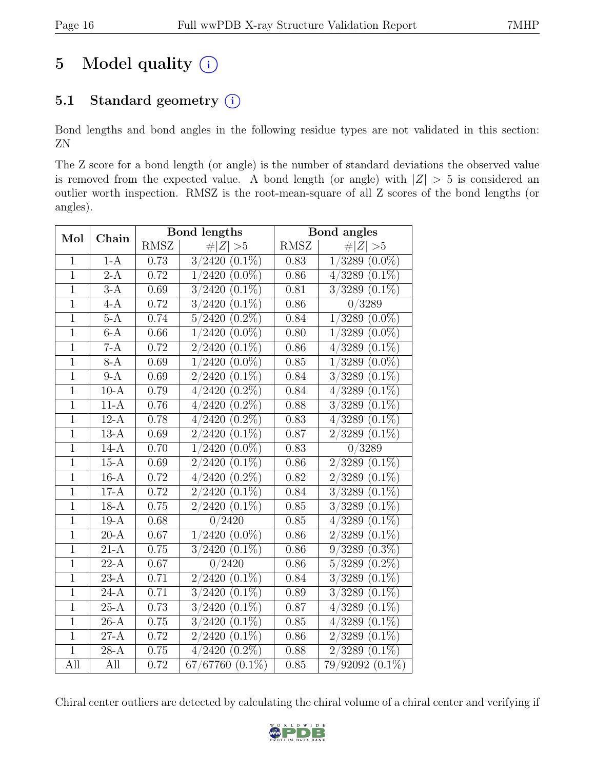# 5 Model quality (i)

## 5.1 Standard geometry (i)

Bond lengths and bond angles in the following residue types are not validated in this section: ZN

The Z score for a bond length (or angle) is the number of standard deviations the observed value is removed from the expected value. A bond length (or angle) with $|Z| > 5$ is considered an outlier worth inspection. RMSZ is the root-mean-square of all Z scores of the bond lengths (or angles).

| Mol | Chain | Bond lengths | | Bond angles | |
|---|---|---|---|---|---|
| | | RMSZ | #\|Z\| >5 | RMSZ | #\|Z\| >5 |
| 1 | 1-A | 0.73 | 3/2420 (0.1%) | 0.83 | 1/3289 (0.0%) |
| 1 | 2-A | 0.72 | 1/2420 (0.0%) | 0.86 | 4/3289 (0.1%) |
| 1 | 3-A | 0.69 | 3/2420 (0.1%) | 0.81 | 3/3289 (0.1%) |
| 1 | 4-A | 0.72 | 3/2420 (0.1%) | 0.86 | 0/3289 |
| 1 | 5-A | 0.74 | 5/2420 (0.2%) | 0.84 | 1/3289 (0.0%) |
| 1 | 6-A | 0.66 | 1/2420 (0.0%) | 0.80 | 1/3289 (0.0%) |
| 1 | 7-A | 0.72 | 2/2420 (0.1%) | 0.86 | 4/3289 (0.1%) |
| 1 | 8-A | 0.69 | 1/2420 (0.0%) | 0.85 | 1/3289 (0.0%) |
| 1 | 9-A | 0.69 | 2/2420 (0.1%) | 0.84 | 3/3289 (0.1%) |
| 1 | 10-A | 0.79 | 4/2420 (0.2%) | 0.84 | 4/3289 (0.1%) |
| 1 | 11-A | 0.76 | 4/2420 (0.2%) | 0.88 | 3/3289 (0.1%) |
| 1 | 12-A | 0.78 | 4/2420 (0.2%) | 0.83 | 4/3289 (0.1%) |
| 1 | 13-A | 0.69 | 2/2420 (0.1%) | 0.87 | 2/3289 (0.1%) |
| 1 | 14-A | 0.70 | 1/2420 (0.0%) | 0.83 | 0/3289 |
| 1 | 15-A | 0.69 | 2/2420 (0.1%) | 0.86 | 2/3289 (0.1%) |
| 1 | 16-A | 0.72 | 4/2420 (0.2%) | 0.82 | 2/3289 (0.1%) |
| 1 | 17-A | 0.72 | 2/2420 (0.1%) | 0.84 | 3/3289 (0.1%) |
| 1 | 18-A | 0.75 | 2/2420 (0.1%) | 0.85 | 3/3289 (0.1%) |
| 1 | 19-A | 0.68 | 0/2420 | 0.85 | 4/3289 (0.1%) |
| 1 | 20-A | 0.67 | 1/2420 (0.0%) | 0.86 | 2/3289 (0.1%) |
| 1 | 21-A | 0.75 | 3/2420 (0.1%) | 0.86 | 9/3289 (0.3%) |
| 1 | 22-A | 0.67 | 0/2420 | 0.86 | 5/3289 (0.2%) |
| 1 | 23-A | 0.71 | 2/2420 (0.1%) | 0.84 | 3/3289 (0.1%) |
| 1 | 24-A | 0.71 | 3/2420 (0.1%) | 0.89 | 3/3289 (0.1%) |
| 1 | 25-A | 0.73 | 3/2420 (0.1%) | 0.87 | 4/3289 (0.1%) |
| 1 | 26-A | 0.75 | 3/2420 (0.1%) | 0.85 | 4/3289 (0.1%) |
| 1 | 27-A | 0.72 | 2/2420 (0.1%) | 0.86 | 2/3289 (0.1%) |
| 1 | 28-A | 0.75 | 4/2420 (0.2%) | 0.88 | 2/3289 (0.1%) |
| All | All | 0.72 | 67/67760 (0.1%) | 0.85 | 79/92092 (0.1%) |

Chiral center outliers are detected by calculating the chiral volume of a chiral center and verifying if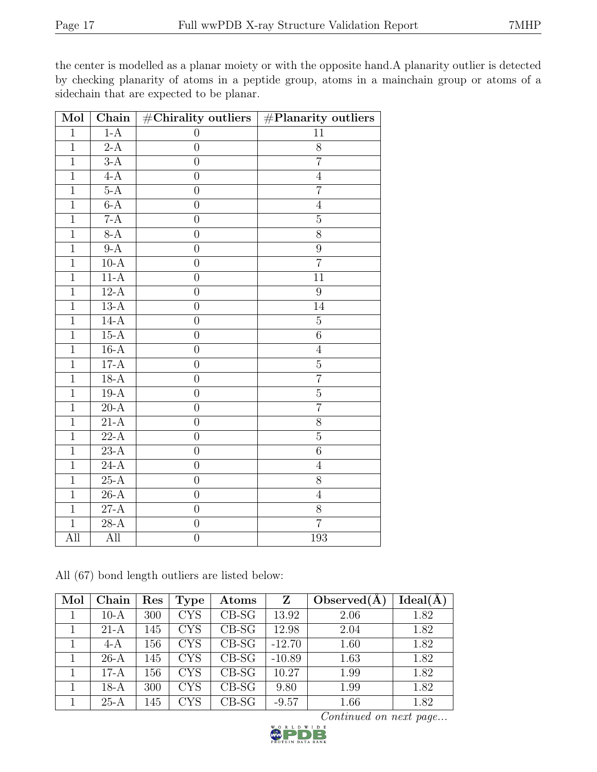the center is modelled as a planar moiety or with the opposite hand.A planarity outlier is detected by checking planarity of atoms in a peptide group, atoms in a mainchain group or atoms of a sidechain that are expected to be planar.

| Mol | Chain | #Chirality outliers | #Planarity outliers |
|---|---|---|---|
| 1 | 1-A | 0 | 11 |
| 1 | 2-A | 0 | 8 |
| 1 | 3-A | 0 | 7 |
| 1 | 4-A | 0 | 4 |
| 1 | 5-A | 0 | 7 |
| 1 | 6-A | 0 | 4 |
| 1 | 7-A | 0 | 5 |
| 1 | 8-A | 0 | 8 |
| 1 | 9-A | 0 | 9 |
| 1 | 10-A | 0 | 7 |
| 1 | 11-A | 0 | 11 |
| 1 | 12-A | 0 | 9 |
| 1 | 13-A | 0 | 14 |
| 1 | 14-A | 0 | 5 |
| 1 | 15-A | 0 | 6 |
| 1 | 16-A | 0 | 4 |
| 1 | 17-A | 0 | 5 |
| 1 | 18-A | 0 | 7 |
| 1 | 19-A | 0 | 5 |
| 1 | 20-A | 0 | 7 |
| 1 | 21-A | 0 | 8 |
| 1 | 22-A | 0 | 5 |
| 1 | 23-A | 0 | 6 |
| 1 | 24-A | 0 | 4 |
| 1 | 25-A | 0 | 8 |
| 1 | 26-A | 0 | 4 |
| 1 | 27-A | 0 | 8 |
| 1 | 28-A | 0 | 7 |
| All | All | 0 | 193 |

All (67) bond length outliers are listed below:

| Mol | Chain | Res | Type | Atoms | Z | Observed(Å) | Ideal(Å) |
|---|---|---|---|---|---|---|---|
| 1 | 10-A | 300 | CYS | CB-SG | 13.92 | 2.06 | 1.82 |
| 1 | 21-A | 145 | CYS | CB-SG | 12.98 | 2.04 | 1.82 |
| 1 | 4-A | 156 | CYS | CB-SG | -12.70 | 1.60 | 1.82 |
| 1 | 26-A | 145 | CYS | CB-SG | -10.89 | 1.63 | 1.82 |
| 1 | 17-A | 156 | CYS | CB-SG | 10.27 | 1.99 | 1.82 |
| 1 | 18-A | 300 | CYS | CB-SG | 9.80 | 1.99 | 1.82 |
| 1 | 25-A | 145 | CYS | CB-SG | -9.57 | 1.66 | 1.82 |

*Continued on next page...*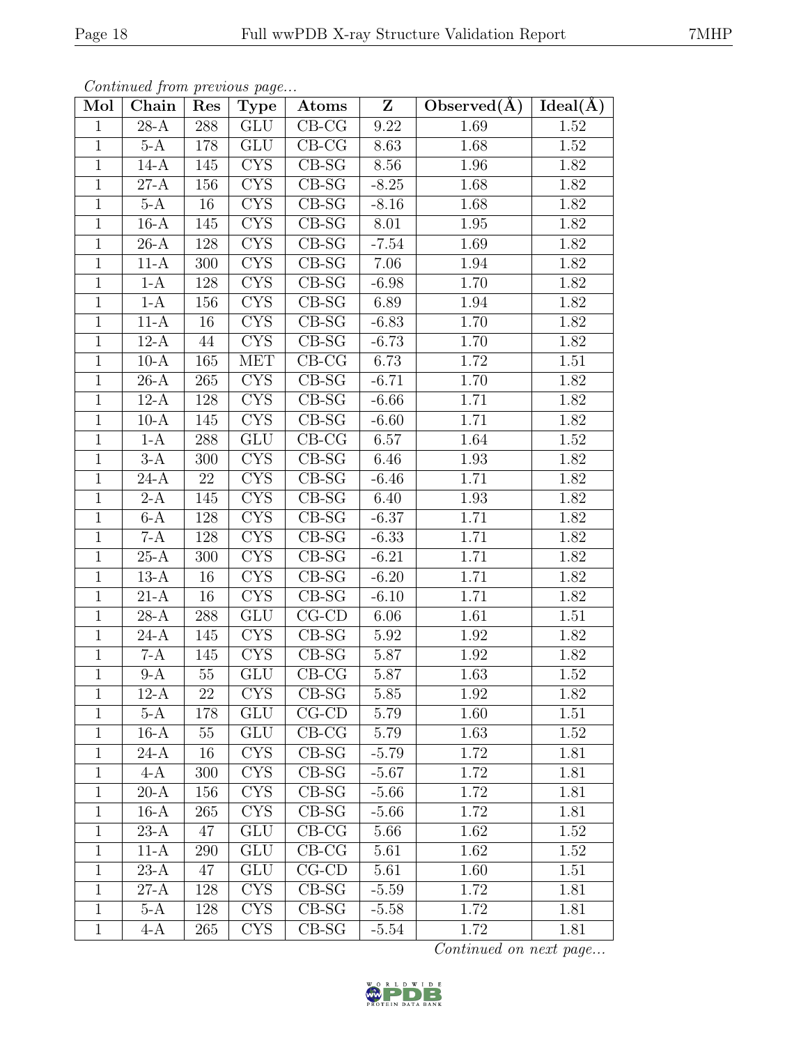*Continued from previous page...*

| Mol | Chain | Res | Type | Atoms | Z | Observed(Å) | Ideal(Å) |
|---|---|---|---|---|---|---|---|
| 1 | 28-A | 288 | GLU | CB-CG | 9.22 | 1.69 | 1.52 |
| 1 | 5-A | 178 | GLU | CB-CG | 8.63 | 1.68 | 1.52 |
| 1 | 14-A | 145 | CYS | CB-SG | 8.56 | 1.96 | 1.82 |
| 1 | 27-A | 156 | CYS | CB-SG | -8.25 | 1.68 | 1.82 |
| 1 | 5-A | 16 | CYS | CB-SG | -8.16 | 1.68 | 1.82 |
| 1 | 16-A | 145 | CYS | CB-SG | 8.01 | 1.95 | 1.82 |
| 1 | 26-A | 128 | CYS | CB-SG | -7.54 | 1.69 | 1.82 |
| 1 | 11-A | 300 | CYS | CB-SG | 7.06 | 1.94 | 1.82 |
| 1 | 1-A | 128 | CYS | CB-SG | -6.98 | 1.70 | 1.82 |
| 1 | 1-A | 156 | CYS | CB-SG | 6.89 | 1.94 | 1.82 |
| 1 | 11-A | 16 | CYS | CB-SG | -6.83 | 1.70 | 1.82 |
| 1 | 12-A | 44 | CYS | CB-SG | -6.73 | 1.70 | 1.82 |
| 1 | 10-A | 165 | MET | CB-CG | 6.73 | 1.72 | 1.51 |
| 1 | 26-A | 265 | CYS | CB-SG | -6.71 | 1.70 | 1.82 |
| 1 | 12-A | 128 | CYS | CB-SG | -6.66 | 1.71 | 1.82 |
| 1 | 10-A | 145 | CYS | CB-SG | -6.60 | 1.71 | 1.82 |
| 1 | 1-A | 288 | GLU | CB-CG | 6.57 | 1.64 | 1.52 |
| 1 | 3-A | 300 | CYS | CB-SG | 6.46 | 1.93 | 1.82 |
| 1 | 24-A | 22 | CYS | CB-SG | -6.46 | 1.71 | 1.82 |
| 1 | 2-A | 145 | CYS | CB-SG | 6.40 | 1.93 | 1.82 |
| 1 | 6-A | 128 | CYS | CB-SG | -6.37 | 1.71 | 1.82 |
| 1 | 7-A | 128 | CYS | CB-SG | -6.33 | 1.71 | 1.82 |
| 1 | 25-A | 300 | CYS | CB-SG | -6.21 | 1.71 | 1.82 |
| 1 | 13-A | 16 | CYS | CB-SG | -6.20 | 1.71 | 1.82 |
| 1 | 21-A | 16 | CYS | CB-SG | -6.10 | 1.71 | 1.82 |
| 1 | 28-A | 288 | GLU | CG-CD | 6.06 | 1.61 | 1.51 |
| 1 | 24-A | 145 | CYS | CB-SG | 5.92 | 1.92 | 1.82 |
| 1 | 7-A | 145 | CYS | CB-SG | 5.87 | 1.92 | 1.82 |
| 1 | 9-A | 55 | GLU | CB-CG | 5.87 | 1.63 | 1.52 |
| 1 | 12-A | 22 | CYS | CB-SG | 5.85 | 1.92 | 1.82 |
| 1 | 5-A | 178 | GLU | CG-CD | 5.79 | 1.60 | 1.51 |
| 1 | 16-A | 55 | GLU | CB-CG | 5.79 | 1.63 | 1.52 |
| 1 | 24-A | 16 | CYS | CB-SG | -5.79 | 1.72 | 1.81 |
| 1 | 4-A | 300 | CYS | CB-SG | -5.67 | 1.72 | 1.81 |
| 1 | 20-A | 156 | CYS | CB-SG | -5.66 | 1.72 | 1.81 |
| 1 | 16-A | 265 | CYS | CB-SG | -5.66 | 1.72 | 1.81 |
| 1 | 23-A | 47 | GLU | CB-CG | 5.66 | 1.62 | 1.52 |
| 1 | 11-A | 290 | GLU | CB-CG | 5.61 | 1.62 | 1.52 |
| 1 | 23-A | 47 | GLU | CG-CD | 5.61 | 1.60 | 1.51 |
| 1 | 27-A | 128 | CYS | CB-SG | -5.59 | 1.72 | 1.81 |
| 1 | 5-A | 128 | CYS | CB-SG | -5.58 | 1.72 | 1.81 |
| 1 | 4-A | 265 | CYS | CB-SG | -5.54 | 1.72 | 1.81 |

*Continued on next page...*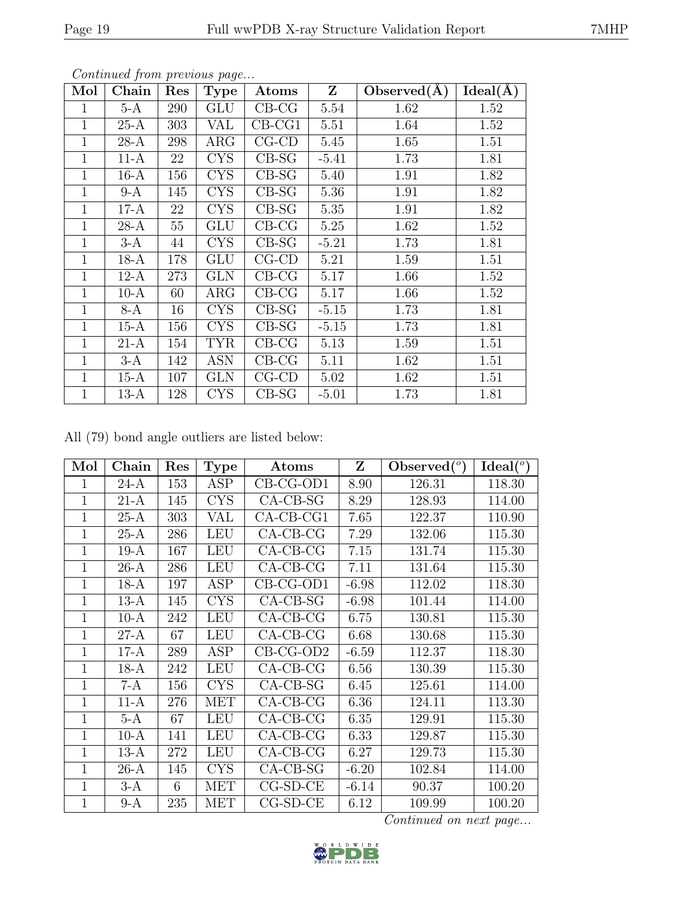*Continued from previous page...*

| Mol | Chain | Res | Type | Atoms | Z | Observed(Å) | Ideal(Å) |
|---|---|---|---|---|---|---|---|
| 1 | 5-A | 290 | GLU | CB-CG | 5.54 | 1.62 | 1.52 |
| 1 | 25-A | 303 | VAL | CB-CG1 | 5.51 | 1.64 | 1.52 |
| 1 | 28-A | 298 | ARG | CG-CD | 5.45 | 1.65 | 1.51 |
| 1 | 11-A | 22 | CYS | CB-SG | -5.41 | 1.73 | 1.81 |
| 1 | 16-A | 156 | CYS | CB-SG | 5.40 | 1.91 | 1.82 |
| 1 | 9-A | 145 | CYS | CB-SG | 5.36 | 1.91 | 1.82 |
| 1 | 17-A | 22 | CYS | CB-SG | 5.35 | 1.91 | 1.82 |
| 1 | 28-A | 55 | GLU | CB-CG | 5.25 | 1.62 | 1.52 |
| 1 | 3-A | 44 | CYS | CB-SG | -5.21 | 1.73 | 1.81 |
| 1 | 18-A | 178 | GLU | CG-CD | 5.21 | 1.59 | 1.51 |
| 1 | 12-A | 273 | GLN | CB-CG | 5.17 | 1.66 | 1.52 |
| 1 | 10-A | 60 | ARG | CB-CG | 5.17 | 1.66 | 1.52 |
| 1 | 8-A | 16 | CYS | CB-SG | -5.15 | 1.73 | 1.81 |
| 1 | 15-A | 156 | CYS | CB-SG | -5.15 | 1.73 | 1.81 |
| 1 | 21-A | 154 | TYR | CB-CG | 5.13 | 1.59 | 1.51 |
| 1 | 3-A | 142 | ASN | CB-CG | 5.11 | 1.62 | 1.51 |
| 1 | 15-A | 107 | GLN | CG-CD | 5.02 | 1.62 | 1.51 |
| 1 | 13-A | 128 | CYS | CB-SG | -5.01 | 1.73 | 1.81 |

All (79) bond angle outliers are listed below:

| Mol | Chain | Res | Type | Atoms | Z | Observed(°) | Ideal(°) |
|---|---|---|---|---|---|---|---|
| 1 | 24-A | 153 | ASP | CB-CG-OD1 | 8.90 | 126.31 | 118.30 |
| 1 | 21-A | 145 | CYS | CA-CB-SG | 8.29 | 128.93 | 114.00 |
| 1 | 25-A | 303 | VAL | CA-CB-CG1 | 7.65 | 122.37 | 110.90 |
| 1 | 25-A | 286 | LEU | CA-CB-CG | 7.29 | 132.06 | 115.30 |
| 1 | 19-A | 167 | LEU | CA-CB-CG | 7.15 | 131.74 | 115.30 |
| 1 | 26-A | 286 | LEU | CA-CB-CG | 7.11 | 131.64 | 115.30 |
| 1 | 18-A | 197 | ASP | CB-CG-OD1 | -6.98 | 112.02 | 118.30 |
| 1 | 13-A | 145 | CYS | CA-CB-SG | -6.98 | 101.44 | 114.00 |
| 1 | 10-A | 242 | LEU | CA-CB-CG | 6.75 | 130.81 | 115.30 |
| 1 | 27-A | 67 | LEU | CA-CB-CG | 6.68 | 130.68 | 115.30 |
| 1 | 17-A | 289 | ASP | CB-CG-OD2 | -6.59 | 112.37 | 118.30 |
| 1 | 18-A | 242 | LEU | CA-CB-CG | 6.56 | 130.39 | 115.30 |
| 1 | 7-A | 156 | CYS | CA-CB-SG | 6.45 | 125.61 | 114.00 |
| 1 | 11-A | 276 | MET | CA-CB-CG | 6.36 | 124.11 | 113.30 |
| 1 | 5-A | 67 | LEU | CA-CB-CG | 6.35 | 129.91 | 115.30 |
| 1 | 10-A | 141 | LEU | CA-CB-CG | 6.33 | 129.87 | 115.30 |
| 1 | 13-A | 272 | LEU | CA-CB-CG | 6.27 | 129.73 | 115.30 |
| 1 | 26-A | 145 | CYS | CA-CB-SG | -6.20 | 102.84 | 114.00 |
| 1 | 3-A | 6 | MET | CG-SD-CE | -6.14 | 90.37 | 100.20 |
| 1 | 9-A | 235 | MET | CG-SD-CE | 6.12 | 109.99 | 100.20 |

*Continued on next page...*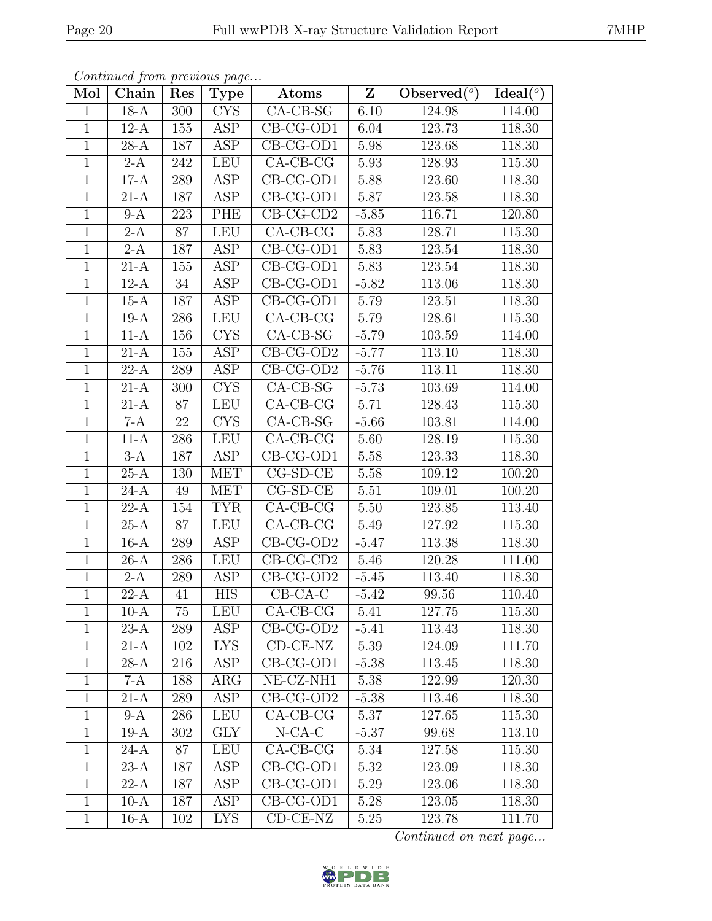*Continued from previous page...*

| Mol | Chain | Res | Type | Atoms | Z | Observed(°) | Ideal(°) |
|---|---|---|---|---|---|---|---|
| 1 | 18-A | 300 | CYS | CA-CB-SG | 6.10 | 124.98 | 114.00 |
| 1 | 12-A | 155 | ASP | CB-CG-OD1 | 6.04 | 123.73 | 118.30 |
| 1 | 28-A | 187 | ASP | CB-CG-OD1 | 5.98 | 123.68 | 118.30 |
| 1 | 2-A | 242 | LEU | CA-CB-CG | 5.93 | 128.93 | 115.30 |
| 1 | 17-A | 289 | ASP | CB-CG-OD1 | 5.88 | 123.60 | 118.30 |
| 1 | 21-A | 187 | ASP | CB-CG-OD1 | 5.87 | 123.58 | 118.30 |
| 1 | 9-A | 223 | PHE | CB-CG-CD2 | -5.85 | 116.71 | 120.80 |
| 1 | 2-A | 87 | LEU | CA-CB-CG | 5.83 | 128.71 | 115.30 |
| 1 | 2-A | 187 | ASP | CB-CG-OD1 | 5.83 | 123.54 | 118.30 |
| 1 | 21-A | 155 | ASP | CB-CG-OD1 | 5.83 | 123.54 | 118.30 |
| 1 | 12-A | 34 | ASP | CB-CG-OD1 | -5.82 | 113.06 | 118.30 |
| 1 | 15-A | 187 | ASP | CB-CG-OD1 | 5.79 | 123.51 | 118.30 |
| 1 | 19-A | 286 | LEU | CA-CB-CG | 5.79 | 128.61 | 115.30 |
| 1 | 11-A | 156 | CYS | CA-CB-SG | -5.79 | 103.59 | 114.00 |
| 1 | 21-A | 155 | ASP | CB-CG-OD2 | -5.77 | 113.10 | 118.30 |
| 1 | 22-A | 289 | ASP | CB-CG-OD2 | -5.76 | 113.11 | 118.30 |
| 1 | 21-A | 300 | CYS | CA-CB-SG | -5.73 | 103.69 | 114.00 |
| 1 | 21-A | 87 | LEU | CA-CB-CG | 5.71 | 128.43 | 115.30 |
| 1 | 7-A | 22 | CYS | CA-CB-SG | -5.66 | 103.81 | 114.00 |
| 1 | 11-A | 286 | LEU | CA-CB-CG | 5.60 | 128.19 | 115.30 |
| 1 | 3-A | 187 | ASP | CB-CG-OD1 | 5.58 | 123.33 | 118.30 |
| 1 | 25-A | 130 | MET | CG-SD-CE | 5.58 | 109.12 | 100.20 |
| 1 | 24-A | 49 | MET | CG-SD-CE | 5.51 | 109.01 | 100.20 |
| 1 | 22-A | 154 | TYR | CA-CB-CG | 5.50 | 123.85 | 113.40 |
| 1 | 25-A | 87 | LEU | CA-CB-CG | 5.49 | 127.92 | 115.30 |
| 1 | 16-A | 289 | ASP | CB-CG-OD2 | -5.47 | 113.38 | 118.30 |
| 1 | 26-A | 286 | LEU | CB-CG-CD2 | 5.46 | 120.28 | 111.00 |
| 1 | 2-A | 289 | ASP | CB-CG-OD2 | -5.45 | 113.40 | 118.30 |
| 1 | 22-A | 41 | HIS | CB-CA-C | -5.42 | 99.56 | 110.40 |
| 1 | 10-A | 75 | LEU | CA-CB-CG | 5.41 | 127.75 | 115.30 |
| 1 | 23-A | 289 | ASP | CB-CG-OD2 | -5.41 | 113.43 | 118.30 |
| 1 | 21-A | 102 | LYS | CD-CE-NZ | 5.39 | 124.09 | 111.70 |
| 1 | 28-A | 216 | ASP | CB-CG-OD1 | -5.38 | 113.45 | 118.30 |
| 1 | 7-A | 188 | ARG | NE-CZ-NH1 | 5.38 | 122.99 | 120.30 |
| 1 | 21-A | 289 | ASP | CB-CG-OD2 | -5.38 | 113.46 | 118.30 |
| 1 | 9-A | 286 | LEU | CA-CB-CG | 5.37 | 127.65 | 115.30 |
| 1 | 19-A | 302 | GLY | N-CA-C | -5.37 | 99.68 | 113.10 |
| 1 | 24-A | 87 | LEU | CA-CB-CG | 5.34 | 127.58 | 115.30 |
| 1 | 23-A | 187 | ASP | CB-CG-OD1 | 5.32 | 123.09 | 118.30 |
| 1 | 22-A | 187 | ASP | CB-CG-OD1 | 5.29 | 123.06 | 118.30 |
| 1 | 10-A | 187 | ASP | CB-CG-OD1 | 5.28 | 123.05 | 118.30 |
| 1 | 16-A | 102 | LYS | CD-CE-NZ | 5.25 | 123.78 | 111.70 |

*Continued on next page...*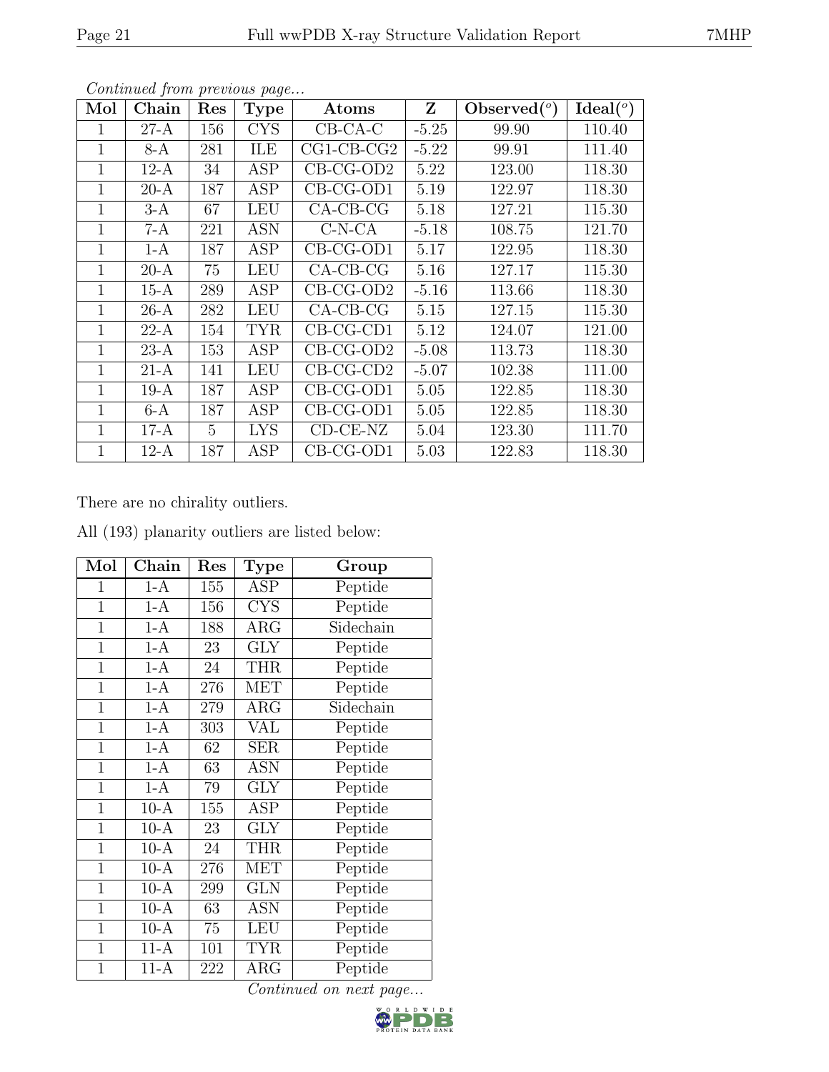*Continued from previous page...*

| Mol | Chain | Res | Type | Atoms | Z | Observed(°) | Ideal(°) |
|---|---|---|---|---|---|---|---|
| 1 | 27-A | 156 | CYS | CB-CA-C | -5.25 | 99.90 | 110.40 |
| 1 | 8-A | 281 | ILE | CG1-CB-CG2 | -5.22 | 99.91 | 111.40 |
| 1 | 12-A | 34 | ASP | CB-CG-OD2 | 5.22 | 123.00 | 118.30 |
| 1 | 20-A | 187 | ASP | CB-CG-OD1 | 5.19 | 122.97 | 118.30 |
| 1 | 3-A | 67 | LEU | CA-CB-CG | 5.18 | 127.21 | 115.30 |
| 1 | 7-A | 221 | ASN | C-N-CA | -5.18 | 108.75 | 121.70 |
| 1 | 1-A | 187 | ASP | CB-CG-OD1 | 5.17 | 122.95 | 118.30 |
| 1 | 20-A | 75 | LEU | CA-CB-CG | 5.16 | 127.17 | 115.30 |
| 1 | 15-A | 289 | ASP | CB-CG-OD2 | -5.16 | 113.66 | 118.30 |
| 1 | 26-A | 282 | LEU | CA-CB-CG | 5.15 | 127.15 | 115.30 |
| 1 | 22-A | 154 | TYR | CB-CG-CD1 | 5.12 | 124.07 | 121.00 |
| 1 | 23-A | 153 | ASP | CB-CG-OD2 | -5.08 | 113.73 | 118.30 |
| 1 | 21-A | 141 | LEU | CB-CG-CD2 | -5.07 | 102.38 | 111.00 |
| 1 | 19-A | 187 | ASP | CB-CG-OD1 | 5.05 | 122.85 | 118.30 |
| 1 | 6-A | 187 | ASP | CB-CG-OD1 | 5.05 | 122.85 | 118.30 |
| 1 | 17-A | 5 | LYS | CD-CE-NZ | 5.04 | 123.30 | 111.70 |
| 1 | 12-A | 187 | ASP | CB-CG-OD1 | 5.03 | 122.83 | 118.30 |

There are no chirality outliers.

All (193) planarity outliers are listed below:

| Mol | Chain | Res | Type | Group |
|---|---|---|---|---|
| 1 | 1-A | 155 | ASP | Peptide |
| 1 | 1-A | 156 | CYS | Peptide |
| 1 | 1-A | 188 | ARG | Sidechain |
| 1 | 1-A | 23 | GLY | Peptide |
| 1 | 1-A | 24 | THR | Peptide |
| 1 | 1-A | 276 | MET | Peptide |
| 1 | 1-A | 279 | ARG | Sidechain |
| 1 | 1-A | 303 | VAL | Peptide |
| 1 | 1-A | 62 | SER | Peptide |
| 1 | 1-A | 63 | ASN | Peptide |
| 1 | 1-A | 79 | GLY | Peptide |
| 1 | 10-A | 155 | ASP | Peptide |
| 1 | 10-A | 23 | GLY | Peptide |
| 1 | 10-A | 24 | THR | Peptide |
| 1 | 10-A | 276 | MET | Peptide |
| 1 | 10-A | 299 | GLN | Peptide |
| 1 | 10-A | 63 | ASN | Peptide |
| 1 | 10-A | 75 | LEU | Peptide |
| 1 | 11-A | 101 | TYR | Peptide |
| 1 | 11-A | 222 | ARG | Peptide |

*Continued on next page...*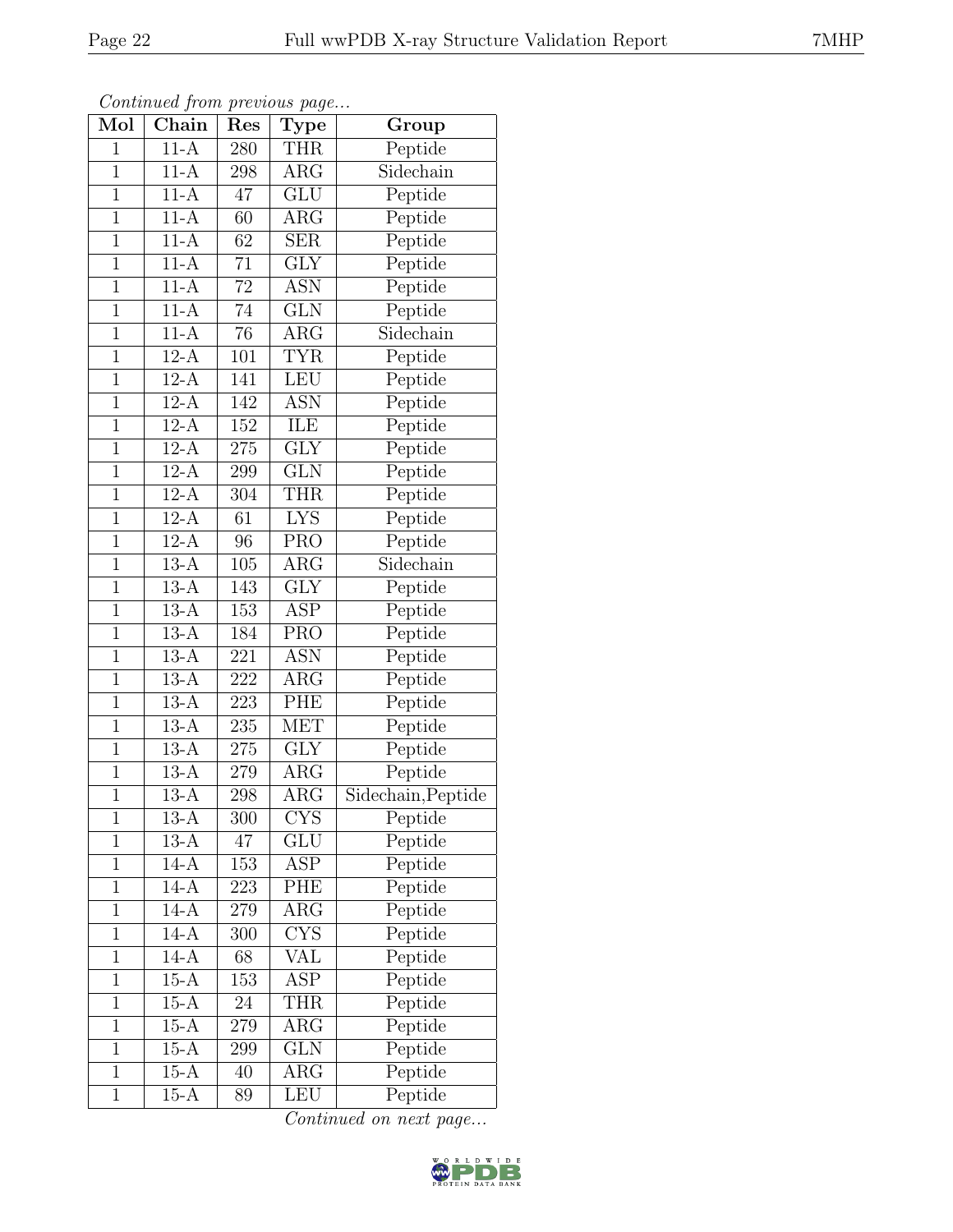*Continued from previous page...*

| Mol | Chain | Res | Type | Group |
|---|---|---|---|---|
| 1 | 11-A | 280 | THR | Peptide |
| 1 | 11-A | 298 | ARG | Sidechain |
| 1 | 11-A | 47 | GLU | Peptide |
| 1 | 11-A | 60 | ARG | Peptide |
| 1 | 11-A | 62 | SER | Peptide |
| 1 | 11-A | 71 | GLY | Peptide |
| 1 | 11-A | 72 | ASN | Peptide |
| 1 | 11-A | 74 | GLN | Peptide |
| 1 | 11-A | 76 | ARG | Sidechain |
| 1 | 12-A | 101 | TYR | Peptide |
| 1 | 12-A | 141 | LEU | Peptide |
| 1 | 12-A | 142 | ASN | Peptide |
| 1 | 12-A | 152 | ILE | Peptide |
| 1 | 12-A | 275 | GLY | Peptide |
| 1 | 12-A | 299 | GLN | Peptide |
| 1 | 12-A | 304 | THR | Peptide |
| 1 | 12-A | 61 | LYS | Peptide |
| 1 | 12-A | 96 | PRO | Peptide |
| 1 | 13-A | 105 | ARG | Sidechain |
| 1 | 13-A | 143 | GLY | Peptide |
| 1 | 13-A | 153 | ASP | Peptide |
| 1 | 13-A | 184 | PRO | Peptide |
| 1 | 13-A | 221 | ASN | Peptide |
| 1 | 13-A | 222 | ARG | Peptide |
| 1 | 13-A | 223 | PHE | Peptide |
| 1 | 13-A | 235 | MET | Peptide |
| 1 | 13-A | 275 | GLY | Peptide |
| 1 | 13-A | 279 | ARG | Peptide |
| 1 | 13-A | 298 | ARG | Sidechain,Peptide |
| 1 | 13-A | 300 | CYS | Peptide |
| 1 | 13-A | 47 | GLU | Peptide |
| 1 | 14-A | 153 | ASP | Peptide |
| 1 | 14-A | 223 | PHE | Peptide |
| 1 | 14-A | 279 | ARG | Peptide |
| 1 | 14-A | 300 | CYS | Peptide |
| 1 | 14-A | 68 | VAL | Peptide |
| 1 | 15-A | 153 | ASP | Peptide |
| 1 | 15-A | 24 | THR | Peptide |
| 1 | 15-A | 279 | ARG | Peptide |
| 1 | 15-A | 299 | GLN | Peptide |
| 1 | 15-A | 40 | ARG | Peptide |
| 1 | 15-A | 89 | LEU | Peptide |

*Continued on next page...*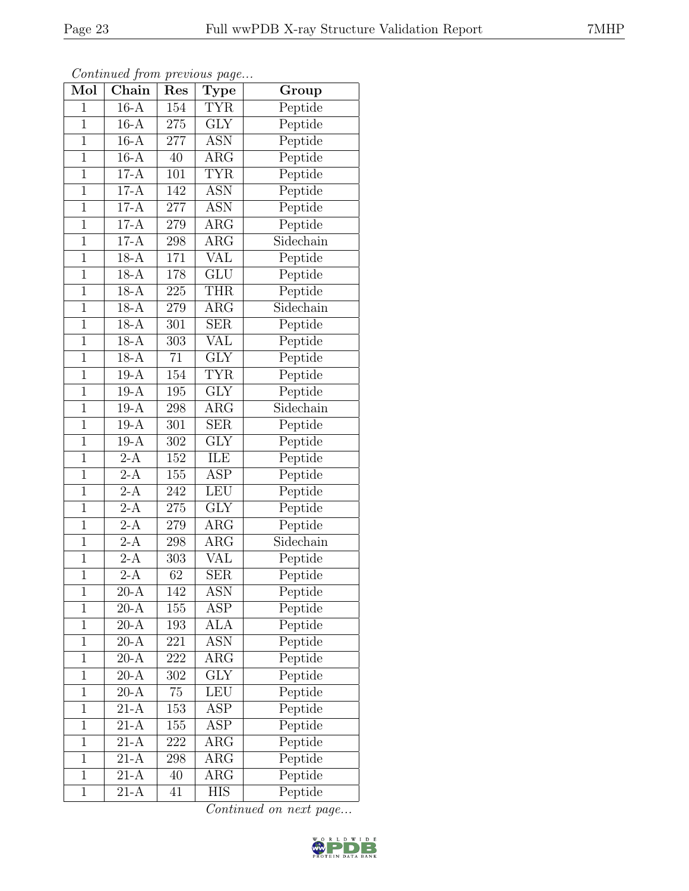*Continued from previous page...*

| Mol | Chain | Res | Type | Group |
|---|---|---|---|---|
| 1 | 16-A | 154 | TYR | Peptide |
| 1 | 16-A | 275 | GLY | Peptide |
| 1 | 16-A | 277 | ASN | Peptide |
| 1 | 16-A | 40 | ARG | Peptide |
| 1 | 17-A | 101 | TYR | Peptide |
| 1 | 17-A | 142 | ASN | Peptide |
| 1 | 17-A | 277 | ASN | Peptide |
| 1 | 17-A | 279 | ARG | Peptide |
| 1 | 17-A | 298 | ARG | Sidechain |
| 1 | 18-A | 171 | VAL | Peptide |
| 1 | 18-A | 178 | GLU | Peptide |
| 1 | 18-A | 225 | THR | Peptide |
| 1 | 18-A | 279 | ARG | Sidechain |
| 1 | 18-A | 301 | SER | Peptide |
| 1 | 18-A | 303 | VAL | Peptide |
| 1 | 18-A | 71 | GLY | Peptide |
| 1 | 19-A | 154 | TYR | Peptide |
| 1 | 19-A | 195 | GLY | Peptide |
| 1 | 19-A | 298 | ARG | Sidechain |
| 1 | 19-A | 301 | SER | Peptide |
| 1 | 19-A | 302 | GLY | Peptide |
| 1 | 2-A | 152 | ILE | Peptide |
| 1 | 2-A | 155 | ASP | Peptide |
| 1 | 2-A | 242 | LEU | Peptide |
| 1 | 2-A | 275 | GLY | Peptide |
| 1 | 2-A | 279 | ARG | Peptide |
| 1 | 2-A | 298 | ARG | Sidechain |
| 1 | 2-A | 303 | VAL | Peptide |
| 1 | 2-A | 62 | SER | Peptide |
| 1 | 20-A | 142 | ASN | Peptide |
| 1 | 20-A | 155 | ASP | Peptide |
| 1 | 20-A | 193 | ALA | Peptide |
| 1 | 20-A | 221 | ASN | Peptide |
| 1 | 20-A | 222 | ARG | Peptide |
| 1 | 20-A | 302 | GLY | Peptide |
| 1 | 20-A | 75 | LEU | Peptide |
| 1 | 21-A | 153 | ASP | Peptide |
| 1 | 21-A | 155 | ASP | Peptide |
| 1 | 21-A | 222 | ARG | Peptide |
| 1 | 21-A | 298 | ARG | Peptide |
| 1 | 21-A | 40 | ARG | Peptide |
| 1 | 21-A | 41 | HIS | Peptide |

*Continued on next page...*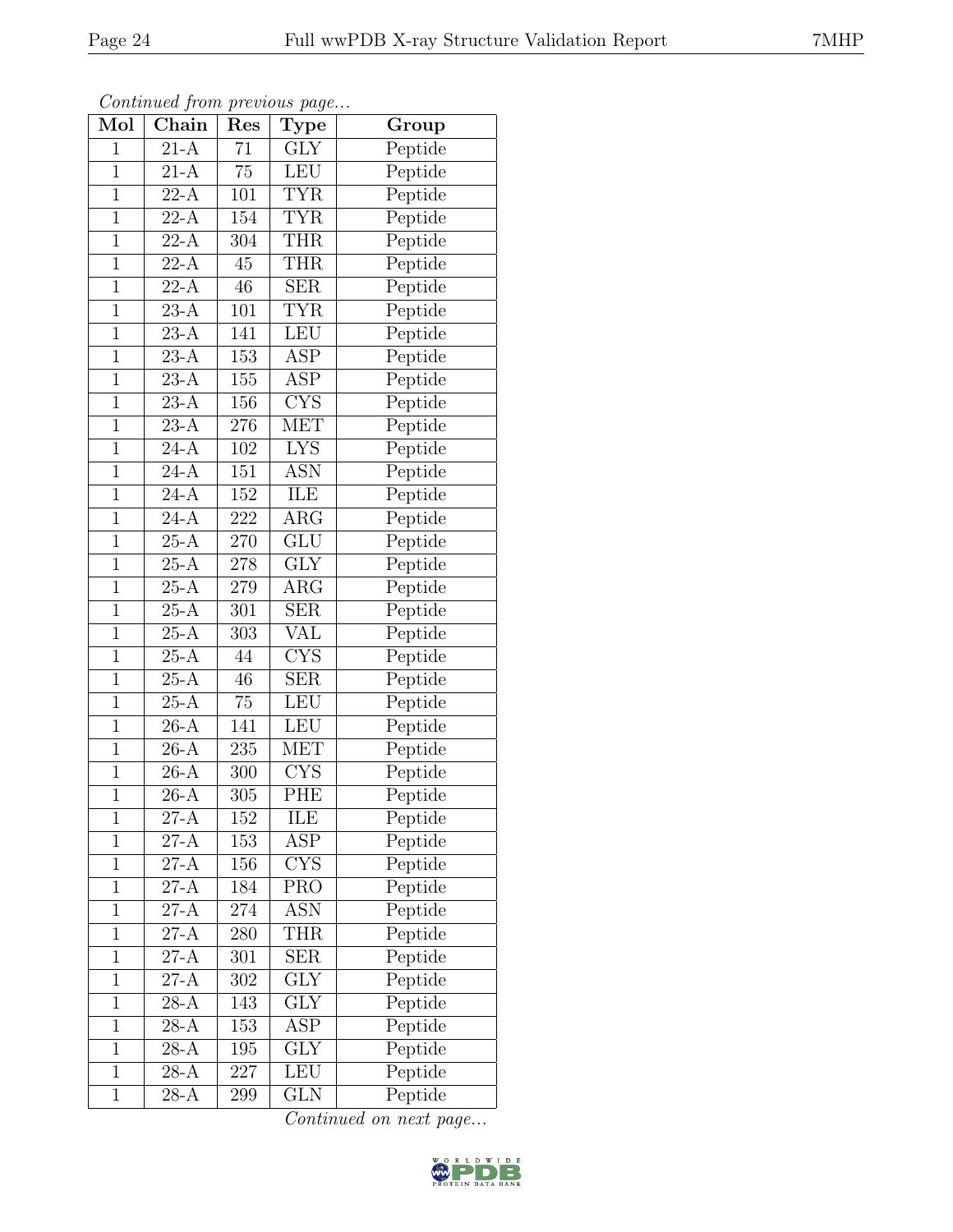*Continued from previous page...*

| Mol | Chain | Res | Type | Group |
|---|---|---|---|---|
| 1 | 21-A | 71 | GLY | Peptide |
| 1 | 21-A | 75 | LEU | Peptide |
| 1 | 22-A | 101 | TYR | Peptide |
| 1 | 22-A | 154 | TYR | Peptide |
| 1 | 22-A | 304 | THR | Peptide |
| 1 | 22-A | 45 | THR | Peptide |
| 1 | 22-A | 46 | SER | Peptide |
| 1 | 23-A | 101 | TYR | Peptide |
| 1 | 23-A | 141 | LEU | Peptide |
| 1 | 23-A | 153 | ASP | Peptide |
| 1 | 23-A | 155 | ASP | Peptide |
| 1 | 23-A | 156 | CYS | Peptide |
| 1 | 23-A | 276 | MET | Peptide |
| 1 | 24-A | 102 | LYS | Peptide |
| 1 | 24-A | 151 | ASN | Peptide |
| 1 | 24-A | 152 | ILE | Peptide |
| 1 | 24-A | 222 | ARG | Peptide |
| 1 | 25-A | 270 | GLU | Peptide |
| 1 | 25-A | 278 | GLY | Peptide |
| 1 | 25-A | 279 | ARG | Peptide |
| 1 | 25-A | 301 | SER | Peptide |
| 1 | 25-A | 303 | VAL | Peptide |
| 1 | 25-A | 44 | CYS | Peptide |
| 1 | 25-A | 46 | SER | Peptide |
| 1 | 25-A | 75 | LEU | Peptide |
| 1 | 26-A | 141 | LEU | Peptide |
| 1 | 26-A | 235 | MET | Peptide |
| 1 | 26-A | 300 | CYS | Peptide |
| 1 | 26-A | 305 | PHE | Peptide |
| 1 | 27-A | 152 | ILE | Peptide |
| 1 | 27-A | 153 | ASP | Peptide |
| 1 | 27-A | 156 | CYS | Peptide |
| 1 | 27-A | 184 | PRO | Peptide |
| 1 | 27-A | 274 | ASN | Peptide |
| 1 | 27-A | 280 | THR | Peptide |
| 1 | 27-A | 301 | SER | Peptide |
| 1 | 27-A | 302 | GLY | Peptide |
| 1 | 28-A | 143 | GLY | Peptide |
| 1 | 28-A | 153 | ASP | Peptide |
| 1 | 28-A | 195 | GLY | Peptide |
| 1 | 28-A | 227 | LEU | Peptide |
| 1 | 28-A | 299 | GLN | Peptide |

*Continued on next page...*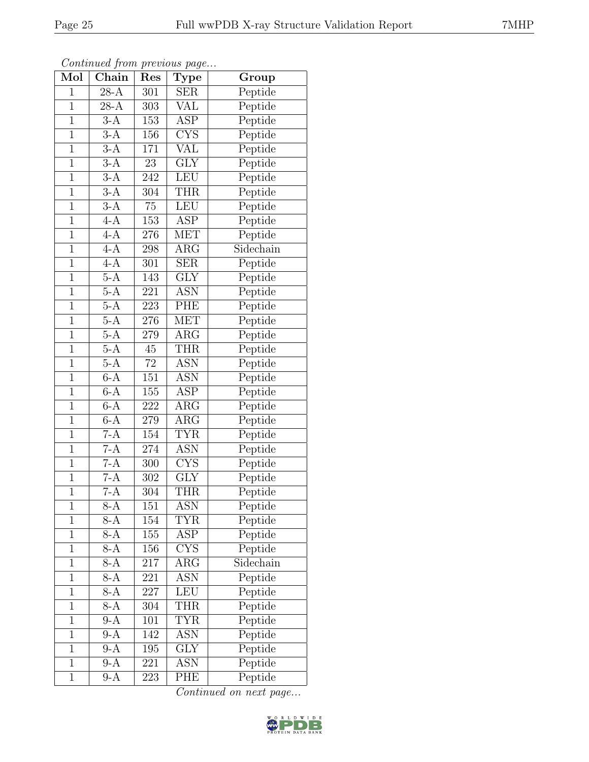*Continued from previous page...*

| Mol | Chain | Res | Type | Group |
|---|---|---|---|---|
| 1 | 28-A | 301 | SER | Peptide |
| 1 | 28-A | 303 | VAL | Peptide |
| 1 | 3-A | 153 | ASP | Peptide |
| 1 | 3-A | 156 | CYS | Peptide |
| 1 | 3-A | 171 | VAL | Peptide |
| 1 | 3-A | 23 | GLY | Peptide |
| 1 | 3-A | 242 | LEU | Peptide |
| 1 | 3-A | 304 | THR | Peptide |
| 1 | 3-A | 75 | LEU | Peptide |
| 1 | 4-A | 153 | ASP | Peptide |
| 1 | 4-A | 276 | MET | Peptide |
| 1 | 4-A | 298 | ARG | Sidechain |
| 1 | 4-A | 301 | SER | Peptide |
| 1 | 5-A | 143 | GLY | Peptide |
| 1 | 5-A | 221 | ASN | Peptide |
| 1 | 5-A | 223 | PHE | Peptide |
| 1 | 5-A | 276 | MET | Peptide |
| 1 | 5-A | 279 | ARG | Peptide |
| 1 | 5-A | 45 | THR | Peptide |
| 1 | 5-A | 72 | ASN | Peptide |
| 1 | 6-A | 151 | ASN | Peptide |
| 1 | 6-A | 155 | ASP | Peptide |
| 1 | 6-A | 222 | ARG | Peptide |
| 1 | 6-A | 279 | ARG | Peptide |
| 1 | 7-A | 154 | TYR | Peptide |
| 1 | 7-A | 274 | ASN | Peptide |
| 1 | 7-A | 300 | CYS | Peptide |
| 1 | 7-A | 302 | GLY | Peptide |
| 1 | 7-A | 304 | THR | Peptide |
| 1 | 8-A | 151 | ASN | Peptide |
| 1 | 8-A | 154 | TYR | Peptide |
| 1 | 8-A | 155 | ASP | Peptide |
| 1 | 8-A | 156 | CYS | Peptide |
| 1 | 8-A | 217 | ARG | Sidechain |
| 1 | 8-A | 221 | ASN | Peptide |
| 1 | 8-A | 227 | LEU | Peptide |
| 1 | 8-A | 304 | THR | Peptide |
| 1 | 9-A | 101 | TYR | Peptide |
| 1 | 9-A | 142 | ASN | Peptide |
| 1 | 9-A | 195 | GLY | Peptide |
| 1 | 9-A | 221 | ASN | Peptide |
| 1 | 9-A | 223 | PHE | Peptide |

*Continued on next page...*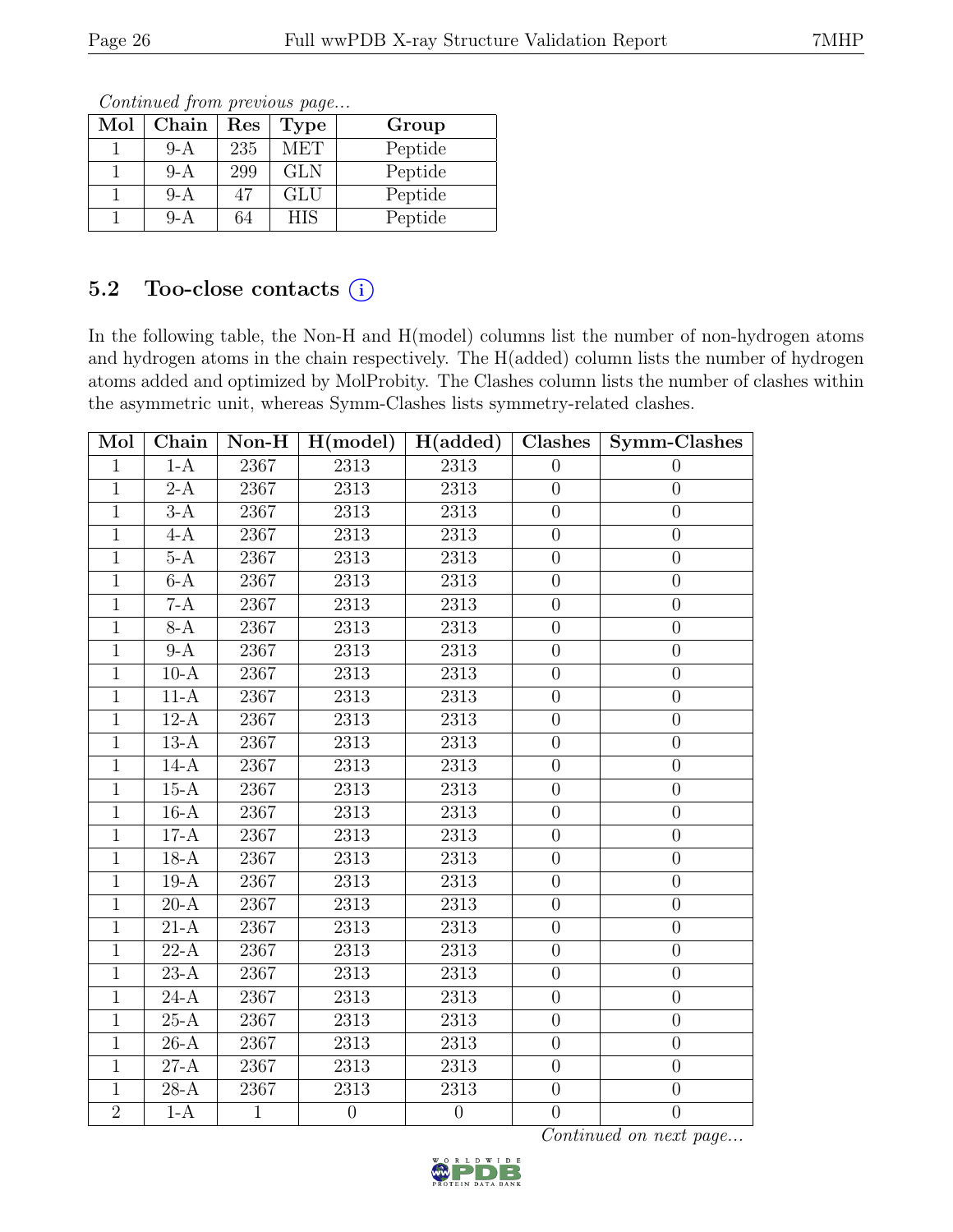*Continued from previous page...*

| Mol | Chain | Res | Type | Group |
|---|---|---|---|---|
| 1 | 9-A | 235 | MET | Peptide |
| 1 | 9-A | 299 | GLN | Peptide |
| 1 | 9-A | 47 | GLU | Peptide |
| 1 | 9-A | 64 | HIS | Peptide |

## 5.2 Too-close contacts ⓘ

In the following table, the Non-H and H(model) columns list the number of non-hydrogen atoms and hydrogen atoms in the chain respectively. The H(added) column lists the number of hydrogen atoms added and optimized by MolProbity. The Clashes column lists the number of clashes within the asymmetric unit, whereas Symm-Clashes lists symmetry-related clashes.

| Mol | Chain | Non-H | H(model) | H(added) | Clashes | Symm-Clashes |
|---|---|---|---|---|---|---|
| 1 | 1-A | 2367 | 2313 | 2313 | 0 | 0 |
| 1 | 2-A | 2367 | 2313 | 2313 | 0 | 0 |
| 1 | 3-A | 2367 | 2313 | 2313 | 0 | 0 |
| 1 | 4-A | 2367 | 2313 | 2313 | 0 | 0 |
| 1 | 5-A | 2367 | 2313 | 2313 | 0 | 0 |
| 1 | 6-A | 2367 | 2313 | 2313 | 0 | 0 |
| 1 | 7-A | 2367 | 2313 | 2313 | 0 | 0 |
| 1 | 8-A | 2367 | 2313 | 2313 | 0 | 0 |
| 1 | 9-A | 2367 | 2313 | 2313 | 0 | 0 |
| 1 | 10-A | 2367 | 2313 | 2313 | 0 | 0 |
| 1 | 11-A | 2367 | 2313 | 2313 | 0 | 0 |
| 1 | 12-A | 2367 | 2313 | 2313 | 0 | 0 |
| 1 | 13-A | 2367 | 2313 | 2313 | 0 | 0 |
| 1 | 14-A | 2367 | 2313 | 2313 | 0 | 0 |
| 1 | 15-A | 2367 | 2313 | 2313 | 0 | 0 |
| 1 | 16-A | 2367 | 2313 | 2313 | 0 | 0 |
| 1 | 17-A | 2367 | 2313 | 2313 | 0 | 0 |
| 1 | 18-A | 2367 | 2313 | 2313 | 0 | 0 |
| 1 | 19-A | 2367 | 2313 | 2313 | 0 | 0 |
| 1 | 20-A | 2367 | 2313 | 2313 | 0 | 0 |
| 1 | 21-A | 2367 | 2313 | 2313 | 0 | 0 |
| 1 | 22-A | 2367 | 2313 | 2313 | 0 | 0 |
| 1 | 23-A | 2367 | 2313 | 2313 | 0 | 0 |
| 1 | 24-A | 2367 | 2313 | 2313 | 0 | 0 |
| 1 | 25-A | 2367 | 2313 | 2313 | 0 | 0 |
| 1 | 26-A | 2367 | 2313 | 2313 | 0 | 0 |
| 1 | 27-A | 2367 | 2313 | 2313 | 0 | 0 |
| 1 | 28-A | 2367 | 2313 | 2313 | 0 | 0 |
| 2 | 1-A | 1 | 0 | 0 | 0 | 0 |

*Continued on next page...*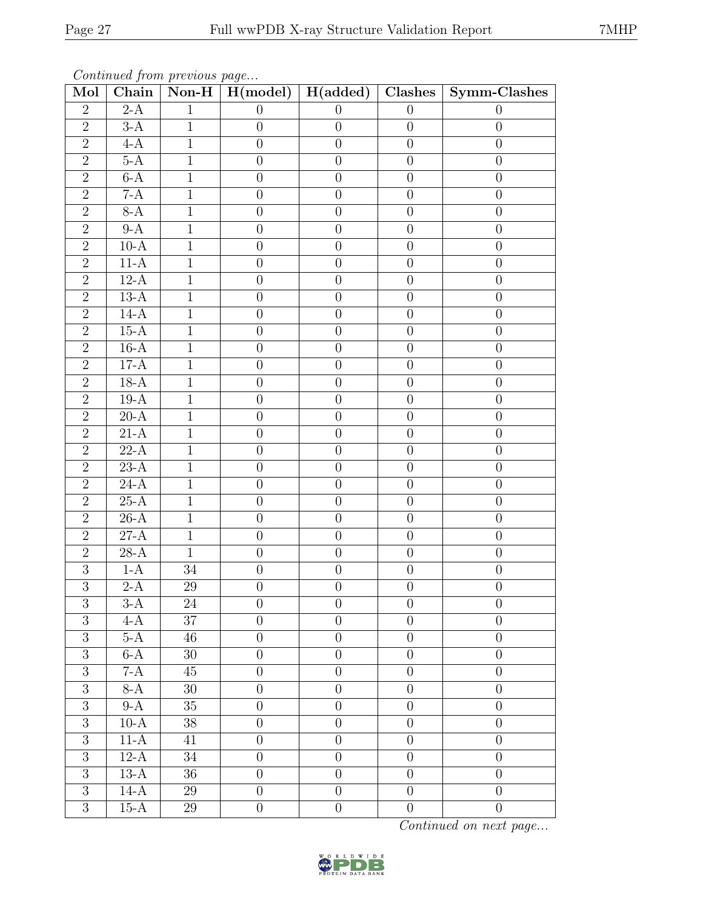*Continued from previous page...*

| Mol | Chain | Non-H | H(model) | H(added) | Clashes | Symm-Clashes |
|---|---|---|---|---|---|---|
| 2 | 2-A | 1 | 0 | 0 | 0 | 0 |
| 2 | 3-A | 1 | 0 | 0 | 0 | 0 |
| 2 | 4-A | 1 | 0 | 0 | 0 | 0 |
| 2 | 5-A | 1 | 0 | 0 | 0 | 0 |
| 2 | 6-A | 1 | 0 | 0 | 0 | 0 |
| 2 | 7-A | 1 | 0 | 0 | 0 | 0 |
| 2 | 8-A | 1 | 0 | 0 | 0 | 0 |
| 2 | 9-A | 1 | 0 | 0 | 0 | 0 |
| 2 | 10-A | 1 | 0 | 0 | 0 | 0 |
| 2 | 11-A | 1 | 0 | 0 | 0 | 0 |
| 2 | 12-A | 1 | 0 | 0 | 0 | 0 |
| 2 | 13-A | 1 | 0 | 0 | 0 | 0 |
| 2 | 14-A | 1 | 0 | 0 | 0 | 0 |
| 2 | 15-A | 1 | 0 | 0 | 0 | 0 |
| 2 | 16-A | 1 | 0 | 0 | 0 | 0 |
| 2 | 17-A | 1 | 0 | 0 | 0 | 0 |
| 2 | 18-A | 1 | 0 | 0 | 0 | 0 |
| 2 | 19-A | 1 | 0 | 0 | 0 | 0 |
| 2 | 20-A | 1 | 0 | 0 | 0 | 0 |
| 2 | 21-A | 1 | 0 | 0 | 0 | 0 |
| 2 | 22-A | 1 | 0 | 0 | 0 | 0 |
| 2 | 23-A | 1 | 0 | 0 | 0 | 0 |
| 2 | 24-A | 1 | 0 | 0 | 0 | 0 |
| 2 | 25-A | 1 | 0 | 0 | 0 | 0 |
| 2 | 26-A | 1 | 0 | 0 | 0 | 0 |
| 2 | 27-A | 1 | 0 | 0 | 0 | 0 |
| 2 | 28-A | 1 | 0 | 0 | 0 | 0 |
| 3 | 1-A | 34 | 0 | 0 | 0 | 0 |
| 3 | 2-A | 29 | 0 | 0 | 0 | 0 |
| 3 | 3-A | 24 | 0 | 0 | 0 | 0 |
| 3 | 4-A | 37 | 0 | 0 | 0 | 0 |
| 3 | 5-A | 46 | 0 | 0 | 0 | 0 |
| 3 | 6-A | 30 | 0 | 0 | 0 | 0 |
| 3 | 7-A | 45 | 0 | 0 | 0 | 0 |
| 3 | 8-A | 30 | 0 | 0 | 0 | 0 |
| 3 | 9-A | 35 | 0 | 0 | 0 | 0 |
| 3 | 10-A | 38 | 0 | 0 | 0 | 0 |
| 3 | 11-A | 41 | 0 | 0 | 0 | 0 |
| 3 | 12-A | 34 | 0 | 0 | 0 | 0 |
| 3 | 13-A | 36 | 0 | 0 | 0 | 0 |
| 3 | 14-A | 29 | 0 | 0 | 0 | 0 |
| 3 | 15-A | 29 | 0 | 0 | 0 | 0 |

*Continued on next page...*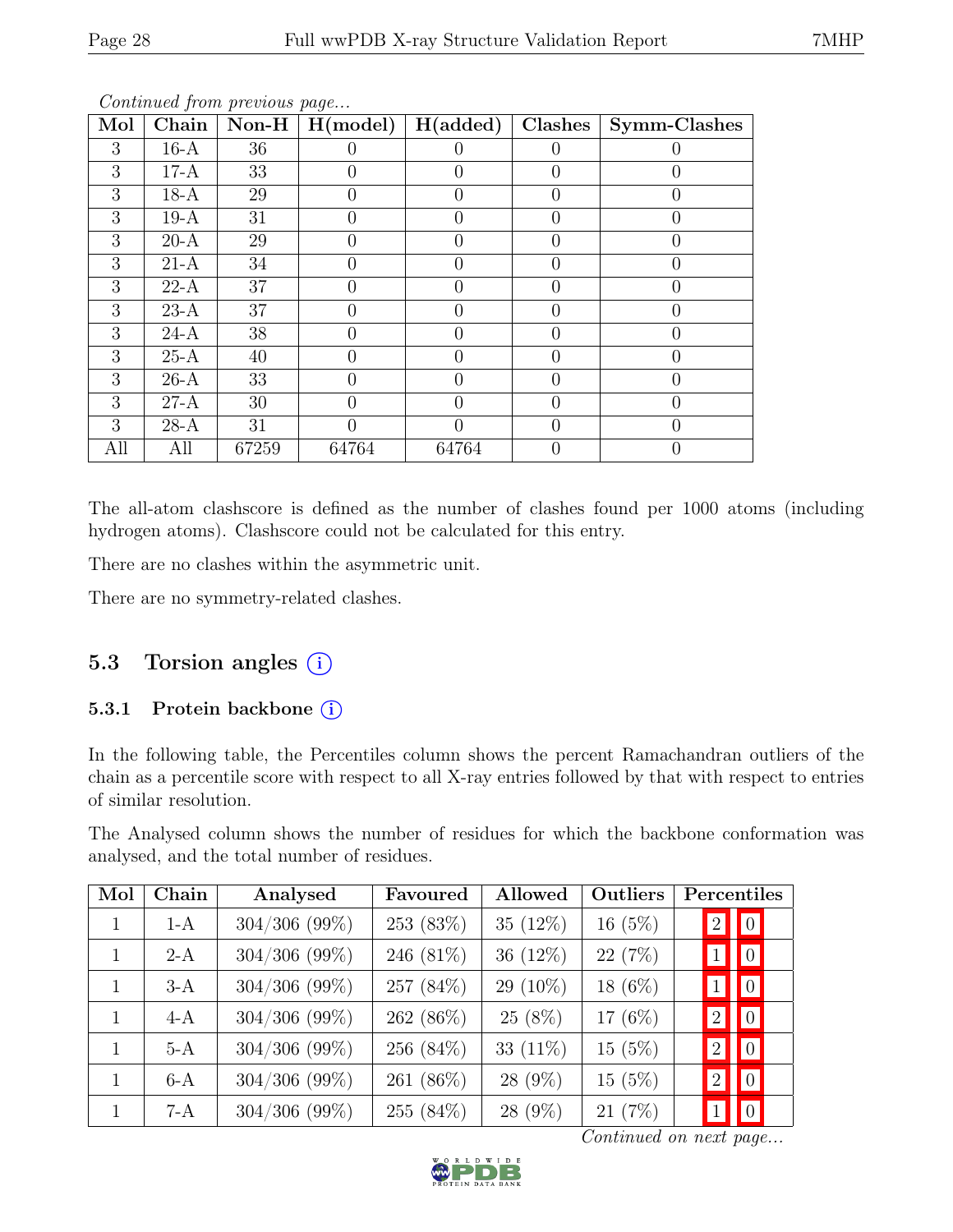*Continued from previous page...*

| Mol | Chain | Non-H | H(model) | H(added) | Clashes | Symm-Clashes |
|---|---|---|---|---|---|---|
| 3 | 16-A | 36 | 0 | 0 | 0 | 0 |
| 3 | 17-A | 33 | 0 | 0 | 0 | 0 |
| 3 | 18-A | 29 | 0 | 0 | 0 | 0 |
| 3 | 19-A | 31 | 0 | 0 | 0 | 0 |
| 3 | 20-A | 29 | 0 | 0 | 0 | 0 |
| 3 | 21-A | 34 | 0 | 0 | 0 | 0 |
| 3 | 22-A | 37 | 0 | 0 | 0 | 0 |
| 3 | 23-A | 37 | 0 | 0 | 0 | 0 |
| 3 | 24-A | 38 | 0 | 0 | 0 | 0 |
| 3 | 25-A | 40 | 0 | 0 | 0 | 0 |
| 3 | 26-A | 33 | 0 | 0 | 0 | 0 |
| 3 | 27-A | 30 | 0 | 0 | 0 | 0 |
| 3 | 28-A | 31 | 0 | 0 | 0 | 0 |
| All | All | 67259 | 64764 | 64764 | 0 | 0 |

The all-atom clashscore is defined as the number of clashes found per 1000 atoms (including hydrogen atoms). Clashscore could not be calculated for this entry.

There are no clashes within the asymmetric unit.

There are no symmetry-related clashes.

## 5.3 Torsion angles

### 5.3.1 Protein backbone

In the following table, the Percentiles column shows the percent Ramachandran outliers of the chain as a percentile score with respect to all X-ray entries followed by that with respect to entries of similar resolution.

The Analysed column shows the number of residues for which the backbone conformation was analysed, and the total number of residues.

| Mol | Chain | Analysed | Favoured | Allowed | Outliers | Percentiles | |
|---|---|---|---|---|---|---|---|
| 1 | 1-A | 304/306 (99%) | 253 (83%) | 35 (12%) | 16 (5%) | 2 | 0 |
| 1 | 2-A | 304/306 (99%) | 246 (81%) | 36 (12%) | 22 (7%) | 1 | 0 |
| 1 | 3-A | 304/306 (99%) | 257 (84%) | 29 (10%) | 18 (6%) | 1 | 0 |
| 1 | 4-A | 304/306 (99%) | 262 (86%) | 25 (8%) | 17 (6%) | 2 | 0 |
| 1 | 5-A | 304/306 (99%) | 256 (84%) | 33 (11%) | 15 (5%) | 2 | 0 |
| 1 | 6-A | 304/306 (99%) | 261 (86%) | 28 (9%) | 15 (5%) | 2 | 0 |
| 1 | 7-A | 304/306 (99%) | 255 (84%) | 28 (9%) | 21 (7%) | 1 | 0 |

*Continued on next page...*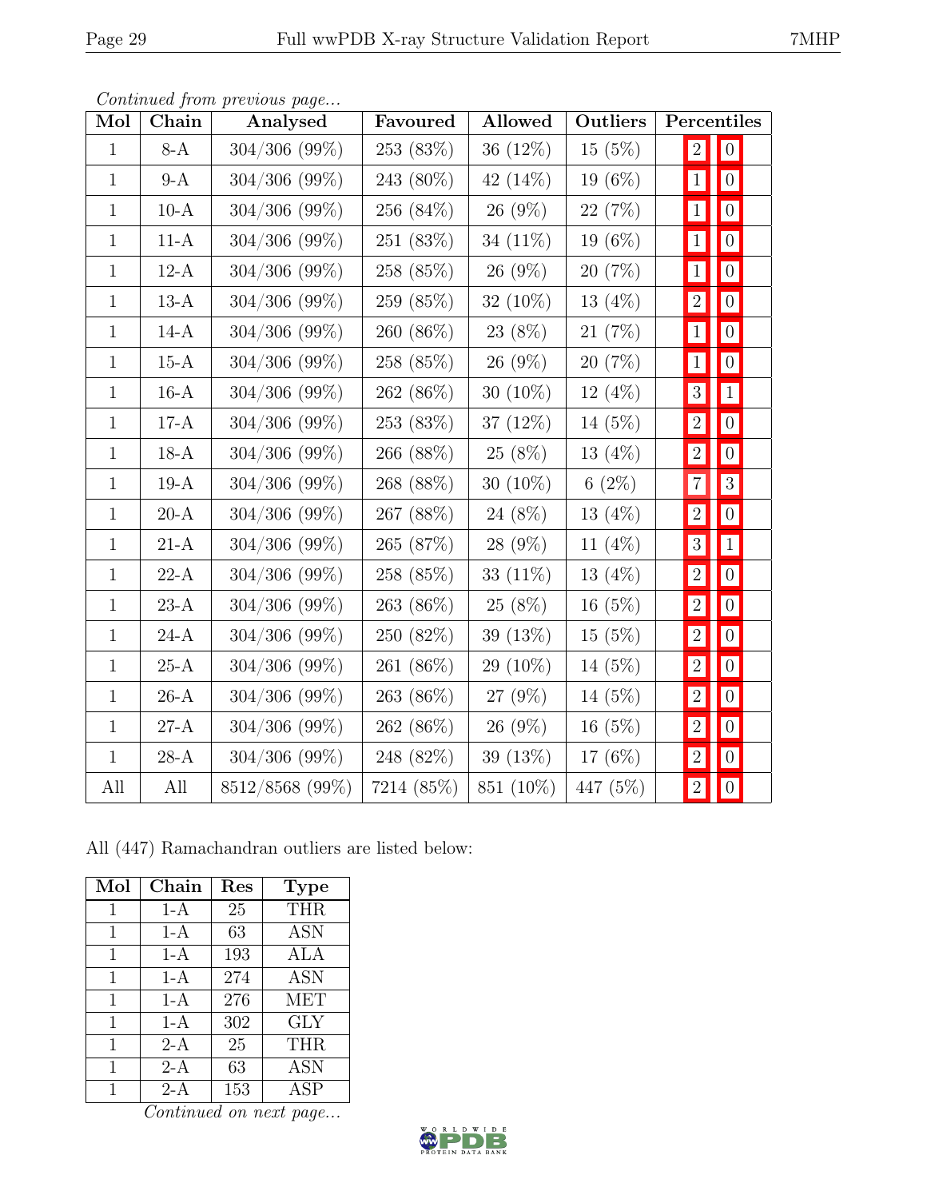*Continued from previous page...*

| Mol | Chain | Analysed | Favoured | Allowed | Outliers | Percentiles | |
|---|---|---|---|---|---|---|---|
| 1 | 8-A | 304/306 (99%) | 253 (83%) | 36 (12%) | 15 (5%) | 2 | 0 |
| 1 | 9-A | 304/306 (99%) | 243 (80%) | 42 (14%) | 19 (6%) | 1 | 0 |
| 1 | 10-A | 304/306 (99%) | 256 (84%) | 26 (9%) | 22 (7%) | 1 | 0 |
| 1 | 11-A | 304/306 (99%) | 251 (83%) | 34 (11%) | 19 (6%) | 1 | 0 |
| 1 | 12-A | 304/306 (99%) | 258 (85%) | 26 (9%) | 20 (7%) | 1 | 0 |
| 1 | 13-A | 304/306 (99%) | 259 (85%) | 32 (10%) | 13 (4%) | 2 | 0 |
| 1 | 14-A | 304/306 (99%) | 260 (86%) | 23 (8%) | 21 (7%) | 1 | 0 |
| 1 | 15-A | 304/306 (99%) | 258 (85%) | 26 (9%) | 20 (7%) | 1 | 0 |
| 1 | 16-A | 304/306 (99%) | 262 (86%) | 30 (10%) | 12 (4%) | 3 | 1 |
| 1 | 17-A | 304/306 (99%) | 253 (83%) | 37 (12%) | 14 (5%) | 2 | 0 |
| 1 | 18-A | 304/306 (99%) | 266 (88%) | 25 (8%) | 13 (4%) | 2 | 0 |
| 1 | 19-A | 304/306 (99%) | 268 (88%) | 30 (10%) | 6 (2%) | 7 | 3 |
| 1 | 20-A | 304/306 (99%) | 267 (88%) | 24 (8%) | 13 (4%) | 2 | 0 |
| 1 | 21-A | 304/306 (99%) | 265 (87%) | 28 (9%) | 11 (4%) | 3 | 1 |
| 1 | 22-A | 304/306 (99%) | 258 (85%) | 33 (11%) | 13 (4%) | 2 | 0 |
| 1 | 23-A | 304/306 (99%) | 263 (86%) | 25 (8%) | 16 (5%) | 2 | 0 |
| 1 | 24-A | 304/306 (99%) | 250 (82%) | 39 (13%) | 15 (5%) | 2 | 0 |
| 1 | 25-A | 304/306 (99%) | 261 (86%) | 29 (10%) | 14 (5%) | 2 | 0 |
| 1 | 26-A | 304/306 (99%) | 263 (86%) | 27 (9%) | 14 (5%) | 2 | 0 |
| 1 | 27-A | 304/306 (99%) | 262 (86%) | 26 (9%) | 16 (5%) | 2 | 0 |
| 1 | 28-A | 304/306 (99%) | 248 (82%) | 39 (13%) | 17 (6%) | 2 | 0 |
| All | All | 8512/8568 (99%) | 7214 (85%) | 851 (10%) | 447 (5%) | 2 | 0 |

All (447) Ramachandran outliers are listed below:

| Mol | Chain | Res | Type |
|---|---|---|---|
| 1 | 1-A | 25 | THR |
| 1 | 1-A | 63 | ASN |
| 1 | 1-A | 193 | ALA |
| 1 | 1-A | 274 | ASN |
| 1 | 1-A | 276 | MET |
| 1 | 1-A | 302 | GLY |
| 1 | 2-A | 25 | THR |
| 1 | 2-A | 63 | ASN |
| 1 | 2-A | 153 | ASP |

*Continued on next page...*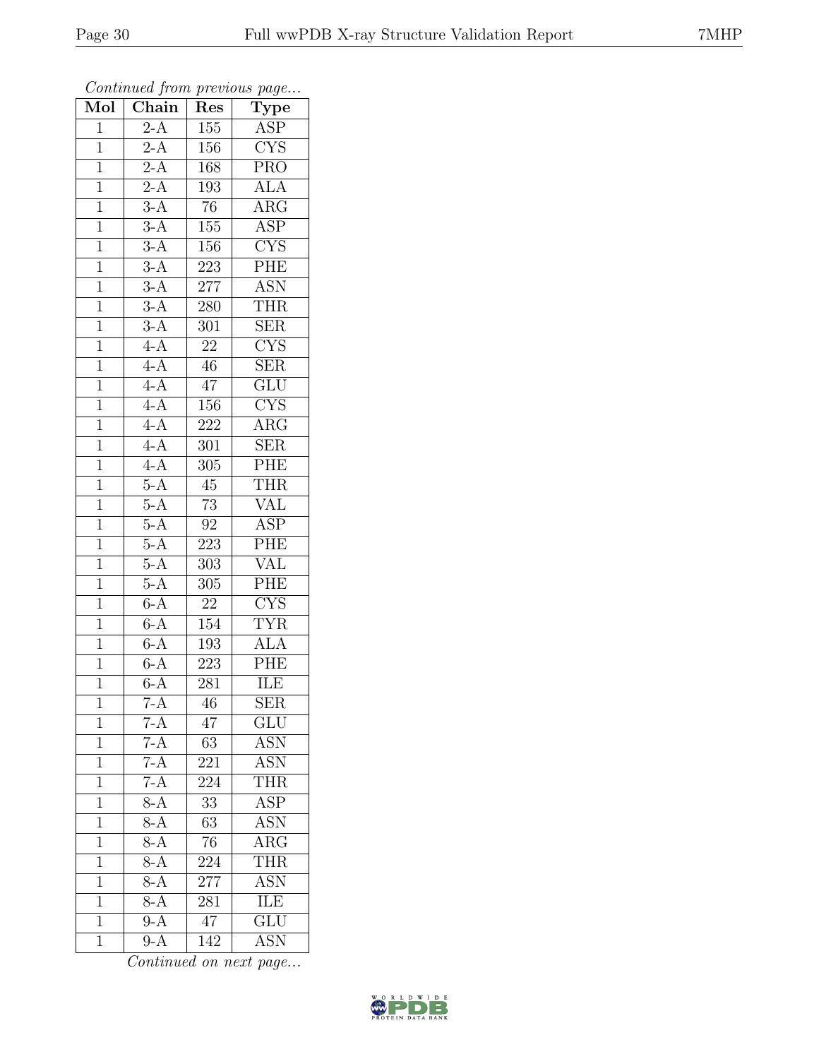*Continued from previous page...*

| Mol | Chain | Res | Type |
|---|---|---|---|
| 1 | 2-A | 155 | ASP |
| 1 | 2-A | 156 | CYS |
| 1 | 2-A | 168 | PRO |
| 1 | 2-A | 193 | ALA |
| 1 | 3-A | 76 | ARG |
| 1 | 3-A | 155 | ASP |
| 1 | 3-A | 156 | CYS |
| 1 | 3-A | 223 | PHE |
| 1 | 3-A | 277 | ASN |
| 1 | 3-A | 280 | THR |
| 1 | 3-A | 301 | SER |
| 1 | 4-A | 22 | CYS |
| 1 | 4-A | 46 | SER |
| 1 | 4-A | 47 | GLU |
| 1 | 4-A | 156 | CYS |
| 1 | 4-A | 222 | ARG |
| 1 | 4-A | 301 | SER |
| 1 | 4-A | 305 | PHE |
| 1 | 5-A | 45 | THR |
| 1 | 5-A | 73 | VAL |
| 1 | 5-A | 92 | ASP |
| 1 | 5-A | 223 | PHE |
| 1 | 5-A | 303 | VAL |
| 1 | 5-A | 305 | PHE |
| 1 | 6-A | 22 | CYS |
| 1 | 6-A | 154 | TYR |
| 1 | 6-A | 193 | ALA |
| 1 | 6-A | 223 | PHE |
| 1 | 6-A | 281 | ILE |
| 1 | 7-A | 46 | SER |
| 1 | 7-A | 47 | GLU |
| 1 | 7-A | 63 | ASN |
| 1 | 7-A | 221 | ASN |
| 1 | 7-A | 224 | THR |
| 1 | 8-A | 33 | ASP |
| 1 | 8-A | 63 | ASN |
| 1 | 8-A | 76 | ARG |
| 1 | 8-A | 224 | THR |
| 1 | 8-A | 277 | ASN |
| 1 | 8-A | 281 | ILE |
| 1 | 9-A | 47 | GLU |
| 1 | 9-A | 142 | ASN |

*Continued on next page...*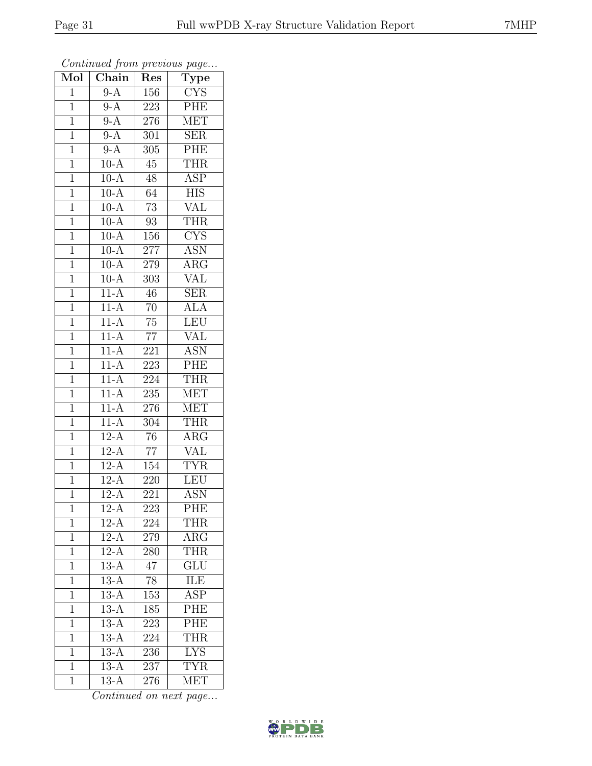*Continued from previous page...*

| Mol | Chain | Res | Type |
|---|---|---|---|
| 1 | 9-A | 156 | CYS |
| 1 | 9-A | 223 | PHE |
| 1 | 9-A | 276 | MET |
| 1 | 9-A | 301 | SER |
| 1 | 9-A | 305 | PHE |
| 1 | 10-A | 45 | THR |
| 1 | 10-A | 48 | ASP |
| 1 | 10-A | 64 | HIS |
| 1 | 10-A | 73 | VAL |
| 1 | 10-A | 93 | THR |
| 1 | 10-A | 156 | CYS |
| 1 | 10-A | 277 | ASN |
| 1 | 10-A | 279 | ARG |
| 1 | 10-A | 303 | VAL |
| 1 | 11-A | 46 | SER |
| 1 | 11-A | 70 | ALA |
| 1 | 11-A | 75 | LEU |
| 1 | 11-A | 77 | VAL |
| 1 | 11-A | 221 | ASN |
| 1 | 11-A | 223 | PHE |
| 1 | 11-A | 224 | THR |
| 1 | 11-A | 235 | MET |
| 1 | 11-A | 276 | MET |
| 1 | 11-A | 304 | THR |
| 1 | 12-A | 76 | ARG |
| 1 | 12-A | 77 | VAL |
| 1 | 12-A | 154 | TYR |
| 1 | 12-A | 220 | LEU |
| 1 | 12-A | 221 | ASN |
| 1 | 12-A | 223 | PHE |
| 1 | 12-A | 224 | THR |
| 1 | 12-A | 279 | ARG |
| 1 | 12-A | 280 | THR |
| 1 | 13-A | 47 | GLU |
| 1 | 13-A | 78 | ILE |
| 1 | 13-A | 153 | ASP |
| 1 | 13-A | 185 | PHE |
| 1 | 13-A | 223 | PHE |
| 1 | 13-A | 224 | THR |
| 1 | 13-A | 236 | LYS |
| 1 | 13-A | 237 | TYR |
| 1 | 13-A | 276 | MET |

*Continued on next page...*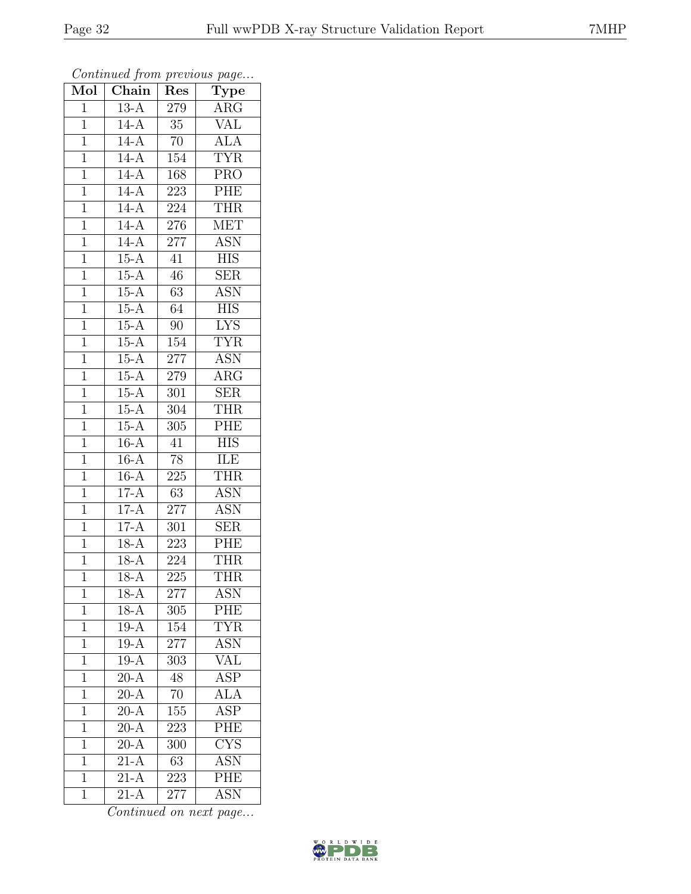*Continued from previous page...*

| Mol | Chain | Res | Type |
|---|---|---|---|
| 1 | 13-A | 279 | ARG |
| 1 | 14-A | 35 | VAL |
| 1 | 14-A | 70 | ALA |
| 1 | 14-A | 154 | TYR |
| 1 | 14-A | 168 | PRO |
| 1 | 14-A | 223 | PHE |
| 1 | 14-A | 224 | THR |
| 1 | 14-A | 276 | MET |
| 1 | 14-A | 277 | ASN |
| 1 | 15-A | 41 | HIS |
| 1 | 15-A | 46 | SER |
| 1 | 15-A | 63 | ASN |
| 1 | 15-A | 64 | HIS |
| 1 | 15-A | 90 | LYS |
| 1 | 15-A | 154 | TYR |
| 1 | 15-A | 277 | ASN |
| 1 | 15-A | 279 | ARG |
| 1 | 15-A | 301 | SER |
| 1 | 15-A | 304 | THR |
| 1 | 15-A | 305 | PHE |
| 1 | 16-A | 41 | HIS |
| 1 | 16-A | 78 | ILE |
| 1 | 16-A | 225 | THR |
| 1 | 17-A | 63 | ASN |
| 1 | 17-A | 277 | ASN |
| 1 | 17-A | 301 | SER |
| 1 | 18-A | 223 | PHE |
| 1 | 18-A | 224 | THR |
| 1 | 18-A | 225 | THR |
| 1 | 18-A | 277 | ASN |
| 1 | 18-A | 305 | PHE |
| 1 | 19-A | 154 | TYR |
| 1 | 19-A | 277 | ASN |
| 1 | 19-A | 303 | VAL |
| 1 | 20-A | 48 | ASP |
| 1 | 20-A | 70 | ALA |
| 1 | 20-A | 155 | ASP |
| 1 | 20-A | 223 | PHE |
| 1 | 20-A | 300 | CYS |
| 1 | 21-A | 63 | ASN |
| 1 | 21-A | 223 | PHE |
| 1 | 21-A | 277 | ASN |

*Continued on next page...*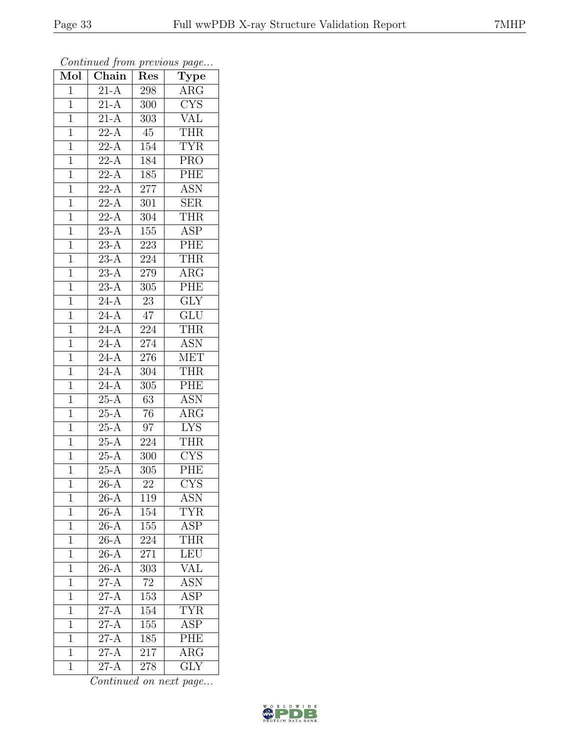*Continued from previous page...*

| Mol | Chain | Res | Type |
|---|---|---|---|
| 1 | 21-A | 298 | ARG |
| 1 | 21-A | 300 | CYS |
| 1 | 21-A | 303 | VAL |
| 1 | 22-A | 45 | THR |
| 1 | 22-A | 154 | TYR |
| 1 | 22-A | 184 | PRO |
| 1 | 22-A | 185 | PHE |
| 1 | 22-A | 277 | ASN |
| 1 | 22-A | 301 | SER |
| 1 | 22-A | 304 | THR |
| 1 | 23-A | 155 | ASP |
| 1 | 23-A | 223 | PHE |
| 1 | 23-A | 224 | THR |
| 1 | 23-A | 279 | ARG |
| 1 | 23-A | 305 | PHE |
| 1 | 24-A | 23 | GLY |
| 1 | 24-A | 47 | GLU |
| 1 | 24-A | 224 | THR |
| 1 | 24-A | 274 | ASN |
| 1 | 24-A | 276 | MET |
| 1 | 24-A | 304 | THR |
| 1 | 24-A | 305 | PHE |
| 1 | 25-A | 63 | ASN |
| 1 | 25-A | 76 | ARG |
| 1 | 25-A | 97 | LYS |
| 1 | 25-A | 224 | THR |
| 1 | 25-A | 300 | CYS |
| 1 | 25-A | 305 | PHE |
| 1 | 26-A | 22 | CYS |
| 1 | 26-A | 119 | ASN |
| 1 | 26-A | 154 | TYR |
| 1 | 26-A | 155 | ASP |
| 1 | 26-A | 224 | THR |
| 1 | 26-A | 271 | LEU |
| 1 | 26-A | 303 | VAL |
| 1 | 27-A | 72 | ASN |
| 1 | 27-A | 153 | ASP |
| 1 | 27-A | 154 | TYR |
| 1 | 27-A | 155 | ASP |
| 1 | 27-A | 185 | PHE |
| 1 | 27-A | 217 | ARG |
| 1 | 27-A | 278 | GLY |

*Continued on next page...*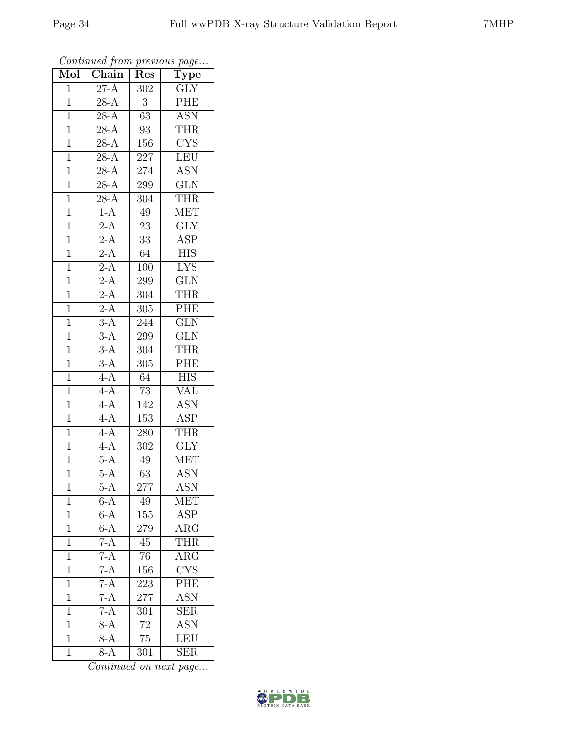*Continued from previous page...*

| Mol | Chain | Res | Type |
|---|---|---|---|
| 1 | 27-A | 302 | GLY |
| 1 | 28-A | 3 | PHE |
| 1 | 28-A | 63 | ASN |
| 1 | 28-A | 93 | THR |
| 1 | 28-A | 156 | CYS |
| 1 | 28-A | 227 | LEU |
| 1 | 28-A | 274 | ASN |
| 1 | 28-A | 299 | GLN |
| 1 | 28-A | 304 | THR |
| 1 | 1-A | 49 | MET |
| 1 | 2-A | 23 | GLY |
| 1 | 2-A | 33 | ASP |
| 1 | 2-A | 64 | HIS |
| 1 | 2-A | 100 | LYS |
| 1 | 2-A | 299 | GLN |
| 1 | 2-A | 304 | THR |
| 1 | 2-A | 305 | PHE |
| 1 | 3-A | 244 | GLN |
| 1 | 3-A | 299 | GLN |
| 1 | 3-A | 304 | THR |
| 1 | 3-A | 305 | PHE |
| 1 | 4-A | 64 | HIS |
| 1 | 4-A | 73 | VAL |
| 1 | 4-A | 142 | ASN |
| 1 | 4-A | 153 | ASP |
| 1 | 4-A | 280 | THR |
| 1 | 4-A | 302 | GLY |
| 1 | 5-A | 49 | MET |
| 1 | 5-A | 63 | ASN |
| 1 | 5-A | 277 | ASN |
| 1 | 6-A | 49 | MET |
| 1 | 6-A | 155 | ASP |
| 1 | 6-A | 279 | ARG |
| 1 | 7-A | 45 | THR |
| 1 | 7-A | 76 | ARG |
| 1 | 7-A | 156 | CYS |
| 1 | 7-A | 223 | PHE |
| 1 | 7-A | 277 | ASN |
| 1 | 7-A | 301 | SER |
| 1 | 8-A | 72 | ASN |
| 1 | 8-A | 75 | LEU |
| 1 | 8-A | 301 | SER |

*Continued on next page...*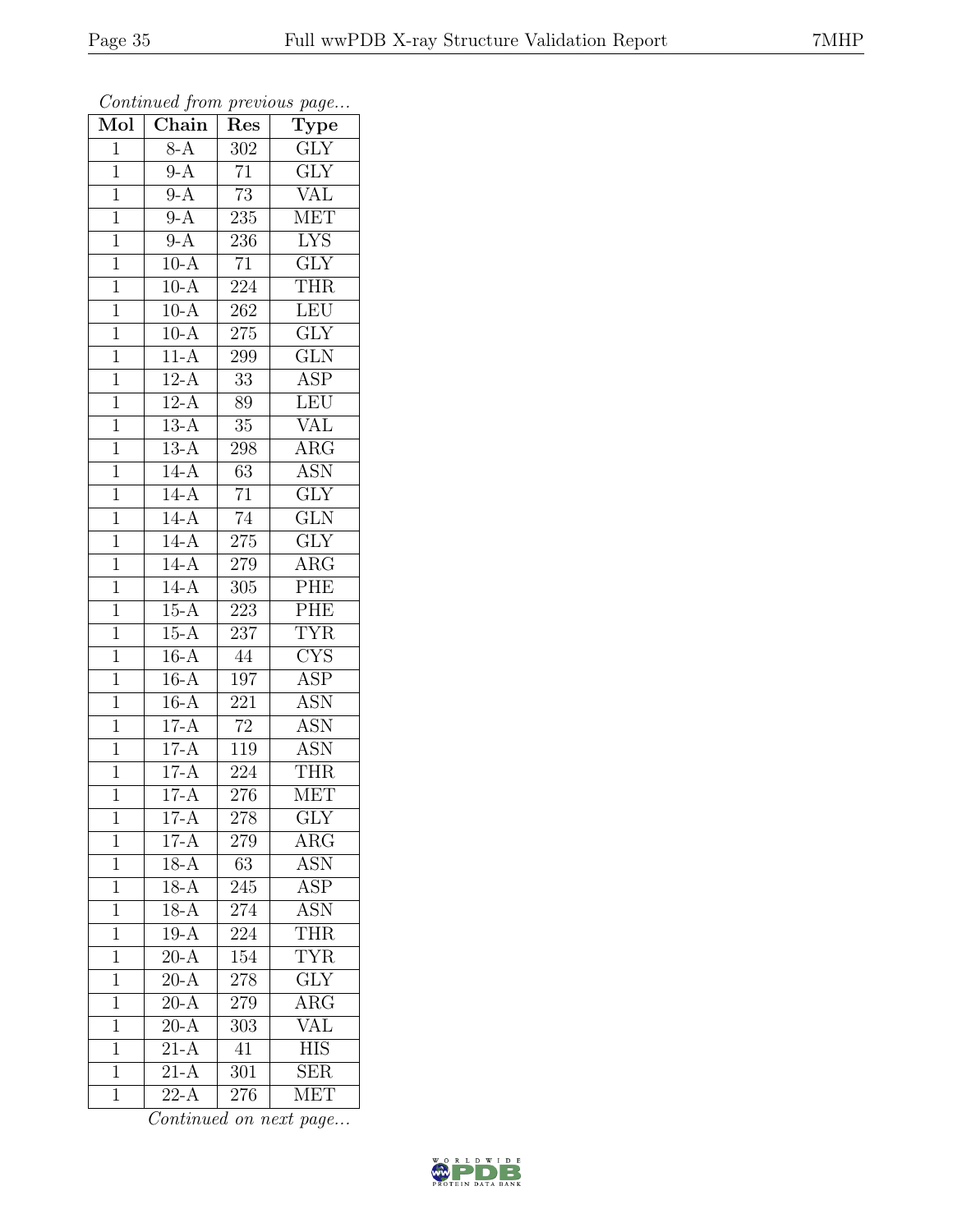*Continued from previous page...*

| Mol | Chain | Res | Type |
|---|---|---|---|
| 1 | 8-A | 302 | GLY |
| 1 | 9-A | 71 | GLY |
| 1 | 9-A | 73 | VAL |
| 1 | 9-A | 235 | MET |
| 1 | 9-A | 236 | LYS |
| 1 | 10-A | 71 | GLY |
| 1 | 10-A | 224 | THR |
| 1 | 10-A | 262 | LEU |
| 1 | 10-A | 275 | GLY |
| 1 | 11-A | 299 | GLN |
| 1 | 12-A | 33 | ASP |
| 1 | 12-A | 89 | LEU |
| 1 | 13-A | 35 | VAL |
| 1 | 13-A | 298 | ARG |
| 1 | 14-A | 63 | ASN |
| 1 | 14-A | 71 | GLY |
| 1 | 14-A | 74 | GLN |
| 1 | 14-A | 275 | GLY |
| 1 | 14-A | 279 | ARG |
| 1 | 14-A | 305 | PHE |
| 1 | 15-A | 223 | PHE |
| 1 | 15-A | 237 | TYR |
| 1 | 16-A | 44 | CYS |
| 1 | 16-A | 197 | ASP |
| 1 | 16-A | 221 | ASN |
| 1 | 17-A | 72 | ASN |
| 1 | 17-A | 119 | ASN |
| 1 | 17-A | 224 | THR |
| 1 | 17-A | 276 | MET |
| 1 | 17-A | 278 | GLY |
| 1 | 17-A | 279 | ARG |
| 1 | 18-A | 63 | ASN |
| 1 | 18-A | 245 | ASP |
| 1 | 18-A | 274 | ASN |
| 1 | 19-A | 224 | THR |
| 1 | 20-A | 154 | TYR |
| 1 | 20-A | 278 | GLY |
| 1 | 20-A | 279 | ARG |
| 1 | 20-A | 303 | VAL |
| 1 | 21-A | 41 | HIS |
| 1 | 21-A | 301 | SER |
| 1 | 22-A | 276 | MET |

*Continued on next page...*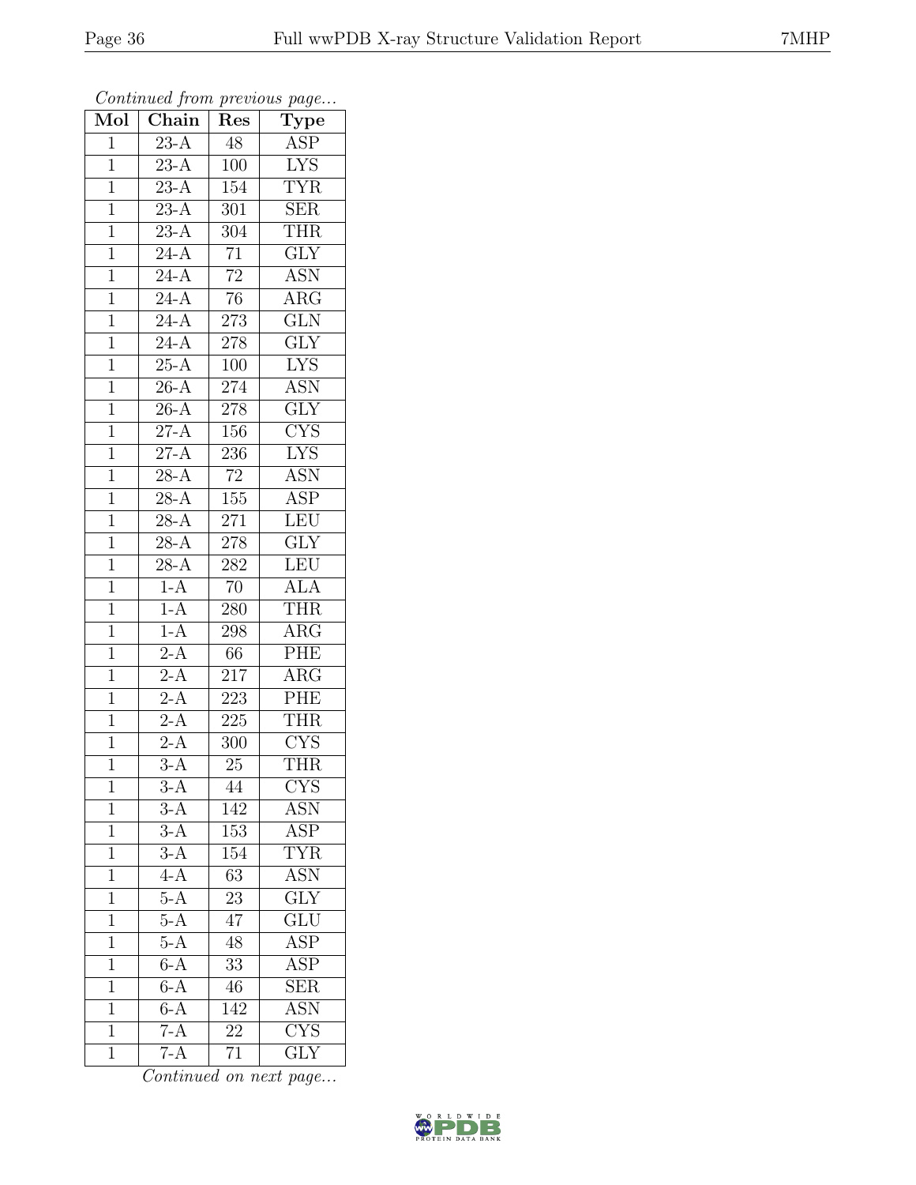*Continued from previous page...*

| Mol | Chain | Res | Type |
| --- | --- | --- | --- |
| 1 | 23-A | 48 | ASP |
| 1 | 23-A | 100 | LYS |
| 1 | 23-A | 154 | TYR |
| 1 | 23-A | 301 | SER |
| 1 | 23-A | 304 | THR |
| 1 | 24-A | 71 | GLY |
| 1 | 24-A | 72 | ASN |
| 1 | 24-A | 76 | ARG |
| 1 | 24-A | 273 | GLN |
| 1 | 24-A | 278 | GLY |
| 1 | 25-A | 100 | LYS |
| 1 | 26-A | 274 | ASN |
| 1 | 26-A | 278 | GLY |
| 1 | 27-A | 156 | CYS |
| 1 | 27-A | 236 | LYS |
| 1 | 28-A | 72 | ASN |
| 1 | 28-A | 155 | ASP |
| 1 | 28-A | 271 | LEU |
| 1 | 28-A | 278 | GLY |
| 1 | 28-A | 282 | LEU |
| 1 | 1-A | 70 | ALA |
| 1 | 1-A | 280 | THR |
| 1 | 1-A | 298 | ARG |
| 1 | 2-A | 66 | PHE |
| 1 | 2-A | 217 | ARG |
| 1 | 2-A | 223 | PHE |
| 1 | 2-A | 225 | THR |
| 1 | 2-A | 300 | CYS |
| 1 | 3-A | 25 | THR |
| 1 | 3-A | 44 | CYS |
| 1 | 3-A | 142 | ASN |
| 1 | 3-A | 153 | ASP |
| 1 | 3-A | 154 | TYR |
| 1 | 4-A | 63 | ASN |
| 1 | 5-A | 23 | GLY |
| 1 | 5-A | 47 | GLU |
| 1 | 5-A | 48 | ASP |
| 1 | 6-A | 33 | ASP |
| 1 | 6-A | 46 | SER |
| 1 | 6-A | 142 | ASN |
| 1 | 7-A | 22 | CYS |
| 1 | 7-A | 71 | GLY |

*Continued on next page...*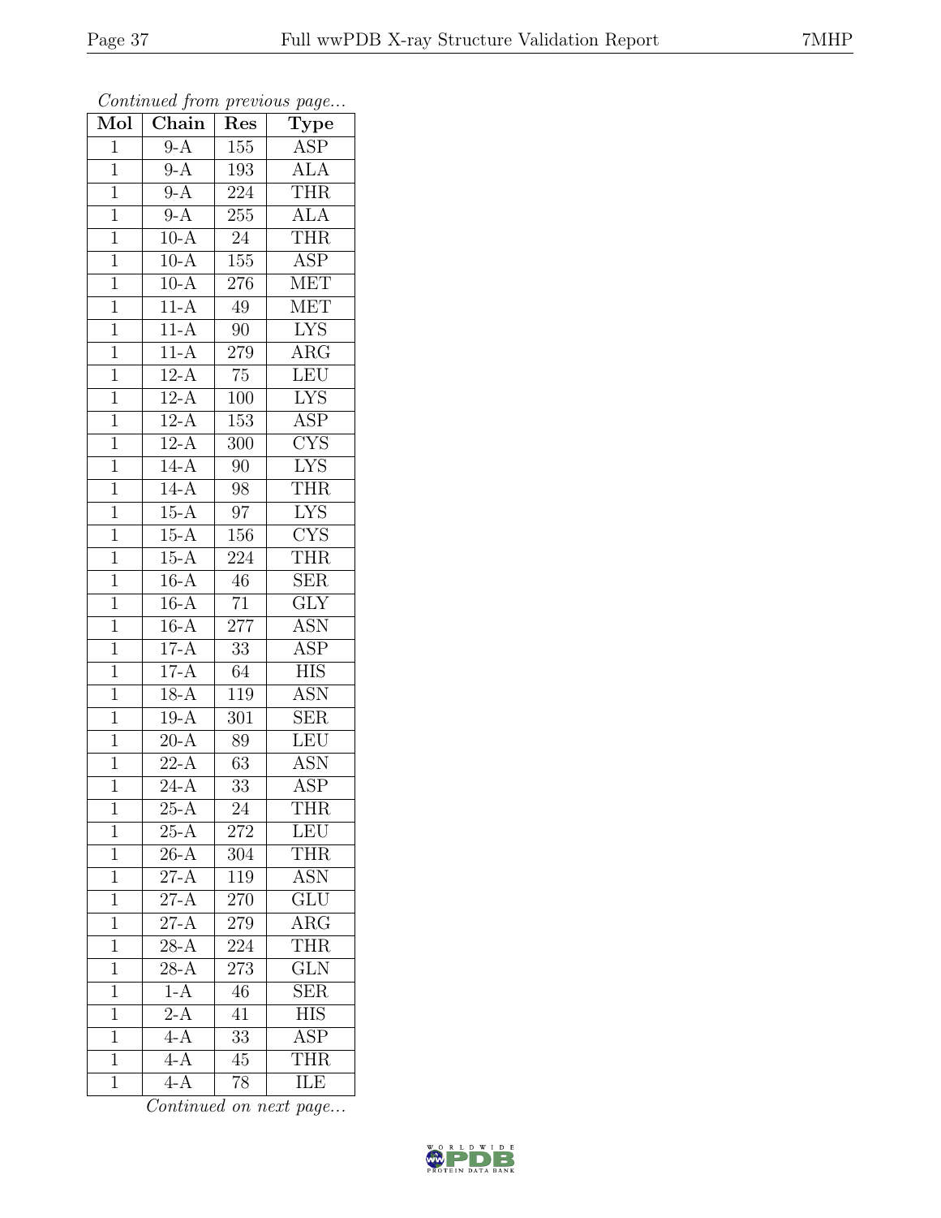*Continued from previous page...*

| Mol | Chain | Res | Type |
|---|---|---|---|
| 1 | 9-A | 155 | ASP |
| 1 | 9-A | 193 | ALA |
| 1 | 9-A | 224 | THR |
| 1 | 9-A | 255 | ALA |
| 1 | 10-A | 24 | THR |
| 1 | 10-A | 155 | ASP |
| 1 | 10-A | 276 | MET |
| 1 | 11-A | 49 | MET |
| 1 | 11-A | 90 | LYS |
| 1 | 11-A | 279 | ARG |
| 1 | 12-A | 75 | LEU |
| 1 | 12-A | 100 | LYS |
| 1 | 12-A | 153 | ASP |
| 1 | 12-A | 300 | CYS |
| 1 | 14-A | 90 | LYS |
| 1 | 14-A | 98 | THR |
| 1 | 15-A | 97 | LYS |
| 1 | 15-A | 156 | CYS |
| 1 | 15-A | 224 | THR |
| 1 | 16-A | 46 | SER |
| 1 | 16-A | 71 | GLY |
| 1 | 16-A | 277 | ASN |
| 1 | 17-A | 33 | ASP |
| 1 | 17-A | 64 | HIS |
| 1 | 18-A | 119 | ASN |
| 1 | 19-A | 301 | SER |
| 1 | 20-A | 89 | LEU |
| 1 | 22-A | 63 | ASN |
| 1 | 24-A | 33 | ASP |
| 1 | 25-A | 24 | THR |
| 1 | 25-A | 272 | LEU |
| 1 | 26-A | 304 | THR |
| 1 | 27-A | 119 | ASN |
| 1 | 27-A | 270 | GLU |
| 1 | 27-A | 279 | ARG |
| 1 | 28-A | 224 | THR |
| 1 | 28-A | 273 | GLN |
| 1 | 1-A | 46 | SER |
| 1 | 2-A | 41 | HIS |
| 1 | 4-A | 33 | ASP |
| 1 | 4-A | 45 | THR |
| 1 | 4-A | 78 | ILE |

*Continued on next page...*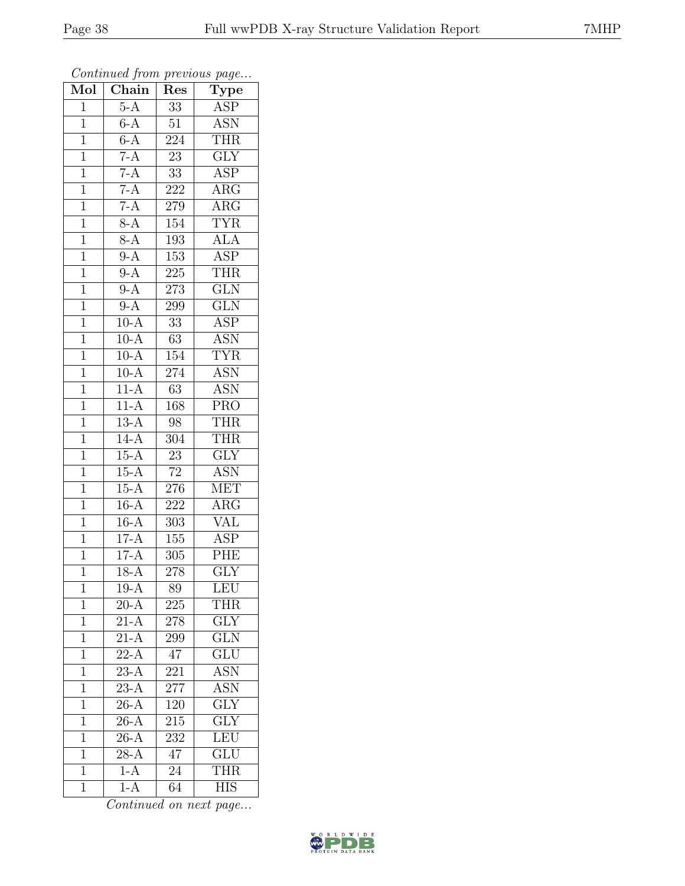*Continued from previous page...*

| Mol | Chain | Res | Type |
|---|---|---|---|
| 1 | 5-A | 33 | ASP |
| 1 | 6-A | 51 | ASN |
| 1 | 6-A | 224 | THR |
| 1 | 7-A | 23 | GLY |
| 1 | 7-A | 33 | ASP |
| 1 | 7-A | 222 | ARG |
| 1 | 7-A | 279 | ARG |
| 1 | 8-A | 154 | TYR |
| 1 | 8-A | 193 | ALA |
| 1 | 9-A | 153 | ASP |
| 1 | 9-A | 225 | THR |
| 1 | 9-A | 273 | GLN |
| 1 | 9-A | 299 | GLN |
| 1 | 10-A | 33 | ASP |
| 1 | 10-A | 63 | ASN |
| 1 | 10-A | 154 | TYR |
| 1 | 10-A | 274 | ASN |
| 1 | 11-A | 63 | ASN |
| 1 | 11-A | 168 | PRO |
| 1 | 13-A | 98 | THR |
| 1 | 14-A | 304 | THR |
| 1 | 15-A | 23 | GLY |
| 1 | 15-A | 72 | ASN |
| 1 | 15-A | 276 | MET |
| 1 | 16-A | 222 | ARG |
| 1 | 16-A | 303 | VAL |
| 1 | 17-A | 155 | ASP |
| 1 | 17-A | 305 | PHE |
| 1 | 18-A | 278 | GLY |
| 1 | 19-A | 89 | LEU |
| 1 | 20-A | 225 | THR |
| 1 | 21-A | 278 | GLY |
| 1 | 21-A | 299 | GLN |
| 1 | 22-A | 47 | GLU |
| 1 | 23-A | 221 | ASN |
| 1 | 23-A | 277 | ASN |
| 1 | 26-A | 120 | GLY |
| 1 | 26-A | 215 | GLY |
| 1 | 26-A | 232 | LEU |
| 1 | 28-A | 47 | GLU |
| 1 | 1-A | 24 | THR |
| 1 | 1-A | 64 | HIS |

*Continued on next page...*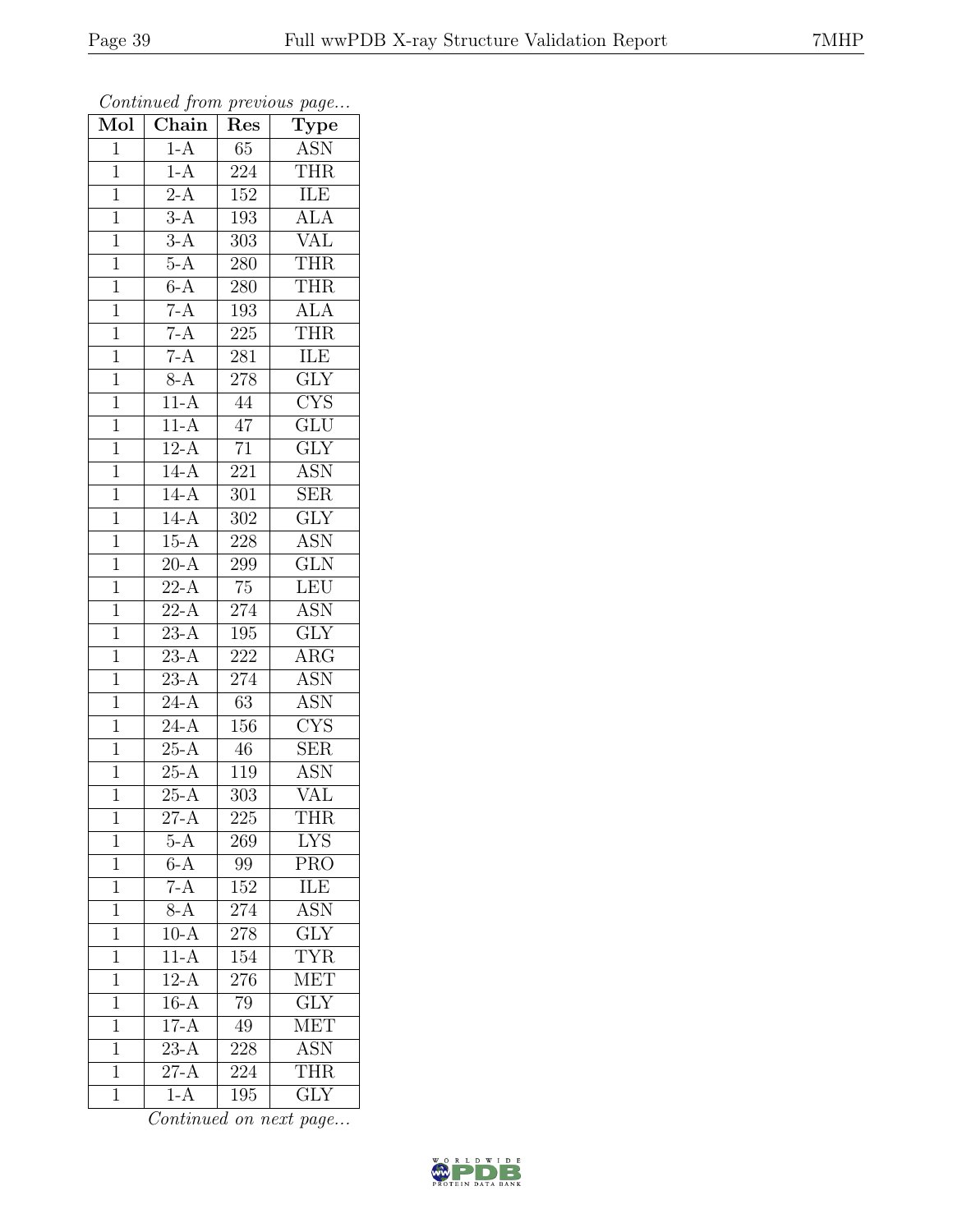*Continued from previous page...*

| Mol | Chain | Res | Type |
|---|---|---|---|
| 1 | 1-A | 65 | ASN |
| 1 | 1-A | 224 | THR |
| 1 | 2-A | 152 | ILE |
| 1 | 3-A | 193 | ALA |
| 1 | 3-A | 303 | VAL |
| 1 | 5-A | 280 | THR |
| 1 | 6-A | 280 | THR |
| 1 | 7-A | 193 | ALA |
| 1 | 7-A | 225 | THR |
| 1 | 7-A | 281 | ILE |
| 1 | 8-A | 278 | GLY |
| 1 | 11-A | 44 | CYS |
| 1 | 11-A | 47 | GLU |
| 1 | 12-A | 71 | GLY |
| 1 | 14-A | 221 | ASN |
| 1 | 14-A | 301 | SER |
| 1 | 14-A | 302 | GLY |
| 1 | 15-A | 228 | ASN |
| 1 | 20-A | 299 | GLN |
| 1 | 22-A | 75 | LEU |
| 1 | 22-A | 274 | ASN |
| 1 | 23-A | 195 | GLY |
| 1 | 23-A | 222 | ARG |
| 1 | 23-A | 274 | ASN |
| 1 | 24-A | 63 | ASN |
| 1 | 24-A | 156 | CYS |
| 1 | 25-A | 46 | SER |
| 1 | 25-A | 119 | ASN |
| 1 | 25-A | 303 | VAL |
| 1 | 27-A | 225 | THR |
| 1 | 5-A | 269 | LYS |
| 1 | 6-A | 99 | PRO |
| 1 | 7-A | 152 | ILE |
| 1 | 8-A | 274 | ASN |
| 1 | 10-A | 278 | GLY |
| 1 | 11-A | 154 | TYR |
| 1 | 12-A | 276 | MET |
| 1 | 16-A | 79 | GLY |
| 1 | 17-A | 49 | MET |
| 1 | 23-A | 228 | ASN |
| 1 | 27-A | 224 | THR |
| 1 | 1-A | 195 | GLY |

*Continued on next page...*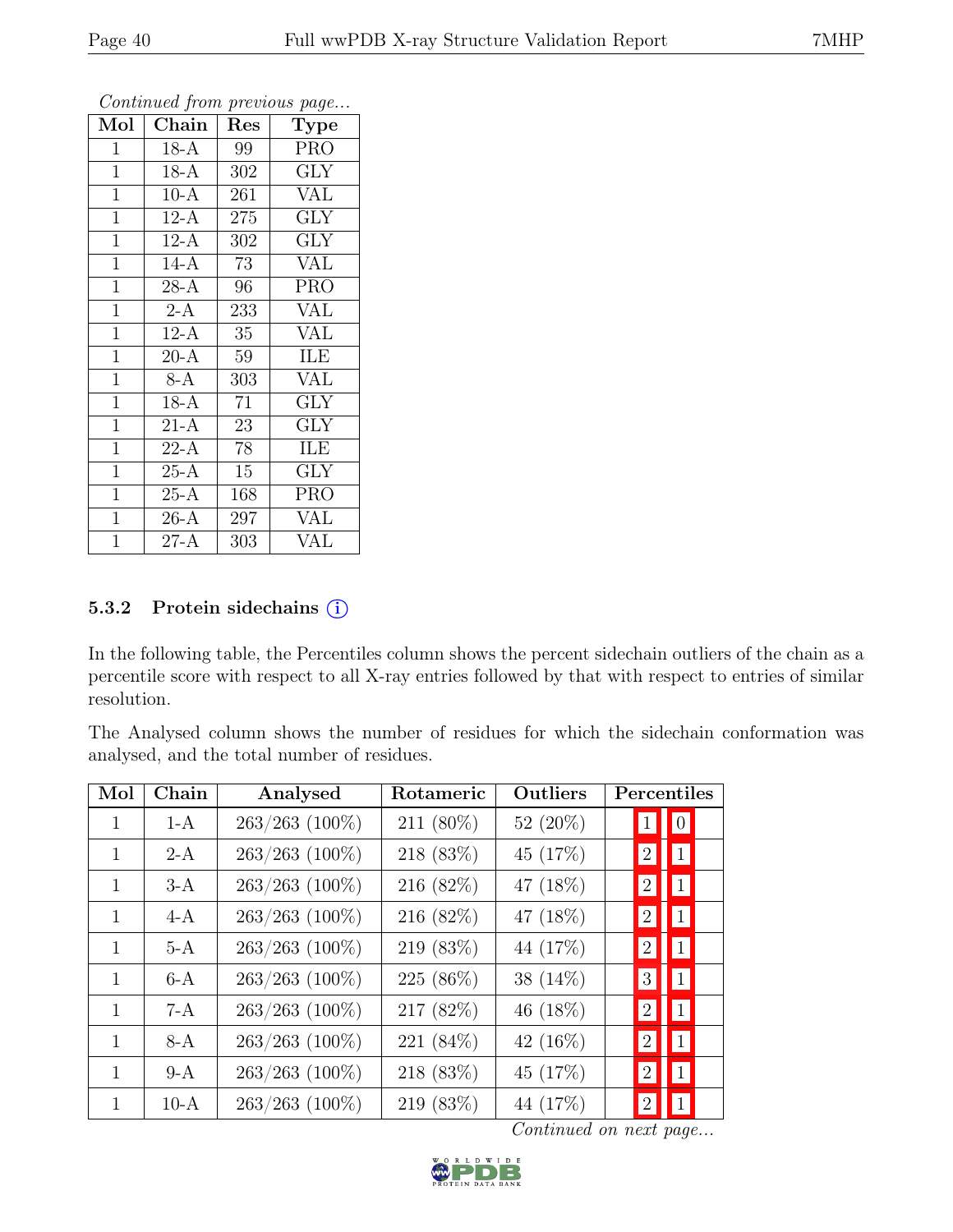*Continued from previous page...*

| Mol | Chain | Res | Type |
|---|---|---|---|
| 1 | 18-A | 99 | PRO |
| 1 | 18-A | 302 | GLY |
| 1 | 10-A | 261 | VAL |
| 1 | 12-A | 275 | GLY |
| 1 | 12-A | 302 | GLY |
| 1 | 14-A | 73 | VAL |
| 1 | 28-A | 96 | PRO |
| 1 | 2-A | 233 | VAL |
| 1 | 12-A | 35 | VAL |
| 1 | 20-A | 59 | ILE |
| 1 | 8-A | 303 | VAL |
| 1 | 18-A | 71 | GLY |
| 1 | 21-A | 23 | GLY |
| 1 | 22-A | 78 | ILE |
| 1 | 25-A | 15 | GLY |
| 1 | 25-A | 168 | PRO |
| 1 | 26-A | 297 | VAL |
| 1 | 27-A | 303 | VAL |

### 5.3.2 Protein sidechains (i)

In the following table, the Percentiles column shows the percent sidechain outliers of the chain as a percentile score with respect to all X-ray entries followed by that with respect to entries of similar resolution.

The Analysed column shows the number of residues for which the sidechain conformation was analysed, and the total number of residues.

| Mol | Chain | Analysed | Rotameric | Outliers | Percentiles | |
|---|---|---|---|---|---|---|
| 1 | 1-A | 263/263 (100%) | 211 (80%) | 52 (20%) | 1 | 0 |
| 1 | 2-A | 263/263 (100%) | 218 (83%) | 45 (17%) | 2 | 1 |
| 1 | 3-A | 263/263 (100%) | 216 (82%) | 47 (18%) | 2 | 1 |
| 1 | 4-A | 263/263 (100%) | 216 (82%) | 47 (18%) | 2 | 1 |
| 1 | 5-A | 263/263 (100%) | 219 (83%) | 44 (17%) | 2 | 1 |
| 1 | 6-A | 263/263 (100%) | 225 (86%) | 38 (14%) | 3 | 1 |
| 1 | 7-A | 263/263 (100%) | 217 (82%) | 46 (18%) | 2 | 1 |
| 1 | 8-A | 263/263 (100%) | 221 (84%) | 42 (16%) | 2 | 1 |
| 1 | 9-A | 263/263 (100%) | 218 (83%) | 45 (17%) | 2 | 1 |
| 1 | 10-A | 263/263 (100%) | 219 (83%) | 44 (17%) | 2 | 1 |

*Continued on next page...*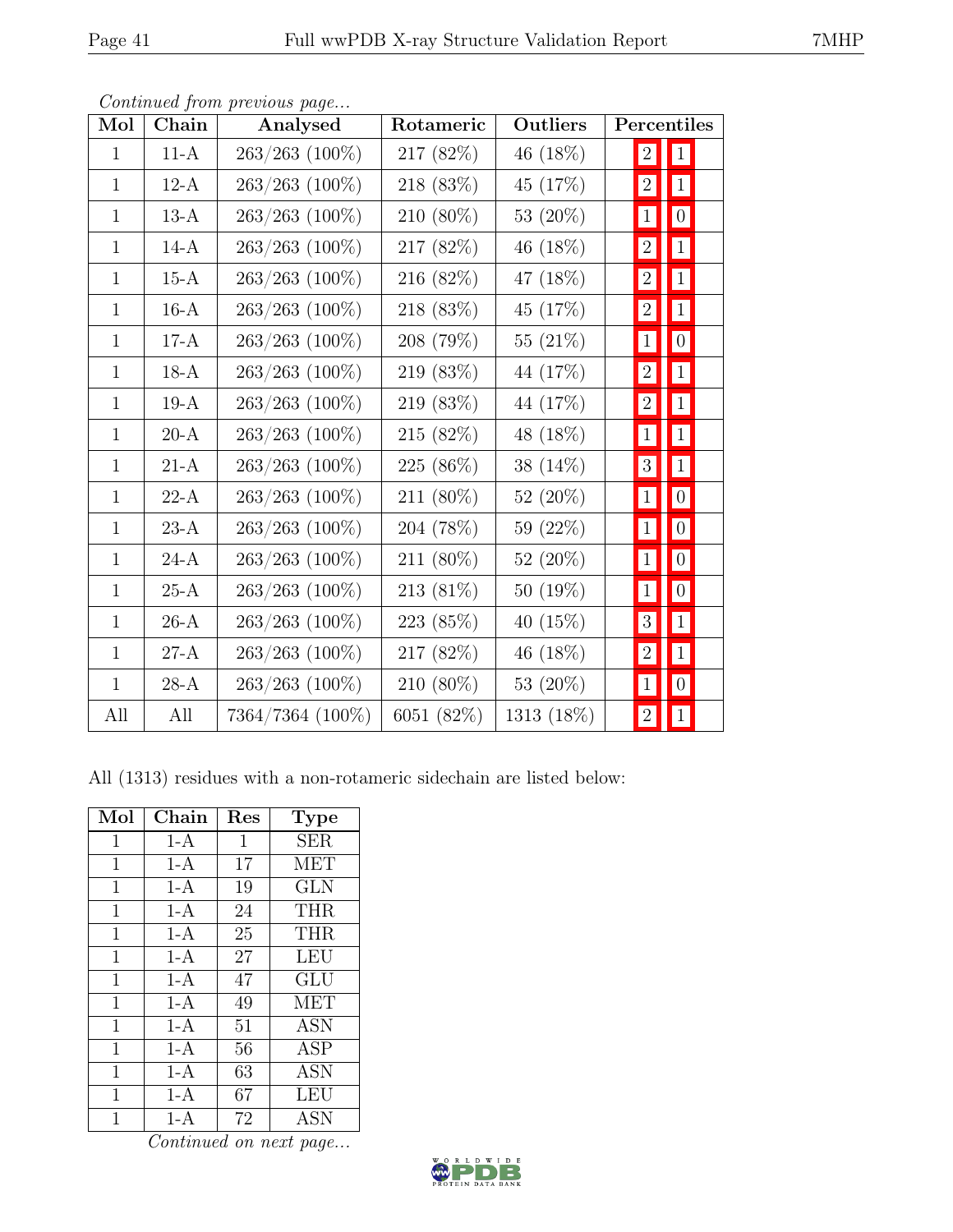*Continued from previous page...*

| Mol | Chain | Analysed | Rotameric | Outliers | Percentiles | |
|---|---|---|---|---|---|---|
| 1 | 11-A | 263/263 (100%) | 217 (82%) | 46 (18%) | 2 | 1 |
| 1 | 12-A | 263/263 (100%) | 218 (83%) | 45 (17%) | 2 | 1 |
| 1 | 13-A | 263/263 (100%) | 210 (80%) | 53 (20%) | 1 | 0 |
| 1 | 14-A | 263/263 (100%) | 217 (82%) | 46 (18%) | 2 | 1 |
| 1 | 15-A | 263/263 (100%) | 216 (82%) | 47 (18%) | 2 | 1 |
| 1 | 16-A | 263/263 (100%) | 218 (83%) | 45 (17%) | 2 | 1 |
| 1 | 17-A | 263/263 (100%) | 208 (79%) | 55 (21%) | 1 | 0 |
| 1 | 18-A | 263/263 (100%) | 219 (83%) | 44 (17%) | 2 | 1 |
| 1 | 19-A | 263/263 (100%) | 219 (83%) | 44 (17%) | 2 | 1 |
| 1 | 20-A | 263/263 (100%) | 215 (82%) | 48 (18%) | 1 | 1 |
| 1 | 21-A | 263/263 (100%) | 225 (86%) | 38 (14%) | 3 | 1 |
| 1 | 22-A | 263/263 (100%) | 211 (80%) | 52 (20%) | 1 | 0 |
| 1 | 23-A | 263/263 (100%) | 204 (78%) | 59 (22%) | 1 | 0 |
| 1 | 24-A | 263/263 (100%) | 211 (80%) | 52 (20%) | 1 | 0 |
| 1 | 25-A | 263/263 (100%) | 213 (81%) | 50 (19%) | 1 | 0 |
| 1 | 26-A | 263/263 (100%) | 223 (85%) | 40 (15%) | 3 | 1 |
| 1 | 27-A | 263/263 (100%) | 217 (82%) | 46 (18%) | 2 | 1 |
| 1 | 28-A | 263/263 (100%) | 210 (80%) | 53 (20%) | 1 | 0 |
| All | All | 7364/7364 (100%) | 6051 (82%) | 1313 (18%) | 2 | 1 |

All (1313) residues with a non-rotameric sidechain are listed below:

| Mol | Chain | Res | Type |
|---|---|---|---|
| 1 | 1-A | 1 | SER |
| 1 | 1-A | 17 | MET |
| 1 | 1-A | 19 | GLN |
| 1 | 1-A | 24 | THR |
| 1 | 1-A | 25 | THR |
| 1 | 1-A | 27 | LEU |
| 1 | 1-A | 47 | GLU |
| 1 | 1-A | 49 | MET |
| 1 | 1-A | 51 | ASN |
| 1 | 1-A | 56 | ASP |
| 1 | 1-A | 63 | ASN |
| 1 | 1-A | 67 | LEU |
| 1 | 1-A | 72 | ASN |

*Continued on next page...*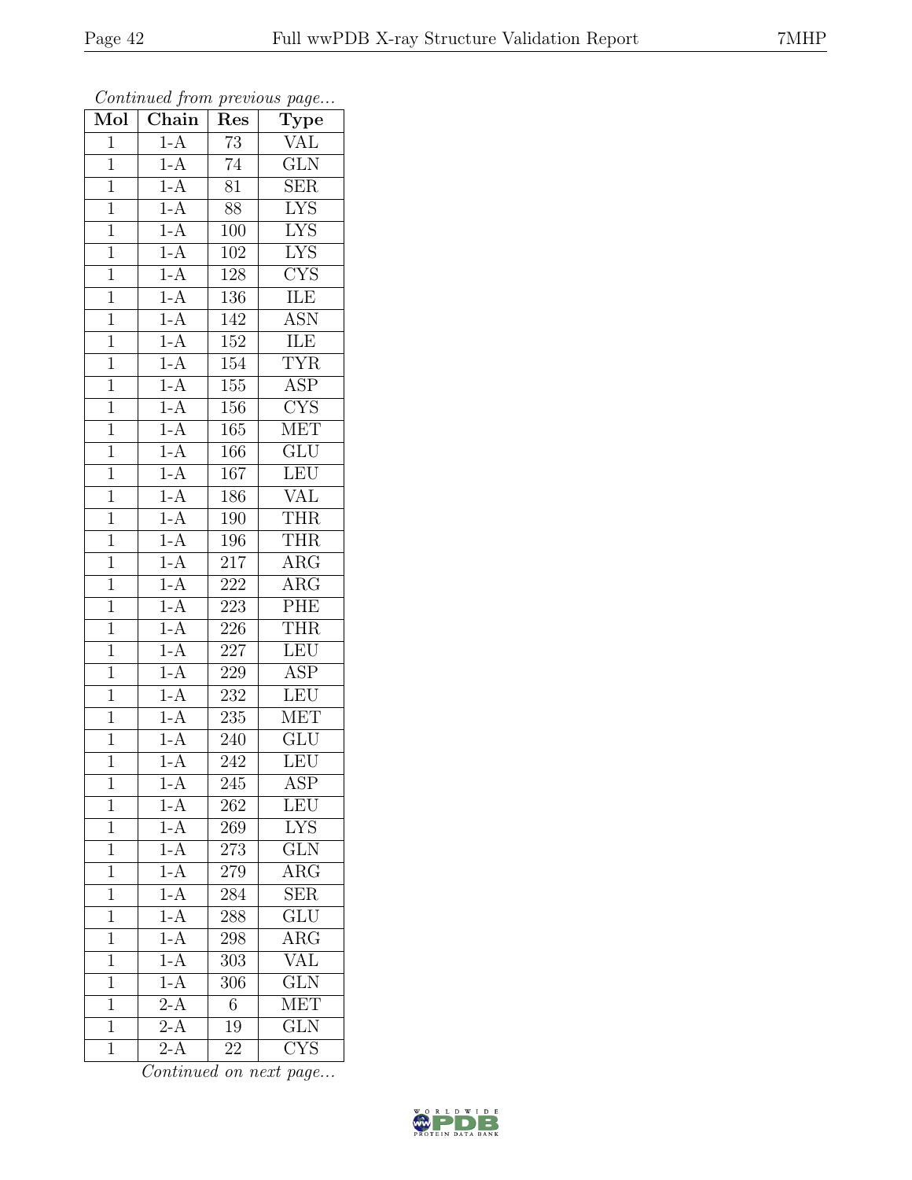*Continued from previous page...*

| Mol | Chain | Res | Type |
|---|---|---|---|
| 1 | 1-A | 73 | VAL |
| 1 | 1-A | 74 | GLN |
| 1 | 1-A | 81 | SER |
| 1 | 1-A | 88 | LYS |
| 1 | 1-A | 100 | LYS |
| 1 | 1-A | 102 | LYS |
| 1 | 1-A | 128 | CYS |
| 1 | 1-A | 136 | ILE |
| 1 | 1-A | 142 | ASN |
| 1 | 1-A | 152 | ILE |
| 1 | 1-A | 154 | TYR |
| 1 | 1-A | 155 | ASP |
| 1 | 1-A | 156 | CYS |
| 1 | 1-A | 165 | MET |
| 1 | 1-A | 166 | GLU |
| 1 | 1-A | 167 | LEU |
| 1 | 1-A | 186 | VAL |
| 1 | 1-A | 190 | THR |
| 1 | 1-A | 196 | THR |
| 1 | 1-A | 217 | ARG |
| 1 | 1-A | 222 | ARG |
| 1 | 1-A | 223 | PHE |
| 1 | 1-A | 226 | THR |
| 1 | 1-A | 227 | LEU |
| 1 | 1-A | 229 | ASP |
| 1 | 1-A | 232 | LEU |
| 1 | 1-A | 235 | MET |
| 1 | 1-A | 240 | GLU |
| 1 | 1-A | 242 | LEU |
| 1 | 1-A | 245 | ASP |
| 1 | 1-A | 262 | LEU |
| 1 | 1-A | 269 | LYS |
| 1 | 1-A | 273 | GLN |
| 1 | 1-A | 279 | ARG |
| 1 | 1-A | 284 | SER |
| 1 | 1-A | 288 | GLU |
| 1 | 1-A | 298 | ARG |
| 1 | 1-A | 303 | VAL |
| 1 | 1-A | 306 | GLN |
| 1 | 2-A | 6 | MET |
| 1 | 2-A | 19 | GLN |
| 1 | 2-A | 22 | CYS |

*Continued on next page...*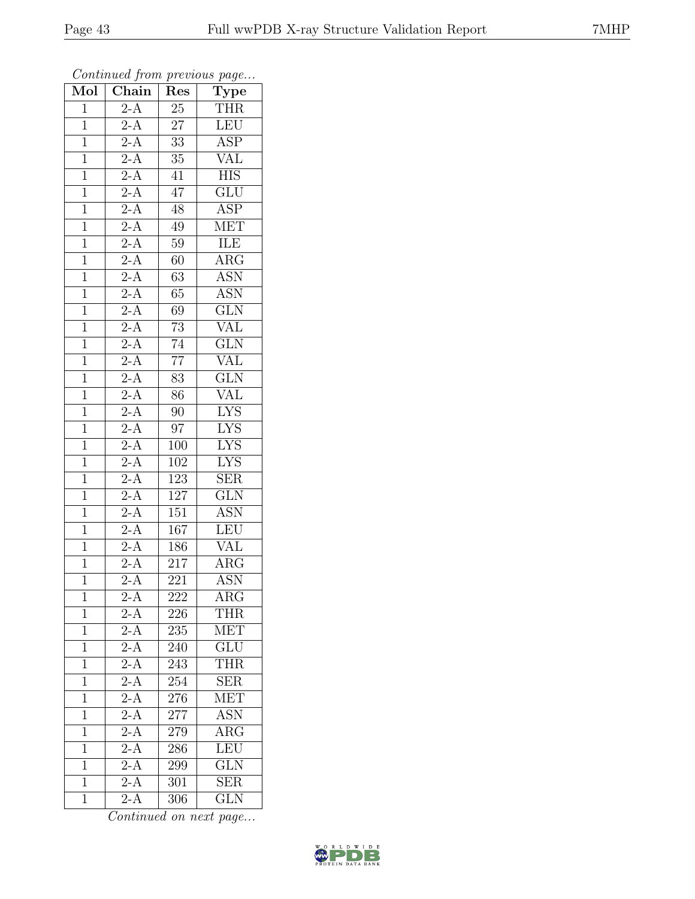*Continued from previous page...*

| Mol | Chain | Res | Type |
|---|---|---|---|
| 1 | 2-A | 25 | THR |
| 1 | 2-A | 27 | LEU |
| 1 | 2-A | 33 | ASP |
| 1 | 2-A | 35 | VAL |
| 1 | 2-A | 41 | HIS |
| 1 | 2-A | 47 | GLU |
| 1 | 2-A | 48 | ASP |
| 1 | 2-A | 49 | MET |
| 1 | 2-A | 59 | ILE |
| 1 | 2-A | 60 | ARG |
| 1 | 2-A | 63 | ASN |
| 1 | 2-A | 65 | ASN |
| 1 | 2-A | 69 | GLN |
| 1 | 2-A | 73 | VAL |
| 1 | 2-A | 74 | GLN |
| 1 | 2-A | 77 | VAL |
| 1 | 2-A | 83 | GLN |
| 1 | 2-A | 86 | VAL |
| 1 | 2-A | 90 | LYS |
| 1 | 2-A | 97 | LYS |
| 1 | 2-A | 100 | LYS |
| 1 | 2-A | 102 | LYS |
| 1 | 2-A | 123 | SER |
| 1 | 2-A | 127 | GLN |
| 1 | 2-A | 151 | ASN |
| 1 | 2-A | 167 | LEU |
| 1 | 2-A | 186 | VAL |
| 1 | 2-A | 217 | ARG |
| 1 | 2-A | 221 | ASN |
| 1 | 2-A | 222 | ARG |
| 1 | 2-A | 226 | THR |
| 1 | 2-A | 235 | MET |
| 1 | 2-A | 240 | GLU |
| 1 | 2-A | 243 | THR |
| 1 | 2-A | 254 | SER |
| 1 | 2-A | 276 | MET |
| 1 | 2-A | 277 | ASN |
| 1 | 2-A | 279 | ARG |
| 1 | 2-A | 286 | LEU |
| 1 | 2-A | 299 | GLN |
| 1 | 2-A | 301 | SER |
| 1 | 2-A | 306 | GLN |

*Continued on next page...*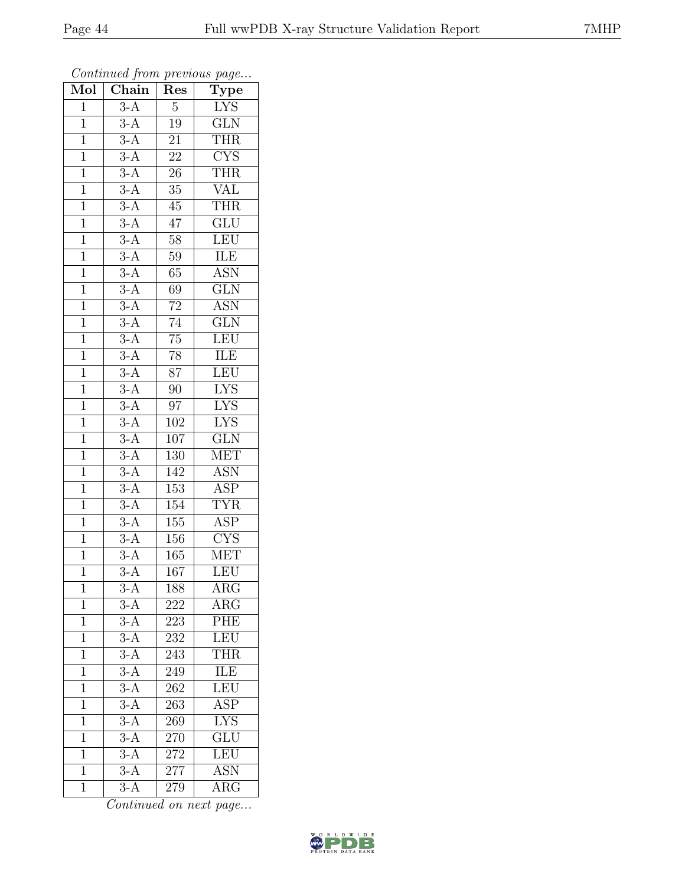*Continued from previous page...*

| Mol | Chain | Res | Type |
|---|---|---|---|
| 1 | 3-A | 5 | LYS |
| 1 | 3-A | 19 | GLN |
| 1 | 3-A | 21 | THR |
| 1 | 3-A | 22 | CYS |
| 1 | 3-A | 26 | THR |
| 1 | 3-A | 35 | VAL |
| 1 | 3-A | 45 | THR |
| 1 | 3-A | 47 | GLU |
| 1 | 3-A | 58 | LEU |
| 1 | 3-A | 59 | ILE |
| 1 | 3-A | 65 | ASN |
| 1 | 3-A | 69 | GLN |
| 1 | 3-A | 72 | ASN |
| 1 | 3-A | 74 | GLN |
| 1 | 3-A | 75 | LEU |
| 1 | 3-A | 78 | ILE |
| 1 | 3-A | 87 | LEU |
| 1 | 3-A | 90 | LYS |
| 1 | 3-A | 97 | LYS |
| 1 | 3-A | 102 | LYS |
| 1 | 3-A | 107 | GLN |
| 1 | 3-A | 130 | MET |
| 1 | 3-A | 142 | ASN |
| 1 | 3-A | 153 | ASP |
| 1 | 3-A | 154 | TYR |
| 1 | 3-A | 155 | ASP |
| 1 | 3-A | 156 | CYS |
| 1 | 3-A | 165 | MET |
| 1 | 3-A | 167 | LEU |
| 1 | 3-A | 188 | ARG |
| 1 | 3-A | 222 | ARG |
| 1 | 3-A | 223 | PHE |
| 1 | 3-A | 232 | LEU |
| 1 | 3-A | 243 | THR |
| 1 | 3-A | 249 | ILE |
| 1 | 3-A | 262 | LEU |
| 1 | 3-A | 263 | ASP |
| 1 | 3-A | 269 | LYS |
| 1 | 3-A | 270 | GLU |
| 1 | 3-A | 272 | LEU |
| 1 | 3-A | 277 | ASN |
| 1 | 3-A | 279 | ARG |

*Continued on next page...*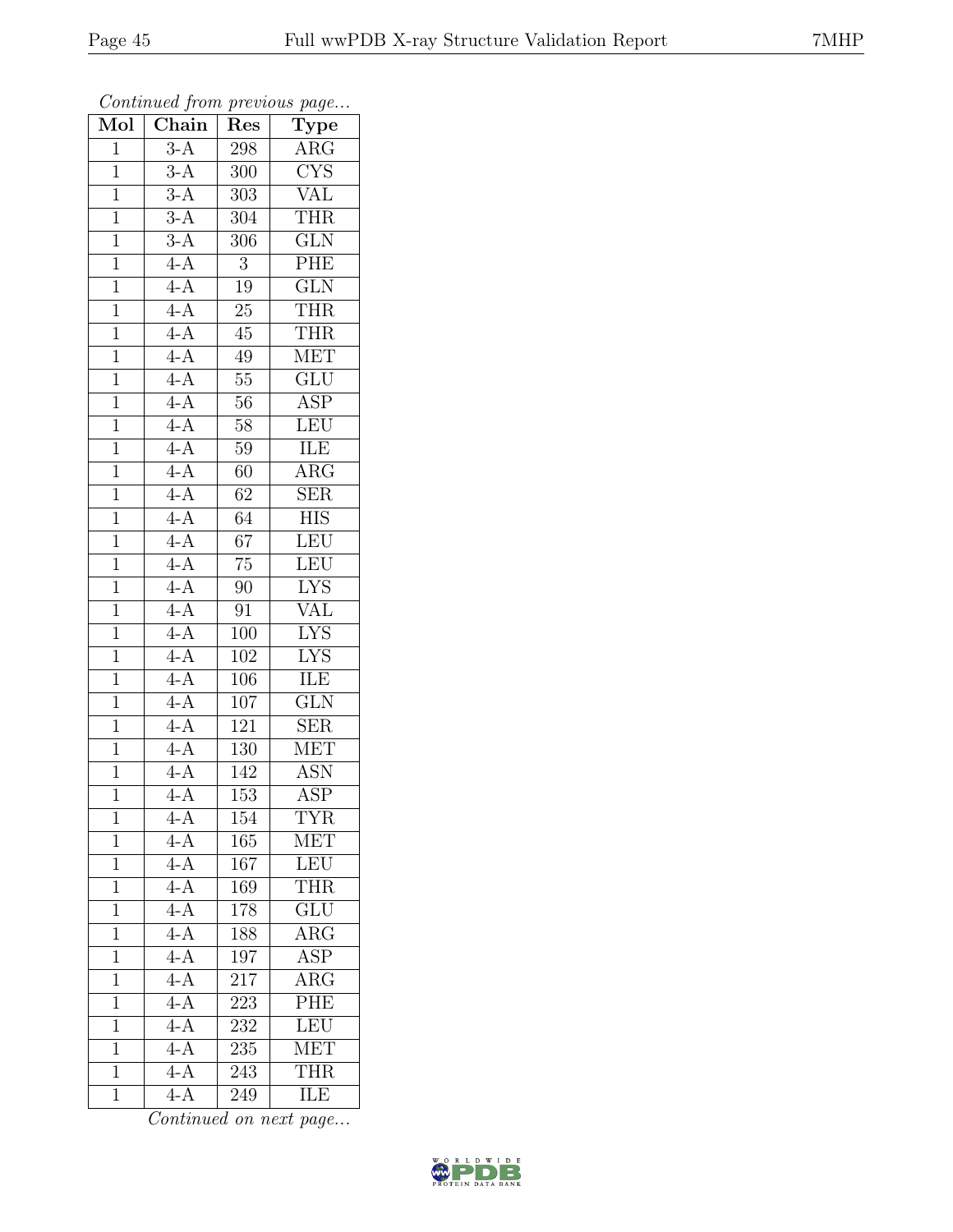*Continued from previous page...*

| Mol | Chain | Res | Type |
|---|---|---|---|
| 1 | 3-A | 298 | ARG |
| 1 | 3-A | 300 | CYS |
| 1 | 3-A | 303 | VAL |
| 1 | 3-A | 304 | THR |
| 1 | 3-A | 306 | GLN |
| 1 | 4-A | 3 | PHE |
| 1 | 4-A | 19 | GLN |
| 1 | 4-A | 25 | THR |
| 1 | 4-A | 45 | THR |
| 1 | 4-A | 49 | MET |
| 1 | 4-A | 55 | GLU |
| 1 | 4-A | 56 | ASP |
| 1 | 4-A | 58 | LEU |
| 1 | 4-A | 59 | ILE |
| 1 | 4-A | 60 | ARG |
| 1 | 4-A | 62 | SER |
| 1 | 4-A | 64 | HIS |
| 1 | 4-A | 67 | LEU |
| 1 | 4-A | 75 | LEU |
| 1 | 4-A | 90 | LYS |
| 1 | 4-A | 91 | VAL |
| 1 | 4-A | 100 | LYS |
| 1 | 4-A | 102 | LYS |
| 1 | 4-A | 106 | ILE |
| 1 | 4-A | 107 | GLN |
| 1 | 4-A | 121 | SER |
| 1 | 4-A | 130 | MET |
| 1 | 4-A | 142 | ASN |
| 1 | 4-A | 153 | ASP |
| 1 | 4-A | 154 | TYR |
| 1 | 4-A | 165 | MET |
| 1 | 4-A | 167 | LEU |
| 1 | 4-A | 169 | THR |
| 1 | 4-A | 178 | GLU |
| 1 | 4-A | 188 | ARG |
| 1 | 4-A | 197 | ASP |
| 1 | 4-A | 217 | ARG |
| 1 | 4-A | 223 | PHE |
| 1 | 4-A | 232 | LEU |
| 1 | 4-A | 235 | MET |
| 1 | 4-A | 243 | THR |
| 1 | 4-A | 249 | ILE |

*Continued on next page...*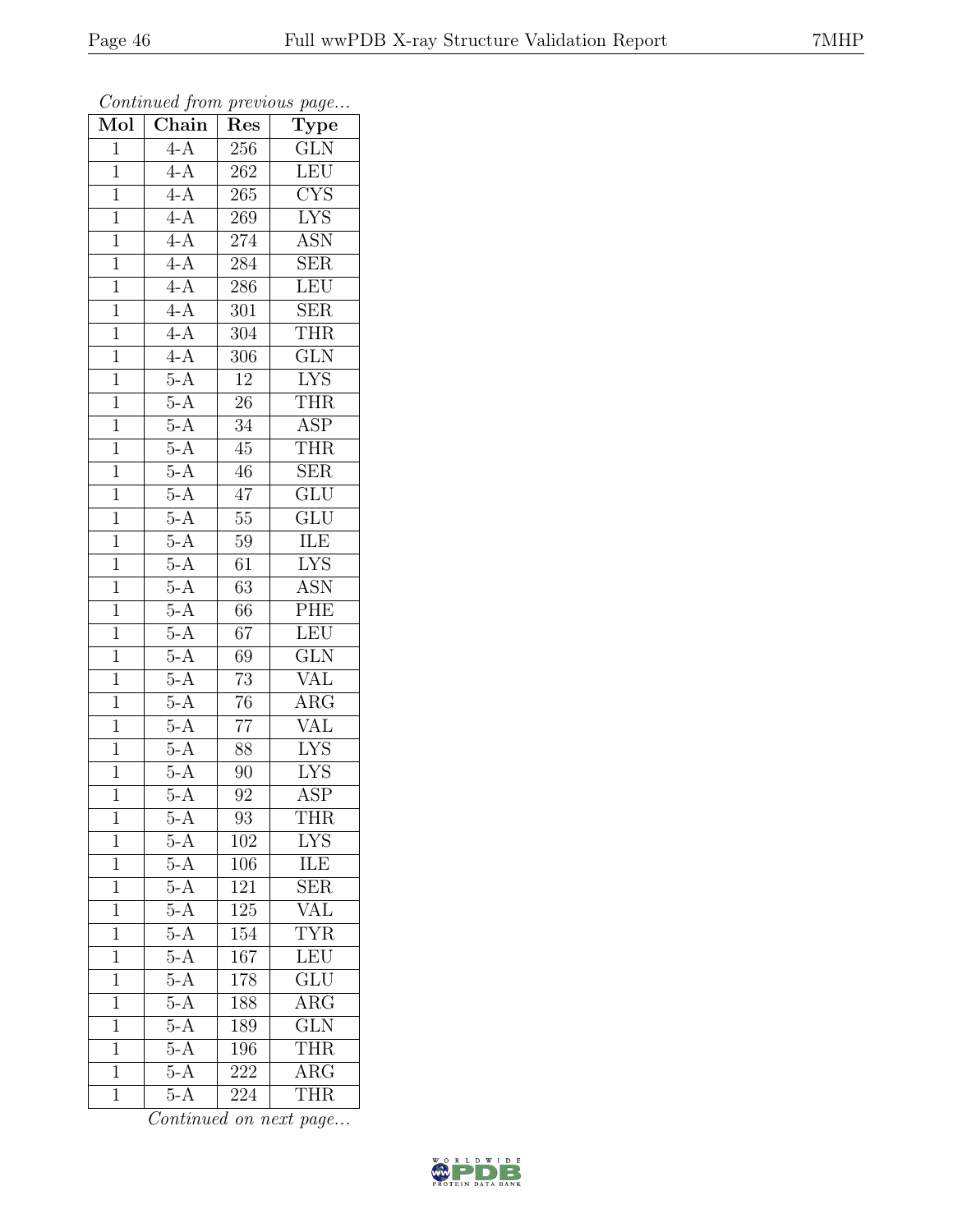*Continued from previous page...*

| Mol | Chain | Res | Type |
|---|---|---|---|
| 1 | 4-A | 256 | GLN |
| 1 | 4-A | 262 | LEU |
| 1 | 4-A | 265 | CYS |
| 1 | 4-A | 269 | LYS |
| 1 | 4-A | 274 | ASN |
| 1 | 4-A | 284 | SER |
| 1 | 4-A | 286 | LEU |
| 1 | 4-A | 301 | SER |
| 1 | 4-A | 304 | THR |
| 1 | 4-A | 306 | GLN |
| 1 | 5-A | 12 | LYS |
| 1 | 5-A | 26 | THR |
| 1 | 5-A | 34 | ASP |
| 1 | 5-A | 45 | THR |
| 1 | 5-A | 46 | SER |
| 1 | 5-A | 47 | GLU |
| 1 | 5-A | 55 | GLU |
| 1 | 5-A | 59 | ILE |
| 1 | 5-A | 61 | LYS |
| 1 | 5-A | 63 | ASN |
| 1 | 5-A | 66 | PHE |
| 1 | 5-A | 67 | LEU |
| 1 | 5-A | 69 | GLN |
| 1 | 5-A | 73 | VAL |
| 1 | 5-A | 76 | ARG |
| 1 | 5-A | 77 | VAL |
| 1 | 5-A | 88 | LYS |
| 1 | 5-A | 90 | LYS |
| 1 | 5-A | 92 | ASP |
| 1 | 5-A | 93 | THR |
| 1 | 5-A | 102 | LYS |
| 1 | 5-A | 106 | ILE |
| 1 | 5-A | 121 | SER |
| 1 | 5-A | 125 | VAL |
| 1 | 5-A | 154 | TYR |
| 1 | 5-A | 167 | LEU |
| 1 | 5-A | 178 | GLU |
| 1 | 5-A | 188 | ARG |
| 1 | 5-A | 189 | GLN |
| 1 | 5-A | 196 | THR |
| 1 | 5-A | 222 | ARG |
| 1 | 5-A | 224 | THR |

*Continued on next page...*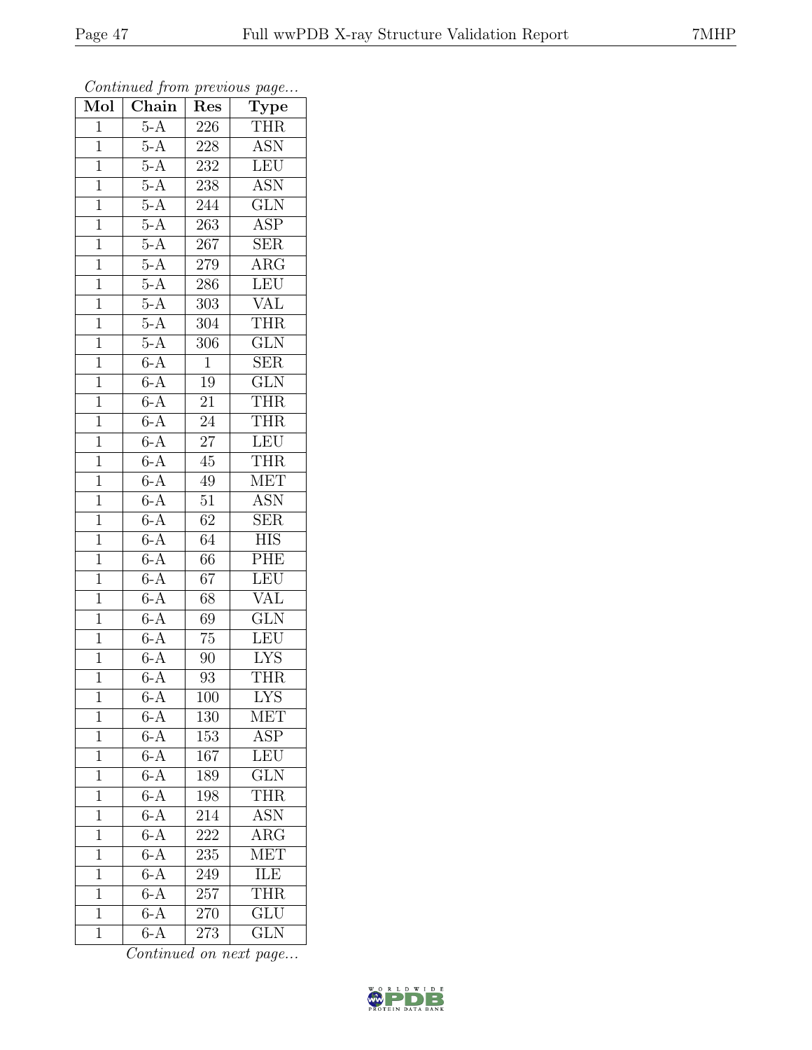*Continued from previous page...*

| Mol | Chain | Res | Type |
| --- | --- | --- | --- |
| 1 | 5-A | 226 | THR |
| 1 | 5-A | 228 | ASN |
| 1 | 5-A | 232 | LEU |
| 1 | 5-A | 238 | ASN |
| 1 | 5-A | 244 | GLN |
| 1 | 5-A | 263 | ASP |
| 1 | 5-A | 267 | SER |
| 1 | 5-A | 279 | ARG |
| 1 | 5-A | 286 | LEU |
| 1 | 5-A | 303 | VAL |
| 1 | 5-A | 304 | THR |
| 1 | 5-A | 306 | GLN |
| 1 | 6-A | 1 | SER |
| 1 | 6-A | 19 | GLN |
| 1 | 6-A | 21 | THR |
| 1 | 6-A | 24 | THR |
| 1 | 6-A | 27 | LEU |
| 1 | 6-A | 45 | THR |
| 1 | 6-A | 49 | MET |
| 1 | 6-A | 51 | ASN |
| 1 | 6-A | 62 | SER |
| 1 | 6-A | 64 | HIS |
| 1 | 6-A | 66 | PHE |
| 1 | 6-A | 67 | LEU |
| 1 | 6-A | 68 | VAL |
| 1 | 6-A | 69 | GLN |
| 1 | 6-A | 75 | LEU |
| 1 | 6-A | 90 | LYS |
| 1 | 6-A | 93 | THR |
| 1 | 6-A | 100 | LYS |
| 1 | 6-A | 130 | MET |
| 1 | 6-A | 153 | ASP |
| 1 | 6-A | 167 | LEU |
| 1 | 6-A | 189 | GLN |
| 1 | 6-A | 198 | THR |
| 1 | 6-A | 214 | ASN |
| 1 | 6-A | 222 | ARG |
| 1 | 6-A | 235 | MET |
| 1 | 6-A | 249 | ILE |
| 1 | 6-A | 257 | THR |
| 1 | 6-A | 270 | GLU |
| 1 | 6-A | 273 | GLN |

*Continued on next page...*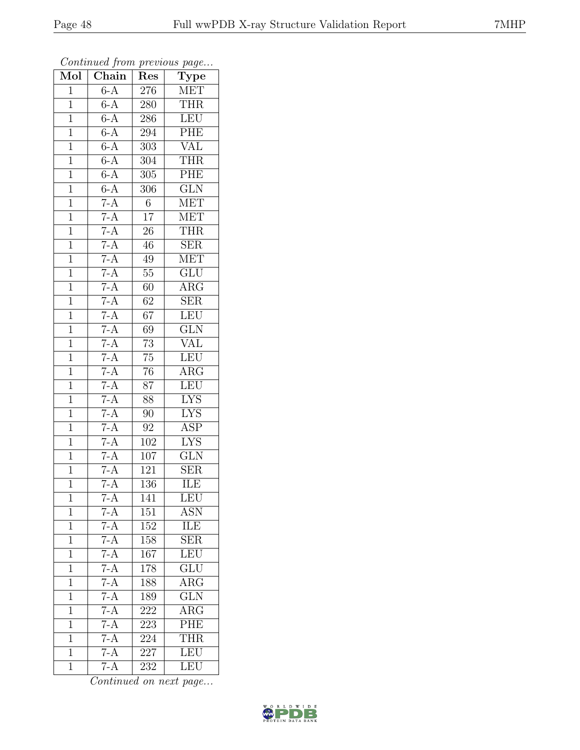*Continued from previous page...*

| Mol | Chain | Res | Type |
|---|---|---|---|
| 1 | 6-A | 276 | MET |
| 1 | 6-A | 280 | THR |
| 1 | 6-A | 286 | LEU |
| 1 | 6-A | 294 | PHE |
| 1 | 6-A | 303 | VAL |
| 1 | 6-A | 304 | THR |
| 1 | 6-A | 305 | PHE |
| 1 | 6-A | 306 | GLN |
| 1 | 7-A | 6 | MET |
| 1 | 7-A | 17 | MET |
| 1 | 7-A | 26 | THR |
| 1 | 7-A | 46 | SER |
| 1 | 7-A | 49 | MET |
| 1 | 7-A | 55 | GLU |
| 1 | 7-A | 60 | ARG |
| 1 | 7-A | 62 | SER |
| 1 | 7-A | 67 | LEU |
| 1 | 7-A | 69 | GLN |
| 1 | 7-A | 73 | VAL |
| 1 | 7-A | 75 | LEU |
| 1 | 7-A | 76 | ARG |
| 1 | 7-A | 87 | LEU |
| 1 | 7-A | 88 | LYS |
| 1 | 7-A | 90 | LYS |
| 1 | 7-A | 92 | ASP |
| 1 | 7-A | 102 | LYS |
| 1 | 7-A | 107 | GLN |
| 1 | 7-A | 121 | SER |
| 1 | 7-A | 136 | ILE |
| 1 | 7-A | 141 | LEU |
| 1 | 7-A | 151 | ASN |
| 1 | 7-A | 152 | ILE |
| 1 | 7-A | 158 | SER |
| 1 | 7-A | 167 | LEU |
| 1 | 7-A | 178 | GLU |
| 1 | 7-A | 188 | ARG |
| 1 | 7-A | 189 | GLN |
| 1 | 7-A | 222 | ARG |
| 1 | 7-A | 223 | PHE |
| 1 | 7-A | 224 | THR |
| 1 | 7-A | 227 | LEU |
| 1 | 7-A | 232 | LEU |

*Continued on next page...*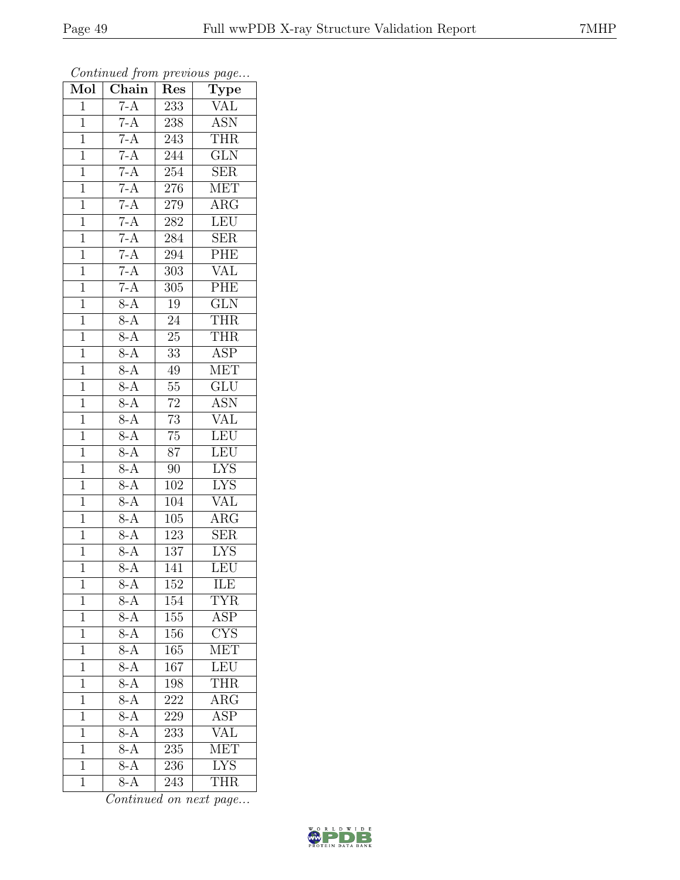*Continued from previous page...*

| Mol | Chain | Res | Type |
| --- | --- | --- | --- |
| 1 | 7-A | 233 | VAL |
| 1 | 7-A | 238 | ASN |
| 1 | 7-A | 243 | THR |
| 1 | 7-A | 244 | GLN |
| 1 | 7-A | 254 | SER |
| 1 | 7-A | 276 | MET |
| 1 | 7-A | 279 | ARG |
| 1 | 7-A | 282 | LEU |
| 1 | 7-A | 284 | SER |
| 1 | 7-A | 294 | PHE |
| 1 | 7-A | 303 | VAL |
| 1 | 7-A | 305 | PHE |
| 1 | 8-A | 19 | GLN |
| 1 | 8-A | 24 | THR |
| 1 | 8-A | 25 | THR |
| 1 | 8-A | 33 | ASP |
| 1 | 8-A | 49 | MET |
| 1 | 8-A | 55 | GLU |
| 1 | 8-A | 72 | ASN |
| 1 | 8-A | 73 | VAL |
| 1 | 8-A | 75 | LEU |
| 1 | 8-A | 87 | LEU |
| 1 | 8-A | 90 | LYS |
| 1 | 8-A | 102 | LYS |
| 1 | 8-A | 104 | VAL |
| 1 | 8-A | 105 | ARG |
| 1 | 8-A | 123 | SER |
| 1 | 8-A | 137 | LYS |
| 1 | 8-A | 141 | LEU |
| 1 | 8-A | 152 | ILE |
| 1 | 8-A | 154 | TYR |
| 1 | 8-A | 155 | ASP |
| 1 | 8-A | 156 | CYS |
| 1 | 8-A | 165 | MET |
| 1 | 8-A | 167 | LEU |
| 1 | 8-A | 198 | THR |
| 1 | 8-A | 222 | ARG |
| 1 | 8-A | 229 | ASP |
| 1 | 8-A | 233 | VAL |
| 1 | 8-A | 235 | MET |
| 1 | 8-A | 236 | LYS |
| 1 | 8-A | 243 | THR |

*Continued on next page...*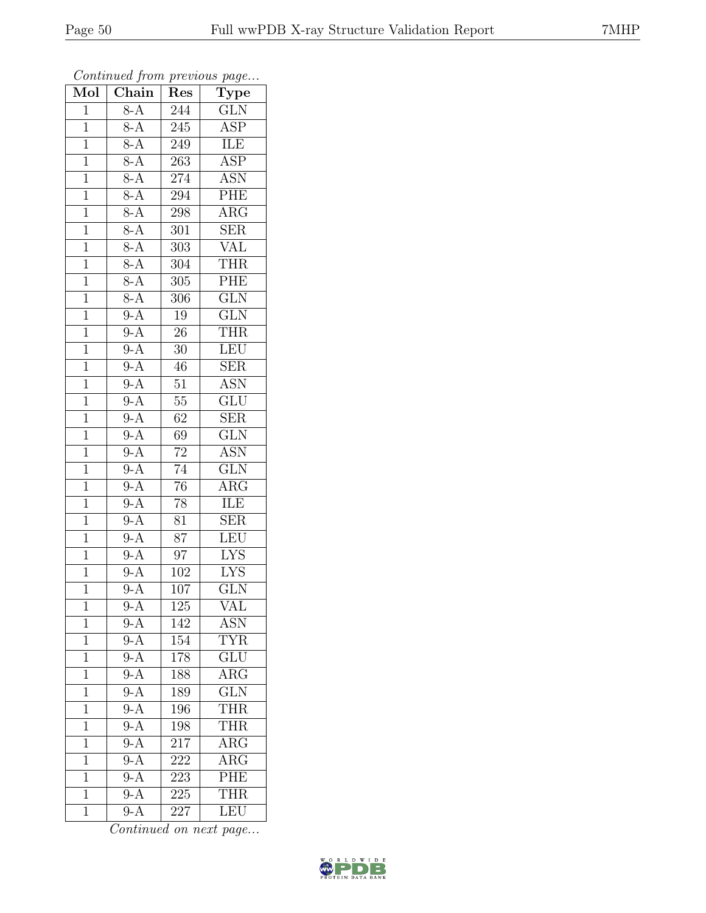*Continued from previous page...*

| Mol | Chain | Res | Type |
|---|---|---|---|
| 1 | 8-A | 244 | GLN |
| 1 | 8-A | 245 | ASP |
| 1 | 8-A | 249 | ILE |
| 1 | 8-A | 263 | ASP |
| 1 | 8-A | 274 | ASN |
| 1 | 8-A | 294 | PHE |
| 1 | 8-A | 298 | ARG |
| 1 | 8-A | 301 | SER |
| 1 | 8-A | 303 | VAL |
| 1 | 8-A | 304 | THR |
| 1 | 8-A | 305 | PHE |
| 1 | 8-A | 306 | GLN |
| 1 | 9-A | 19 | GLN |
| 1 | 9-A | 26 | THR |
| 1 | 9-A | 30 | LEU |
| 1 | 9-A | 46 | SER |
| 1 | 9-A | 51 | ASN |
| 1 | 9-A | 55 | GLU |
| 1 | 9-A | 62 | SER |
| 1 | 9-A | 69 | GLN |
| 1 | 9-A | 72 | ASN |
| 1 | 9-A | 74 | GLN |
| 1 | 9-A | 76 | ARG |
| 1 | 9-A | 78 | ILE |
| 1 | 9-A | 81 | SER |
| 1 | 9-A | 87 | LEU |
| 1 | 9-A | 97 | LYS |
| 1 | 9-A | 102 | LYS |
| 1 | 9-A | 107 | GLN |
| 1 | 9-A | 125 | VAL |
| 1 | 9-A | 142 | ASN |
| 1 | 9-A | 154 | TYR |
| 1 | 9-A | 178 | GLU |
| 1 | 9-A | 188 | ARG |
| 1 | 9-A | 189 | GLN |
| 1 | 9-A | 196 | THR |
| 1 | 9-A | 198 | THR |
| 1 | 9-A | 217 | ARG |
| 1 | 9-A | 222 | ARG |
| 1 | 9-A | 223 | PHE |
| 1 | 9-A | 225 | THR |
| 1 | 9-A | 227 | LEU |

*Continued on next page...*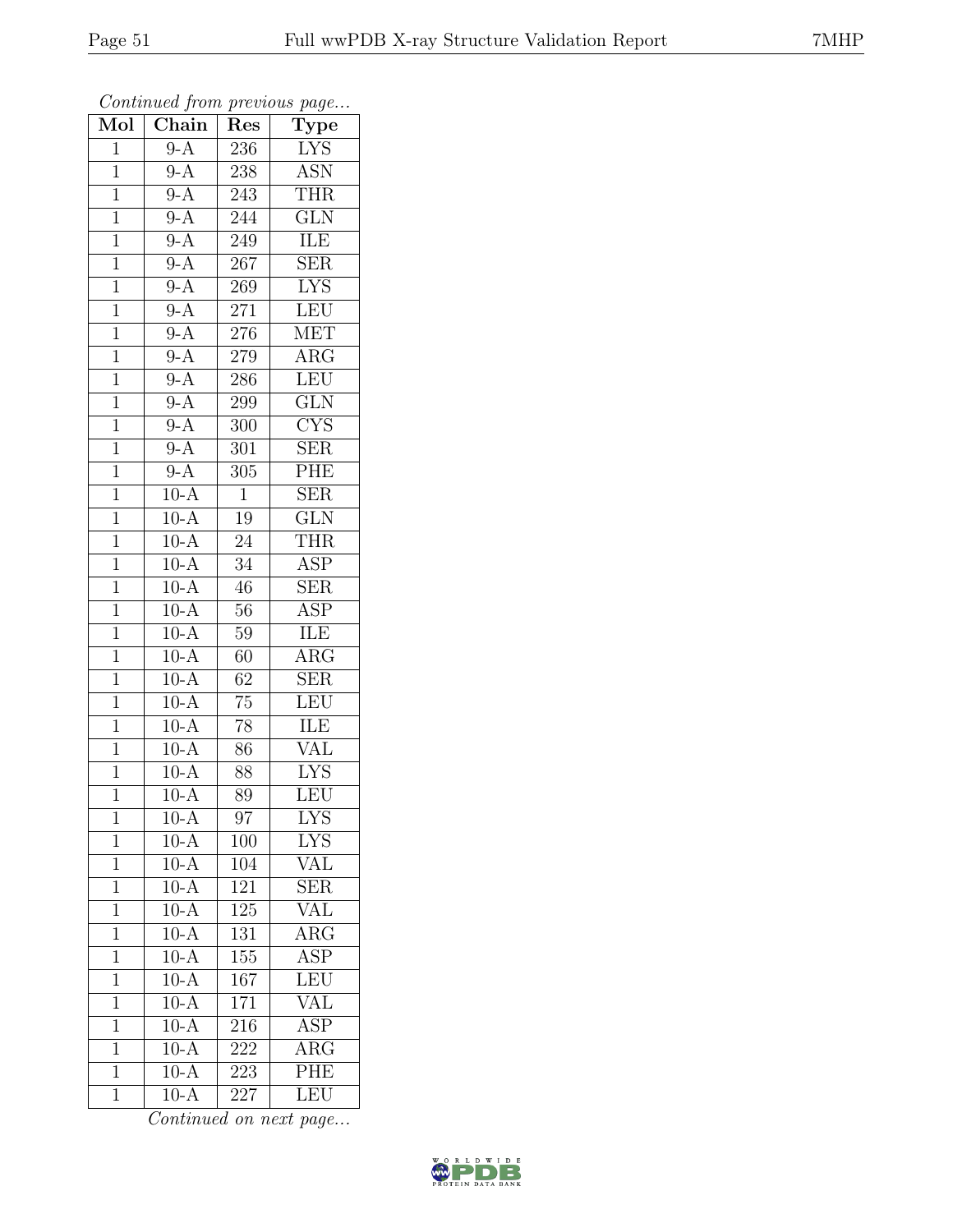*Continued from previous page...*

| Mol | Chain | Res | Type |
|---|---|---|---|
| 1 | 9-A | 236 | LYS |
| 1 | 9-A | 238 | ASN |
| 1 | 9-A | 243 | THR |
| 1 | 9-A | 244 | GLN |
| 1 | 9-A | 249 | ILE |
| 1 | 9-A | 267 | SER |
| 1 | 9-A | 269 | LYS |
| 1 | 9-A | 271 | LEU |
| 1 | 9-A | 276 | MET |
| 1 | 9-A | 279 | ARG |
| 1 | 9-A | 286 | LEU |
| 1 | 9-A | 299 | GLN |
| 1 | 9-A | 300 | CYS |
| 1 | 9-A | 301 | SER |
| 1 | 9-A | 305 | PHE |
| 1 | 10-A | 1 | SER |
| 1 | 10-A | 19 | GLN |
| 1 | 10-A | 24 | THR |
| 1 | 10-A | 34 | ASP |
| 1 | 10-A | 46 | SER |
| 1 | 10-A | 56 | ASP |
| 1 | 10-A | 59 | ILE |
| 1 | 10-A | 60 | ARG |
| 1 | 10-A | 62 | SER |
| 1 | 10-A | 75 | LEU |
| 1 | 10-A | 78 | ILE |
| 1 | 10-A | 86 | VAL |
| 1 | 10-A | 88 | LYS |
| 1 | 10-A | 89 | LEU |
| 1 | 10-A | 97 | LYS |
| 1 | 10-A | 100 | LYS |
| 1 | 10-A | 104 | VAL |
| 1 | 10-A | 121 | SER |
| 1 | 10-A | 125 | VAL |
| 1 | 10-A | 131 | ARG |
| 1 | 10-A | 155 | ASP |
| 1 | 10-A | 167 | LEU |
| 1 | 10-A | 171 | VAL |
| 1 | 10-A | 216 | ASP |
| 1 | 10-A | 222 | ARG |
| 1 | 10-A | 223 | PHE |
| 1 | 10-A | 227 | LEU |

*Continued on next page...*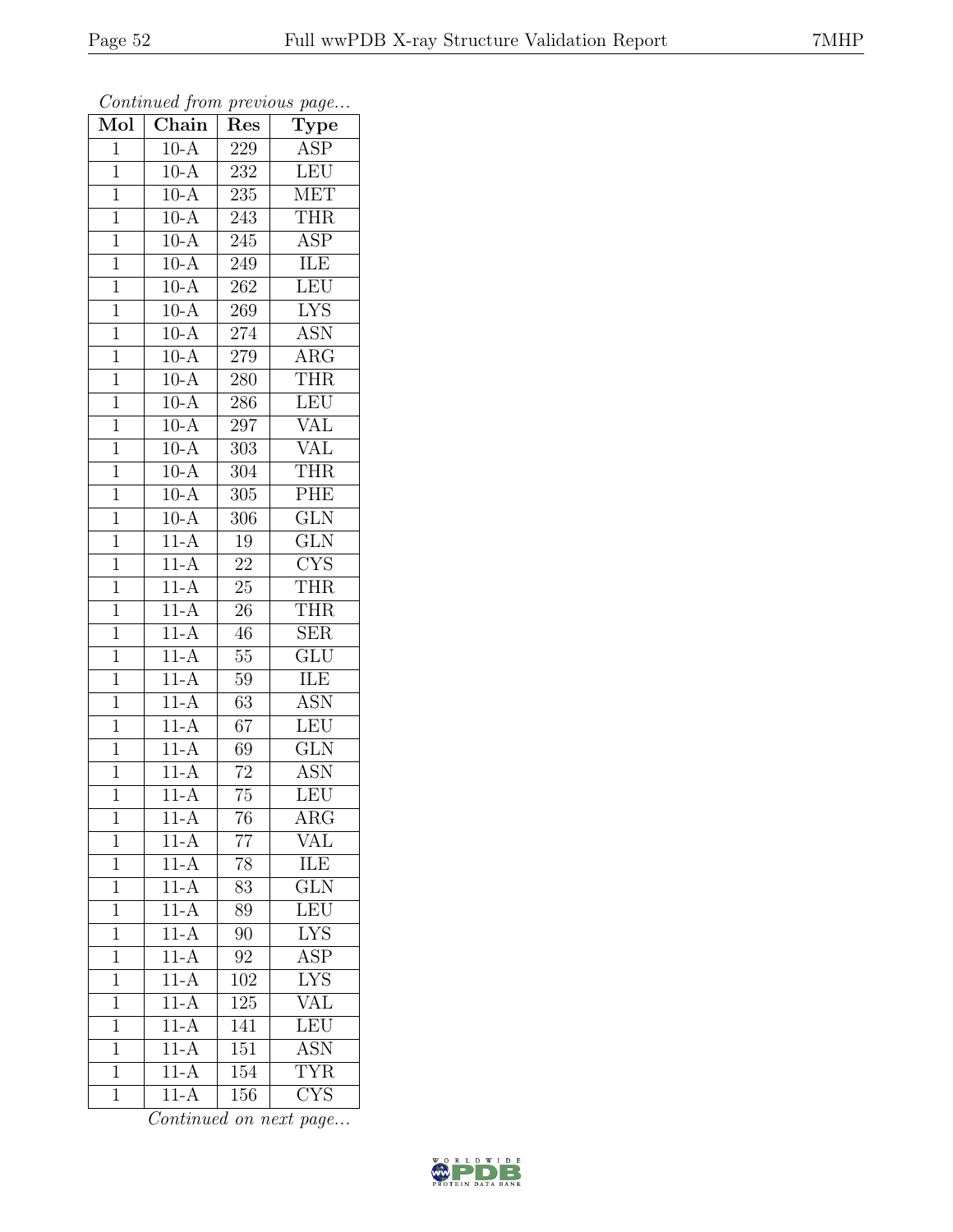*Continued from previous page...*

| Mol | Chain | Res | Type |
|---|---|---|---|
| 1 | 10-A | 229 | ASP |
| 1 | 10-A | 232 | LEU |
| 1 | 10-A | 235 | MET |
| 1 | 10-A | 243 | THR |
| 1 | 10-A | 245 | ASP |
| 1 | 10-A | 249 | ILE |
| 1 | 10-A | 262 | LEU |
| 1 | 10-A | 269 | LYS |
| 1 | 10-A | 274 | ASN |
| 1 | 10-A | 279 | ARG |
| 1 | 10-A | 280 | THR |
| 1 | 10-A | 286 | LEU |
| 1 | 10-A | 297 | VAL |
| 1 | 10-A | 303 | VAL |
| 1 | 10-A | 304 | THR |
| 1 | 10-A | 305 | PHE |
| 1 | 10-A | 306 | GLN |
| 1 | 11-A | 19 | GLN |
| 1 | 11-A | 22 | CYS |
| 1 | 11-A | 25 | THR |
| 1 | 11-A | 26 | THR |
| 1 | 11-A | 46 | SER |
| 1 | 11-A | 55 | GLU |
| 1 | 11-A | 59 | ILE |
| 1 | 11-A | 63 | ASN |
| 1 | 11-A | 67 | LEU |
| 1 | 11-A | 69 | GLN |
| 1 | 11-A | 72 | ASN |
| 1 | 11-A | 75 | LEU |
| 1 | 11-A | 76 | ARG |
| 1 | 11-A | 77 | VAL |
| 1 | 11-A | 78 | ILE |
| 1 | 11-A | 83 | GLN |
| 1 | 11-A | 89 | LEU |
| 1 | 11-A | 90 | LYS |
| 1 | 11-A | 92 | ASP |
| 1 | 11-A | 102 | LYS |
| 1 | 11-A | 125 | VAL |
| 1 | 11-A | 141 | LEU |
| 1 | 11-A | 151 | ASN |
| 1 | 11-A | 154 | TYR |
| 1 | 11-A | 156 | CYS |

*Continued on next page...*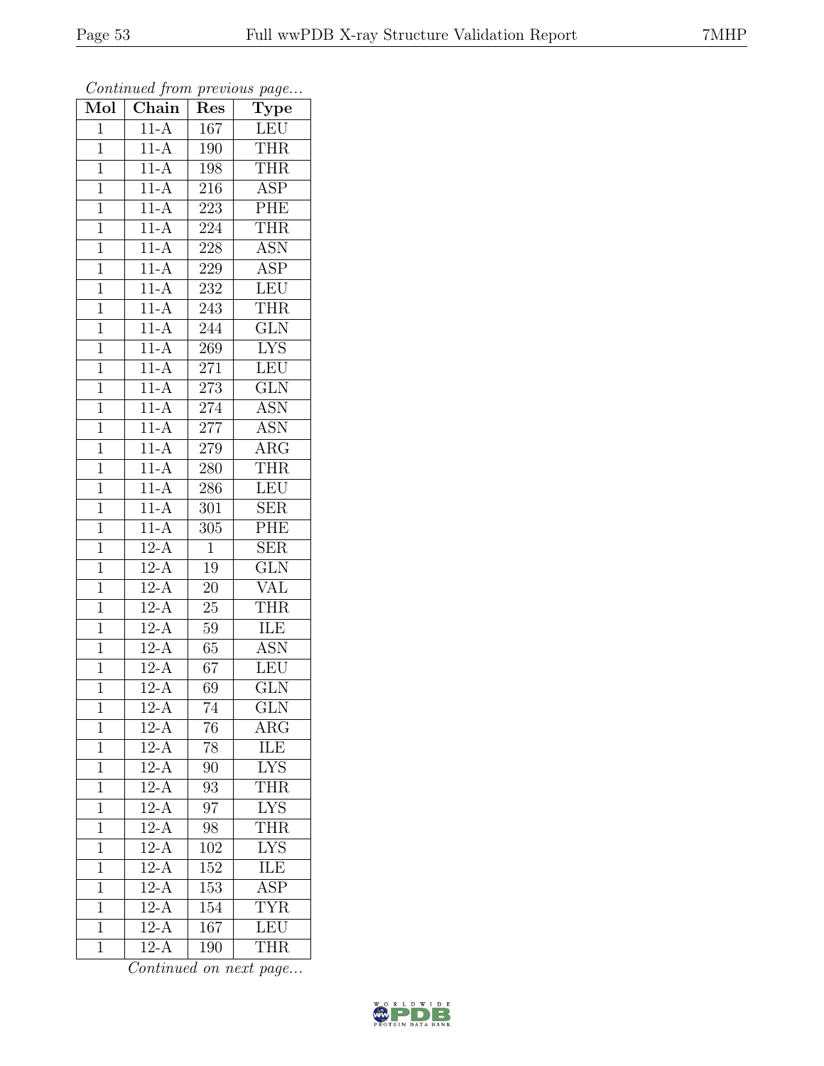*Continued from previous page...*

| Mol | Chain | Res | Type |
|---|---|---|---|
| 1 | 11-A | 167 | LEU |
| 1 | 11-A | 190 | THR |
| 1 | 11-A | 198 | THR |
| 1 | 11-A | 216 | ASP |
| 1 | 11-A | 223 | PHE |
| 1 | 11-A | 224 | THR |
| 1 | 11-A | 228 | ASN |
| 1 | 11-A | 229 | ASP |
| 1 | 11-A | 232 | LEU |
| 1 | 11-A | 243 | THR |
| 1 | 11-A | 244 | GLN |
| 1 | 11-A | 269 | LYS |
| 1 | 11-A | 271 | LEU |
| 1 | 11-A | 273 | GLN |
| 1 | 11-A | 274 | ASN |
| 1 | 11-A | 277 | ASN |
| 1 | 11-A | 279 | ARG |
| 1 | 11-A | 280 | THR |
| 1 | 11-A | 286 | LEU |
| 1 | 11-A | 301 | SER |
| 1 | 11-A | 305 | PHE |
| 1 | 12-A | 1 | SER |
| 1 | 12-A | 19 | GLN |
| 1 | 12-A | 20 | VAL |
| 1 | 12-A | 25 | THR |
| 1 | 12-A | 59 | ILE |
| 1 | 12-A | 65 | ASN |
| 1 | 12-A | 67 | LEU |
| 1 | 12-A | 69 | GLN |
| 1 | 12-A | 74 | GLN |
| 1 | 12-A | 76 | ARG |
| 1 | 12-A | 78 | ILE |
| 1 | 12-A | 90 | LYS |
| 1 | 12-A | 93 | THR |
| 1 | 12-A | 97 | LYS |
| 1 | 12-A | 98 | THR |
| 1 | 12-A | 102 | LYS |
| 1 | 12-A | 152 | ILE |
| 1 | 12-A | 153 | ASP |
| 1 | 12-A | 154 | TYR |
| 1 | 12-A | 167 | LEU |
| 1 | 12-A | 190 | THR |

*Continued on next page...*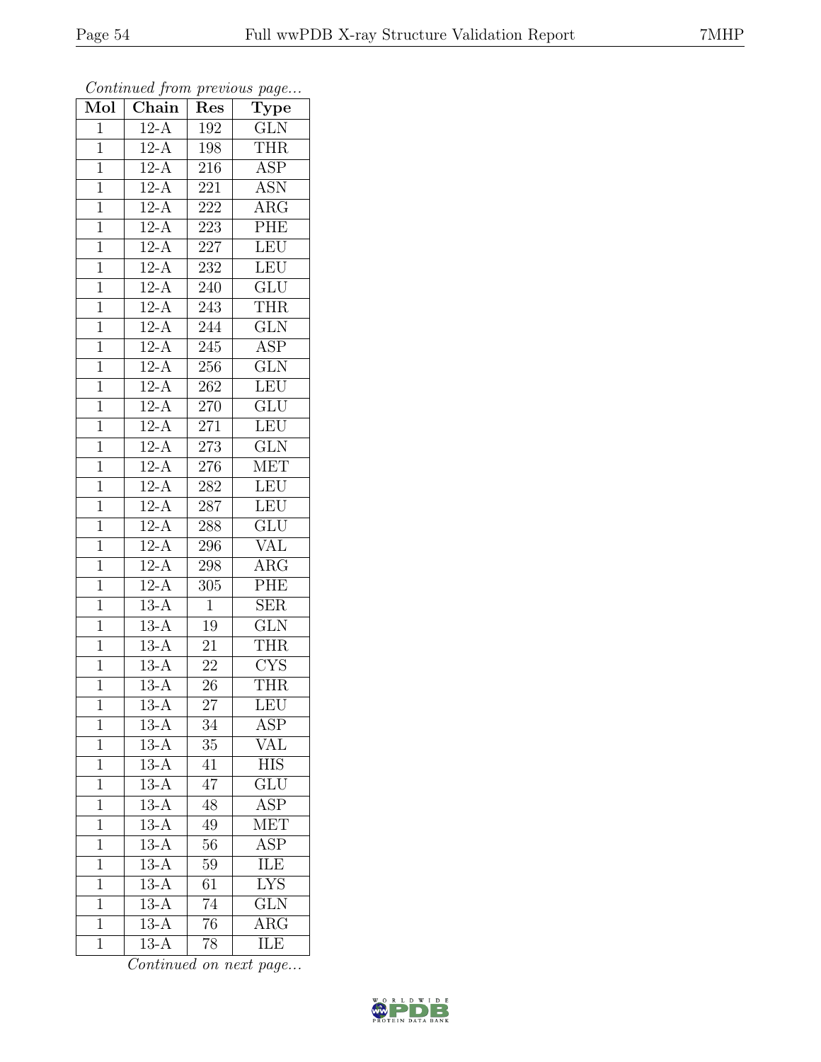*Continued from previous page...*

| Mol | Chain | Res | Type |
|---|---|---|---|
| 1 | 12-A | 192 | GLN |
| 1 | 12-A | 198 | THR |
| 1 | 12-A | 216 | ASP |
| 1 | 12-A | 221 | ASN |
| 1 | 12-A | 222 | ARG |
| 1 | 12-A | 223 | PHE |
| 1 | 12-A | 227 | LEU |
| 1 | 12-A | 232 | LEU |
| 1 | 12-A | 240 | GLU |
| 1 | 12-A | 243 | THR |
| 1 | 12-A | 244 | GLN |
| 1 | 12-A | 245 | ASP |
| 1 | 12-A | 256 | GLN |
| 1 | 12-A | 262 | LEU |
| 1 | 12-A | 270 | GLU |
| 1 | 12-A | 271 | LEU |
| 1 | 12-A | 273 | GLN |
| 1 | 12-A | 276 | MET |
| 1 | 12-A | 282 | LEU |
| 1 | 12-A | 287 | LEU |
| 1 | 12-A | 288 | GLU |
| 1 | 12-A | 296 | VAL |
| 1 | 12-A | 298 | ARG |
| 1 | 12-A | 305 | PHE |
| 1 | 13-A | 1 | SER |
| 1 | 13-A | 19 | GLN |
| 1 | 13-A | 21 | THR |
| 1 | 13-A | 22 | CYS |
| 1 | 13-A | 26 | THR |
| 1 | 13-A | 27 | LEU |
| 1 | 13-A | 34 | ASP |
| 1 | 13-A | 35 | VAL |
| 1 | 13-A | 41 | HIS |
| 1 | 13-A | 47 | GLU |
| 1 | 13-A | 48 | ASP |
| 1 | 13-A | 49 | MET |
| 1 | 13-A | 56 | ASP |
| 1 | 13-A | 59 | ILE |
| 1 | 13-A | 61 | LYS |
| 1 | 13-A | 74 | GLN |
| 1 | 13-A | 76 | ARG |
| 1 | 13-A | 78 | ILE |

*Continued on next page...*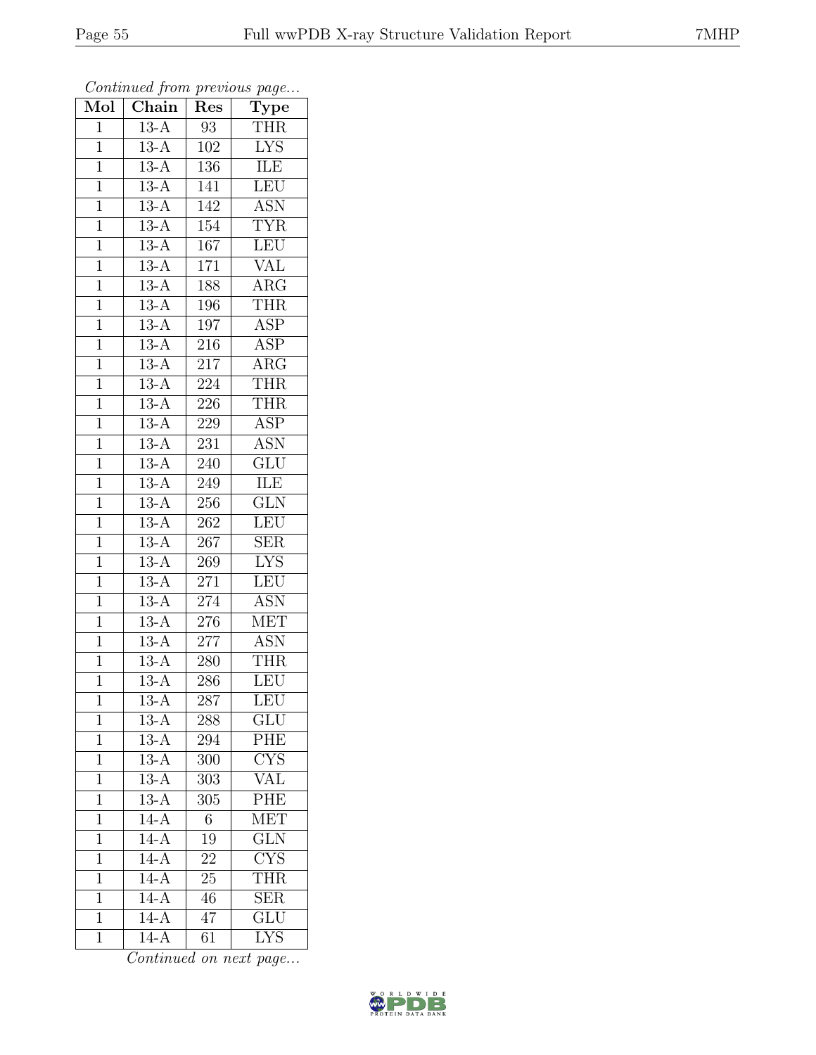*Continued from previous page...*

| Mol | Chain | Res | Type |
|---|---|---|---|
| 1 | 13-A | 93 | THR |
| 1 | 13-A | 102 | LYS |
| 1 | 13-A | 136 | ILE |
| 1 | 13-A | 141 | LEU |
| 1 | 13-A | 142 | ASN |
| 1 | 13-A | 154 | TYR |
| 1 | 13-A | 167 | LEU |
| 1 | 13-A | 171 | VAL |
| 1 | 13-A | 188 | ARG |
| 1 | 13-A | 196 | THR |
| 1 | 13-A | 197 | ASP |
| 1 | 13-A | 216 | ASP |
| 1 | 13-A | 217 | ARG |
| 1 | 13-A | 224 | THR |
| 1 | 13-A | 226 | THR |
| 1 | 13-A | 229 | ASP |
| 1 | 13-A | 231 | ASN |
| 1 | 13-A | 240 | GLU |
| 1 | 13-A | 249 | ILE |
| 1 | 13-A | 256 | GLN |
| 1 | 13-A | 262 | LEU |
| 1 | 13-A | 267 | SER |
| 1 | 13-A | 269 | LYS |
| 1 | 13-A | 271 | LEU |
| 1 | 13-A | 274 | ASN |
| 1 | 13-A | 276 | MET |
| 1 | 13-A | 277 | ASN |
| 1 | 13-A | 280 | THR |
| 1 | 13-A | 286 | LEU |
| 1 | 13-A | 287 | LEU |
| 1 | 13-A | 288 | GLU |
| 1 | 13-A | 294 | PHE |
| 1 | 13-A | 300 | CYS |
| 1 | 13-A | 303 | VAL |
| 1 | 13-A | 305 | PHE |
| 1 | 14-A | 6 | MET |
| 1 | 14-A | 19 | GLN |
| 1 | 14-A | 22 | CYS |
| 1 | 14-A | 25 | THR |
| 1 | 14-A | 46 | SER |
| 1 | 14-A | 47 | GLU |
| 1 | 14-A | 61 | LYS |

*Continued on next page...*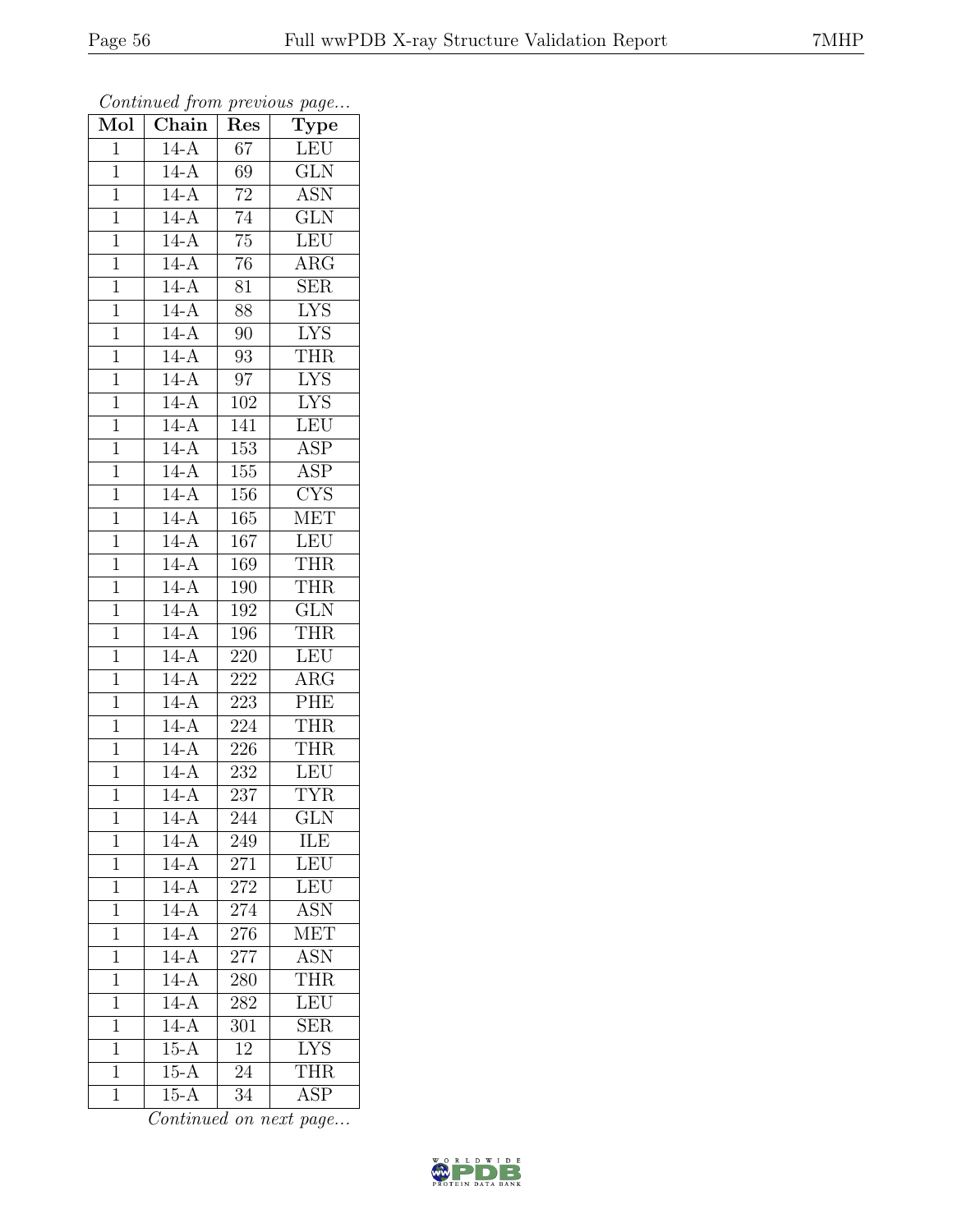*Continued from previous page...*

| Mol | Chain | Res | Type |
|---|---|---|---|
| 1 | 14-A | 67 | LEU |
| 1 | 14-A | 69 | GLN |
| 1 | 14-A | 72 | ASN |
| 1 | 14-A | 74 | GLN |
| 1 | 14-A | 75 | LEU |
| 1 | 14-A | 76 | ARG |
| 1 | 14-A | 81 | SER |
| 1 | 14-A | 88 | LYS |
| 1 | 14-A | 90 | LYS |
| 1 | 14-A | 93 | THR |
| 1 | 14-A | 97 | LYS |
| 1 | 14-A | 102 | LYS |
| 1 | 14-A | 141 | LEU |
| 1 | 14-A | 153 | ASP |
| 1 | 14-A | 155 | ASP |
| 1 | 14-A | 156 | CYS |
| 1 | 14-A | 165 | MET |
| 1 | 14-A | 167 | LEU |
| 1 | 14-A | 169 | THR |
| 1 | 14-A | 190 | THR |
| 1 | 14-A | 192 | GLN |
| 1 | 14-A | 196 | THR |
| 1 | 14-A | 220 | LEU |
| 1 | 14-A | 222 | ARG |
| 1 | 14-A | 223 | PHE |
| 1 | 14-A | 224 | THR |
| 1 | 14-A | 226 | THR |
| 1 | 14-A | 232 | LEU |
| 1 | 14-A | 237 | TYR |
| 1 | 14-A | 244 | GLN |
| 1 | 14-A | 249 | ILE |
| 1 | 14-A | 271 | LEU |
| 1 | 14-A | 272 | LEU |
| 1 | 14-A | 274 | ASN |
| 1 | 14-A | 276 | MET |
| 1 | 14-A | 277 | ASN |
| 1 | 14-A | 280 | THR |
| 1 | 14-A | 282 | LEU |
| 1 | 14-A | 301 | SER |
| 1 | 15-A | 12 | LYS |
| 1 | 15-A | 24 | THR |
| 1 | 15-A | 34 | ASP |

*Continued on next page...*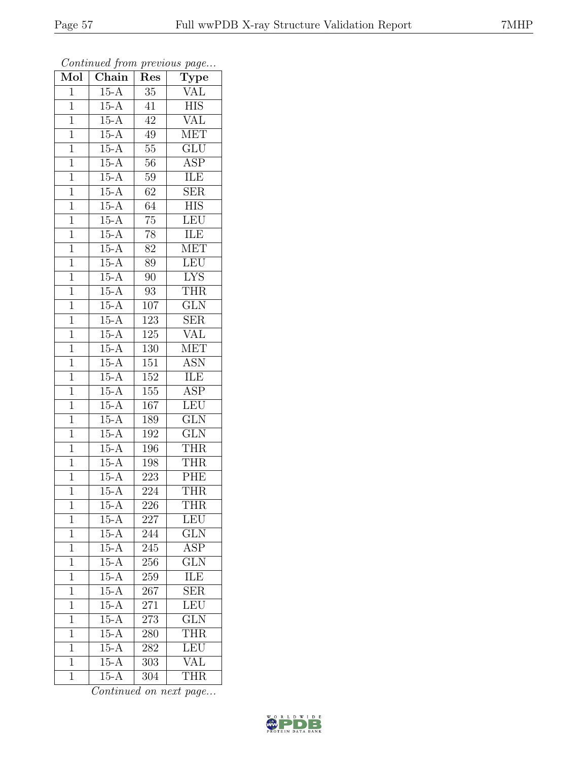*Continued from previous page...*

| Mol | Chain | Res | Type |
|---|---|---|---|
| 1 | 15-A | 35 | VAL |
| 1 | 15-A | 41 | HIS |
| 1 | 15-A | 42 | VAL |
| 1 | 15-A | 49 | MET |
| 1 | 15-A | 55 | GLU |
| 1 | 15-A | 56 | ASP |
| 1 | 15-A | 59 | ILE |
| 1 | 15-A | 62 | SER |
| 1 | 15-A | 64 | HIS |
| 1 | 15-A | 75 | LEU |
| 1 | 15-A | 78 | ILE |
| 1 | 15-A | 82 | MET |
| 1 | 15-A | 89 | LEU |
| 1 | 15-A | 90 | LYS |
| 1 | 15-A | 93 | THR |
| 1 | 15-A | 107 | GLN |
| 1 | 15-A | 123 | SER |
| 1 | 15-A | 125 | VAL |
| 1 | 15-A | 130 | MET |
| 1 | 15-A | 151 | ASN |
| 1 | 15-A | 152 | ILE |
| 1 | 15-A | 155 | ASP |
| 1 | 15-A | 167 | LEU |
| 1 | 15-A | 189 | GLN |
| 1 | 15-A | 192 | GLN |
| 1 | 15-A | 196 | THR |
| 1 | 15-A | 198 | THR |
| 1 | 15-A | 223 | PHE |
| 1 | 15-A | 224 | THR |
| 1 | 15-A | 226 | THR |
| 1 | 15-A | 227 | LEU |
| 1 | 15-A | 244 | GLN |
| 1 | 15-A | 245 | ASP |
| 1 | 15-A | 256 | GLN |
| 1 | 15-A | 259 | ILE |
| 1 | 15-A | 267 | SER |
| 1 | 15-A | 271 | LEU |
| 1 | 15-A | 273 | GLN |
| 1 | 15-A | 280 | THR |
| 1 | 15-A | 282 | LEU |
| 1 | 15-A | 303 | VAL |
| 1 | 15-A | 304 | THR |

*Continued on next page...*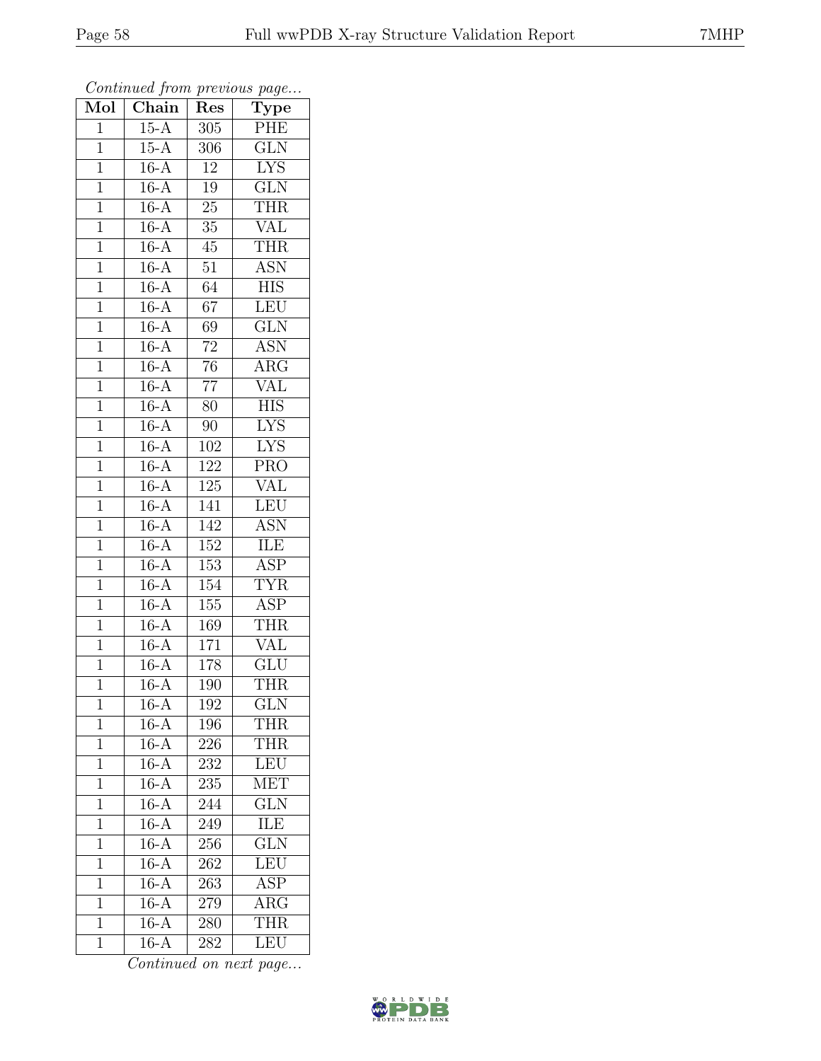*Continued from previous page...*

| Mol | Chain | Res | Type |
|---|---|---|---|
| 1 | 15-A | 305 | PHE |
| 1 | 15-A | 306 | GLN |
| 1 | 16-A | 12 | LYS |
| 1 | 16-A | 19 | GLN |
| 1 | 16-A | 25 | THR |
| 1 | 16-A | 35 | VAL |
| 1 | 16-A | 45 | THR |
| 1 | 16-A | 51 | ASN |
| 1 | 16-A | 64 | HIS |
| 1 | 16-A | 67 | LEU |
| 1 | 16-A | 69 | GLN |
| 1 | 16-A | 72 | ASN |
| 1 | 16-A | 76 | ARG |
| 1 | 16-A | 77 | VAL |
| 1 | 16-A | 80 | HIS |
| 1 | 16-A | 90 | LYS |
| 1 | 16-A | 102 | LYS |
| 1 | 16-A | 122 | PRO |
| 1 | 16-A | 125 | VAL |
| 1 | 16-A | 141 | LEU |
| 1 | 16-A | 142 | ASN |
| 1 | 16-A | 152 | ILE |
| 1 | 16-A | 153 | ASP |
| 1 | 16-A | 154 | TYR |
| 1 | 16-A | 155 | ASP |
| 1 | 16-A | 169 | THR |
| 1 | 16-A | 171 | VAL |
| 1 | 16-A | 178 | GLU |
| 1 | 16-A | 190 | THR |
| 1 | 16-A | 192 | GLN |
| 1 | 16-A | 196 | THR |
| 1 | 16-A | 226 | THR |
| 1 | 16-A | 232 | LEU |
| 1 | 16-A | 235 | MET |
| 1 | 16-A | 244 | GLN |
| 1 | 16-A | 249 | ILE |
| 1 | 16-A | 256 | GLN |
| 1 | 16-A | 262 | LEU |
| 1 | 16-A | 263 | ASP |
| 1 | 16-A | 279 | ARG |
| 1 | 16-A | 280 | THR |
| 1 | 16-A | 282 | LEU |

*Continued on next page...*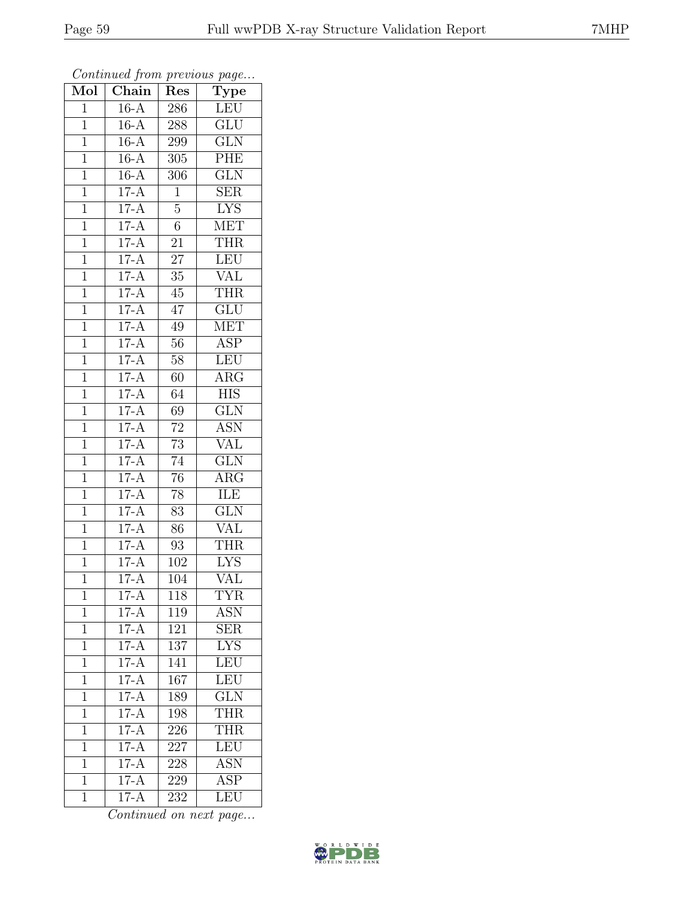*Continued from previous page...*

| Mol | Chain | Res | Type |
|---|---|---|---|
| 1 | 16-A | 286 | LEU |
| 1 | 16-A | 288 | GLU |
| 1 | 16-A | 299 | GLN |
| 1 | 16-A | 305 | PHE |
| 1 | 16-A | 306 | GLN |
| 1 | 17-A | 1 | SER |
| 1 | 17-A | 5 | LYS |
| 1 | 17-A | 6 | MET |
| 1 | 17-A | 21 | THR |
| 1 | 17-A | 27 | LEU |
| 1 | 17-A | 35 | VAL |
| 1 | 17-A | 45 | THR |
| 1 | 17-A | 47 | GLU |
| 1 | 17-A | 49 | MET |
| 1 | 17-A | 56 | ASP |
| 1 | 17-A | 58 | LEU |
| 1 | 17-A | 60 | ARG |
| 1 | 17-A | 64 | HIS |
| 1 | 17-A | 69 | GLN |
| 1 | 17-A | 72 | ASN |
| 1 | 17-A | 73 | VAL |
| 1 | 17-A | 74 | GLN |
| 1 | 17-A | 76 | ARG |
| 1 | 17-A | 78 | ILE |
| 1 | 17-A | 83 | GLN |
| 1 | 17-A | 86 | VAL |
| 1 | 17-A | 93 | THR |
| 1 | 17-A | 102 | LYS |
| 1 | 17-A | 104 | VAL |
| 1 | 17-A | 118 | TYR |
| 1 | 17-A | 119 | ASN |
| 1 | 17-A | 121 | SER |
| 1 | 17-A | 137 | LYS |
| 1 | 17-A | 141 | LEU |
| 1 | 17-A | 167 | LEU |
| 1 | 17-A | 189 | GLN |
| 1 | 17-A | 198 | THR |
| 1 | 17-A | 226 | THR |
| 1 | 17-A | 227 | LEU |
| 1 | 17-A | 228 | ASN |
| 1 | 17-A | 229 | ASP |
| 1 | 17-A | 232 | LEU |

*Continued on next page...*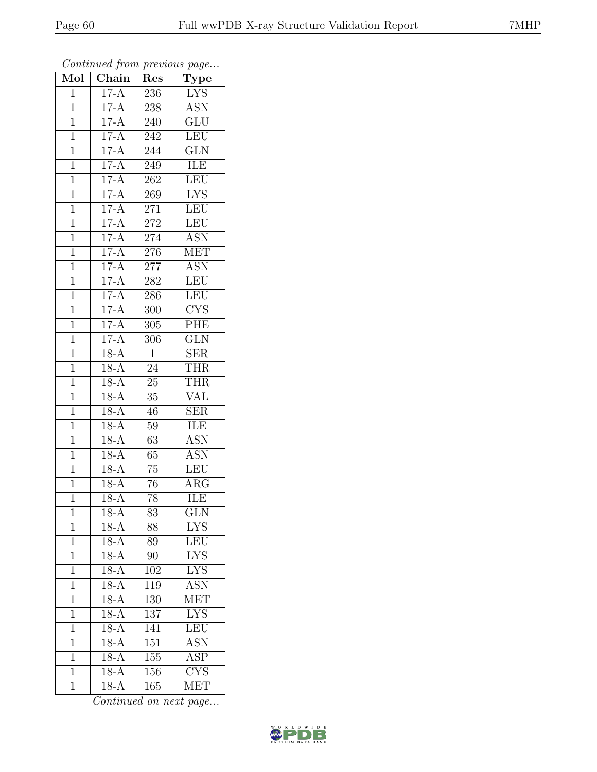*Continued from previous page...*

| Mol | Chain | Res | Type |
|---|---|---|---|
| 1 | 17-A | 236 | LYS |
| 1 | 17-A | 238 | ASN |
| 1 | 17-A | 240 | GLU |
| 1 | 17-A | 242 | LEU |
| 1 | 17-A | 244 | GLN |
| 1 | 17-A | 249 | ILE |
| 1 | 17-A | 262 | LEU |
| 1 | 17-A | 269 | LYS |
| 1 | 17-A | 271 | LEU |
| 1 | 17-A | 272 | LEU |
| 1 | 17-A | 274 | ASN |
| 1 | 17-A | 276 | MET |
| 1 | 17-A | 277 | ASN |
| 1 | 17-A | 282 | LEU |
| 1 | 17-A | 286 | LEU |
| 1 | 17-A | 300 | CYS |
| 1 | 17-A | 305 | PHE |
| 1 | 17-A | 306 | GLN |
| 1 | 18-A | 1 | SER |
| 1 | 18-A | 24 | THR |
| 1 | 18-A | 25 | THR |
| 1 | 18-A | 35 | VAL |
| 1 | 18-A | 46 | SER |
| 1 | 18-A | 59 | ILE |
| 1 | 18-A | 63 | ASN |
| 1 | 18-A | 65 | ASN |
| 1 | 18-A | 75 | LEU |
| 1 | 18-A | 76 | ARG |
| 1 | 18-A | 78 | ILE |
| 1 | 18-A | 83 | GLN |
| 1 | 18-A | 88 | LYS |
| 1 | 18-A | 89 | LEU |
| 1 | 18-A | 90 | LYS |
| 1 | 18-A | 102 | LYS |
| 1 | 18-A | 119 | ASN |
| 1 | 18-A | 130 | MET |
| 1 | 18-A | 137 | LYS |
| 1 | 18-A | 141 | LEU |
| 1 | 18-A | 151 | ASN |
| 1 | 18-A | 155 | ASP |
| 1 | 18-A | 156 | CYS |
| 1 | 18-A | 165 | MET |

*Continued on next page...*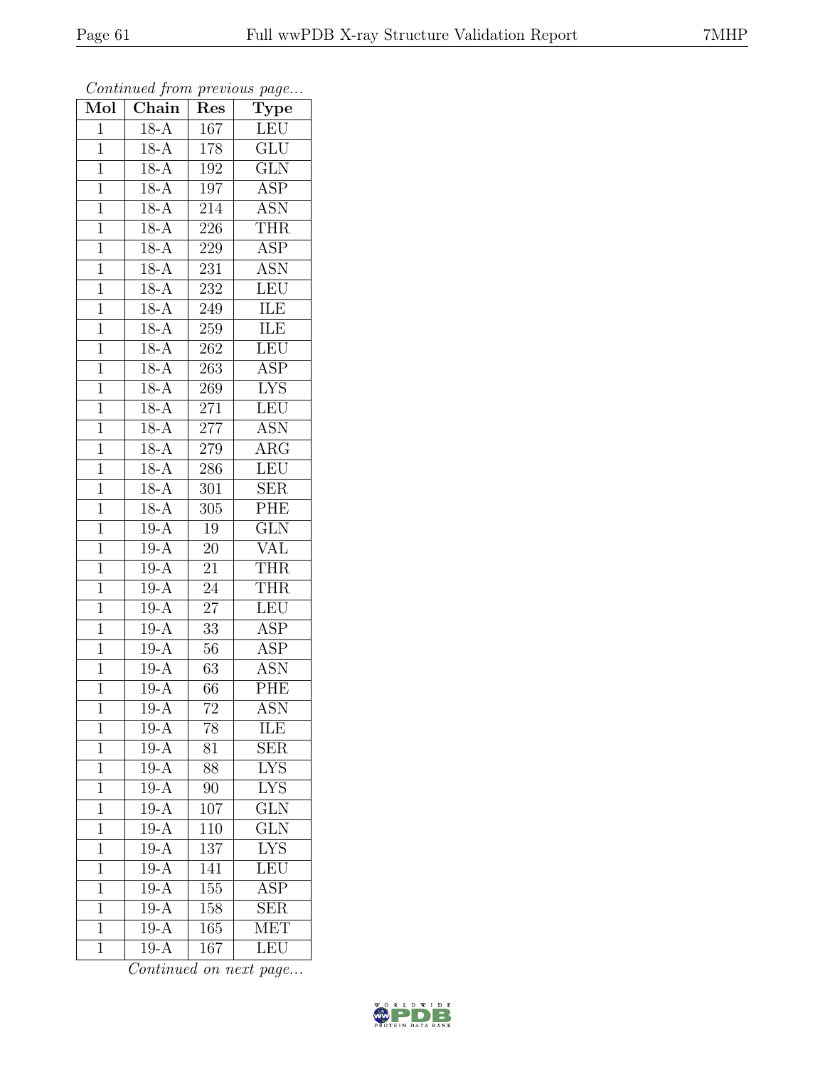*Continued from previous page...*

| Mol | Chain | Res | Type |
|---|---|---|---|
| 1 | 18-A | 167 | LEU |
| 1 | 18-A | 178 | GLU |
| 1 | 18-A | 192 | GLN |
| 1 | 18-A | 197 | ASP |
| 1 | 18-A | 214 | ASN |
| 1 | 18-A | 226 | THR |
| 1 | 18-A | 229 | ASP |
| 1 | 18-A | 231 | ASN |
| 1 | 18-A | 232 | LEU |
| 1 | 18-A | 249 | ILE |
| 1 | 18-A | 259 | ILE |
| 1 | 18-A | 262 | LEU |
| 1 | 18-A | 263 | ASP |
| 1 | 18-A | 269 | LYS |
| 1 | 18-A | 271 | LEU |
| 1 | 18-A | 277 | ASN |
| 1 | 18-A | 279 | ARG |
| 1 | 18-A | 286 | LEU |
| 1 | 18-A | 301 | SER |
| 1 | 18-A | 305 | PHE |
| 1 | 19-A | 19 | GLN |
| 1 | 19-A | 20 | VAL |
| 1 | 19-A | 21 | THR |
| 1 | 19-A | 24 | THR |
| 1 | 19-A | 27 | LEU |
| 1 | 19-A | 33 | ASP |
| 1 | 19-A | 56 | ASP |
| 1 | 19-A | 63 | ASN |
| 1 | 19-A | 66 | PHE |
| 1 | 19-A | 72 | ASN |
| 1 | 19-A | 78 | ILE |
| 1 | 19-A | 81 | SER |
| 1 | 19-A | 88 | LYS |
| 1 | 19-A | 90 | LYS |
| 1 | 19-A | 107 | GLN |
| 1 | 19-A | 110 | GLN |
| 1 | 19-A | 137 | LYS |
| 1 | 19-A | 141 | LEU |
| 1 | 19-A | 155 | ASP |
| 1 | 19-A | 158 | SER |
| 1 | 19-A | 165 | MET |
| 1 | 19-A | 167 | LEU |

*Continued on next page...*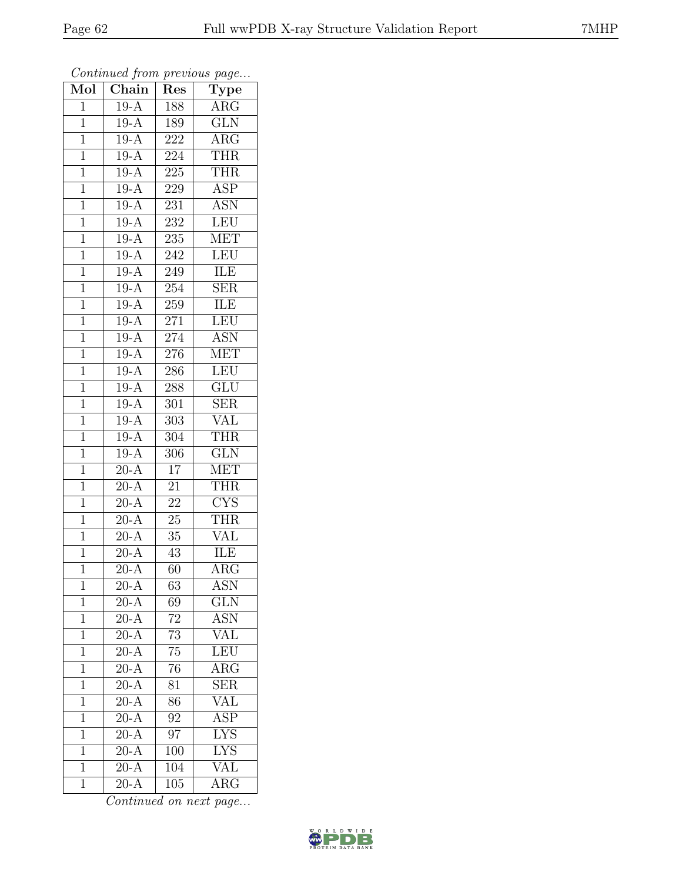*Continued from previous page...*

| Mol | Chain | Res | Type |
|---|---|---|---|
| 1 | 19-A | 188 | ARG |
| 1 | 19-A | 189 | GLN |
| 1 | 19-A | 222 | ARG |
| 1 | 19-A | 224 | THR |
| 1 | 19-A | 225 | THR |
| 1 | 19-A | 229 | ASP |
| 1 | 19-A | 231 | ASN |
| 1 | 19-A | 232 | LEU |
| 1 | 19-A | 235 | MET |
| 1 | 19-A | 242 | LEU |
| 1 | 19-A | 249 | ILE |
| 1 | 19-A | 254 | SER |
| 1 | 19-A | 259 | ILE |
| 1 | 19-A | 271 | LEU |
| 1 | 19-A | 274 | ASN |
| 1 | 19-A | 276 | MET |
| 1 | 19-A | 286 | LEU |
| 1 | 19-A | 288 | GLU |
| 1 | 19-A | 301 | SER |
| 1 | 19-A | 303 | VAL |
| 1 | 19-A | 304 | THR |
| 1 | 19-A | 306 | GLN |
| 1 | 20-A | 17 | MET |
| 1 | 20-A | 21 | THR |
| 1 | 20-A | 22 | CYS |
| 1 | 20-A | 25 | THR |
| 1 | 20-A | 35 | VAL |
| 1 | 20-A | 43 | ILE |
| 1 | 20-A | 60 | ARG |
| 1 | 20-A | 63 | ASN |
| 1 | 20-A | 69 | GLN |
| 1 | 20-A | 72 | ASN |
| 1 | 20-A | 73 | VAL |
| 1 | 20-A | 75 | LEU |
| 1 | 20-A | 76 | ARG |
| 1 | 20-A | 81 | SER |
| 1 | 20-A | 86 | VAL |
| 1 | 20-A | 92 | ASP |
| 1 | 20-A | 97 | LYS |
| 1 | 20-A | 100 | LYS |
| 1 | 20-A | 104 | VAL |
| 1 | 20-A | 105 | ARG |

*Continued on next page...*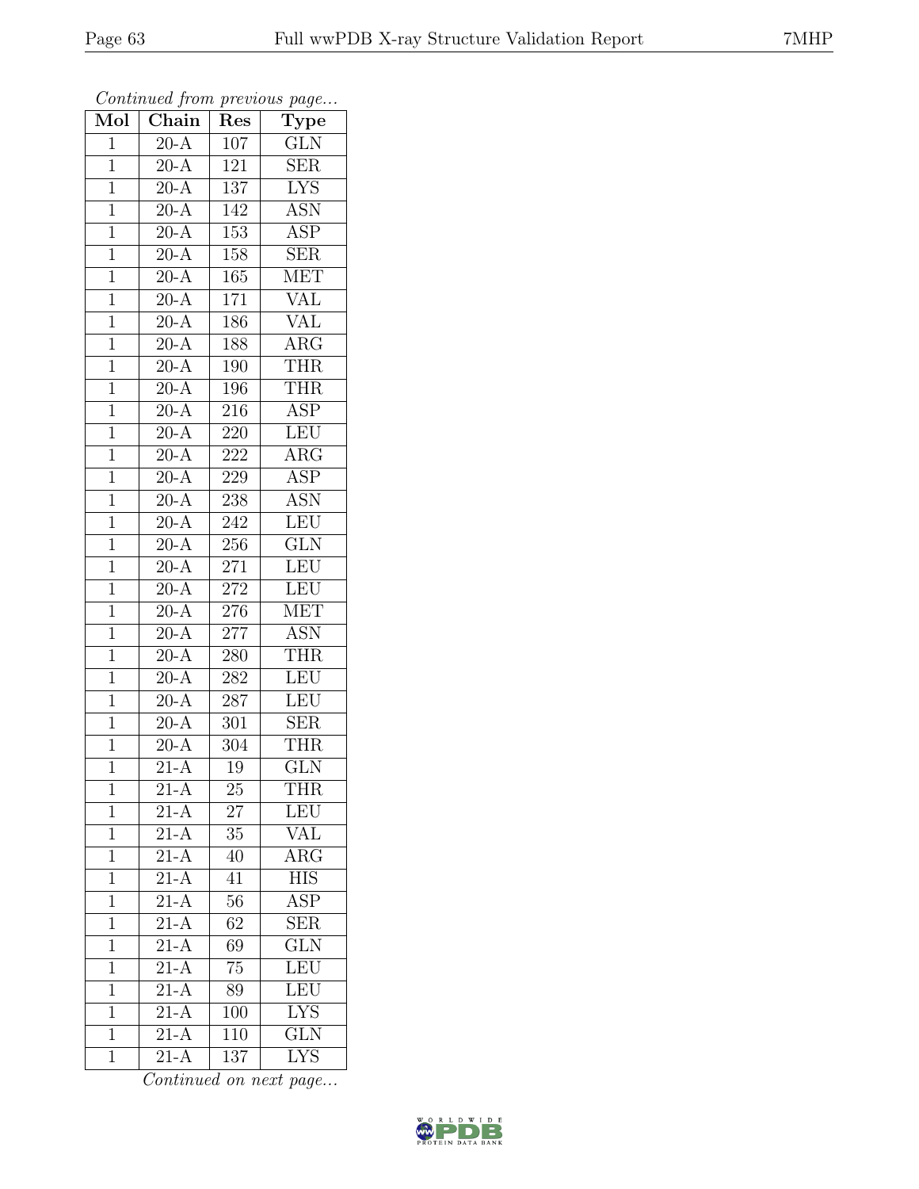*Continued from previous page...*

| Mol | Chain | Res | Type |
|---|---|---|---|
| 1 | 20-A | 107 | GLN |
| 1 | 20-A | 121 | SER |
| 1 | 20-A | 137 | LYS |
| 1 | 20-A | 142 | ASN |
| 1 | 20-A | 153 | ASP |
| 1 | 20-A | 158 | SER |
| 1 | 20-A | 165 | MET |
| 1 | 20-A | 171 | VAL |
| 1 | 20-A | 186 | VAL |
| 1 | 20-A | 188 | ARG |
| 1 | 20-A | 190 | THR |
| 1 | 20-A | 196 | THR |
| 1 | 20-A | 216 | ASP |
| 1 | 20-A | 220 | LEU |
| 1 | 20-A | 222 | ARG |
| 1 | 20-A | 229 | ASP |
| 1 | 20-A | 238 | ASN |
| 1 | 20-A | 242 | LEU |
| 1 | 20-A | 256 | GLN |
| 1 | 20-A | 271 | LEU |
| 1 | 20-A | 272 | LEU |
| 1 | 20-A | 276 | MET |
| 1 | 20-A | 277 | ASN |
| 1 | 20-A | 280 | THR |
| 1 | 20-A | 282 | LEU |
| 1 | 20-A | 287 | LEU |
| 1 | 20-A | 301 | SER |
| 1 | 20-A | 304 | THR |
| 1 | 21-A | 19 | GLN |
| 1 | 21-A | 25 | THR |
| 1 | 21-A | 27 | LEU |
| 1 | 21-A | 35 | VAL |
| 1 | 21-A | 40 | ARG |
| 1 | 21-A | 41 | HIS |
| 1 | 21-A | 56 | ASP |
| 1 | 21-A | 62 | SER |
| 1 | 21-A | 69 | GLN |
| 1 | 21-A | 75 | LEU |
| 1 | 21-A | 89 | LEU |
| 1 | 21-A | 100 | LYS |
| 1 | 21-A | 110 | GLN |
| 1 | 21-A | 137 | LYS |

*Continued on next page...*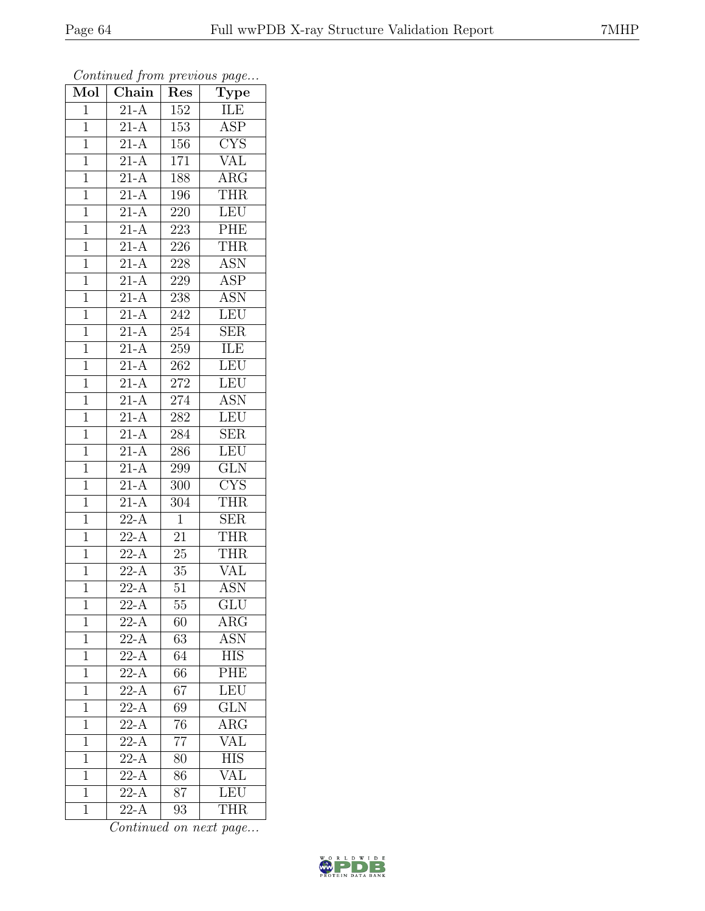*Continued from previous page...*

| Mol | Chain | Res | Type |
|---|---|---|---|
| 1 | 21-A | 152 | ILE |
| 1 | 21-A | 153 | ASP |
| 1 | 21-A | 156 | CYS |
| 1 | 21-A | 171 | VAL |
| 1 | 21-A | 188 | ARG |
| 1 | 21-A | 196 | THR |
| 1 | 21-A | 220 | LEU |
| 1 | 21-A | 223 | PHE |
| 1 | 21-A | 226 | THR |
| 1 | 21-A | 228 | ASN |
| 1 | 21-A | 229 | ASP |
| 1 | 21-A | 238 | ASN |
| 1 | 21-A | 242 | LEU |
| 1 | 21-A | 254 | SER |
| 1 | 21-A | 259 | ILE |
| 1 | 21-A | 262 | LEU |
| 1 | 21-A | 272 | LEU |
| 1 | 21-A | 274 | ASN |
| 1 | 21-A | 282 | LEU |
| 1 | 21-A | 284 | SER |
| 1 | 21-A | 286 | LEU |
| 1 | 21-A | 299 | GLN |
| 1 | 21-A | 300 | CYS |
| 1 | 21-A | 304 | THR |
| 1 | 22-A | 1 | SER |
| 1 | 22-A | 21 | THR |
| 1 | 22-A | 25 | THR |
| 1 | 22-A | 35 | VAL |
| 1 | 22-A | 51 | ASN |
| 1 | 22-A | 55 | GLU |
| 1 | 22-A | 60 | ARG |
| 1 | 22-A | 63 | ASN |
| 1 | 22-A | 64 | HIS |
| 1 | 22-A | 66 | PHE |
| 1 | 22-A | 67 | LEU |
| 1 | 22-A | 69 | GLN |
| 1 | 22-A | 76 | ARG |
| 1 | 22-A | 77 | VAL |
| 1 | 22-A | 80 | HIS |
| 1 | 22-A | 86 | VAL |
| 1 | 22-A | 87 | LEU |
| 1 | 22-A | 93 | THR |

*Continued on next page...*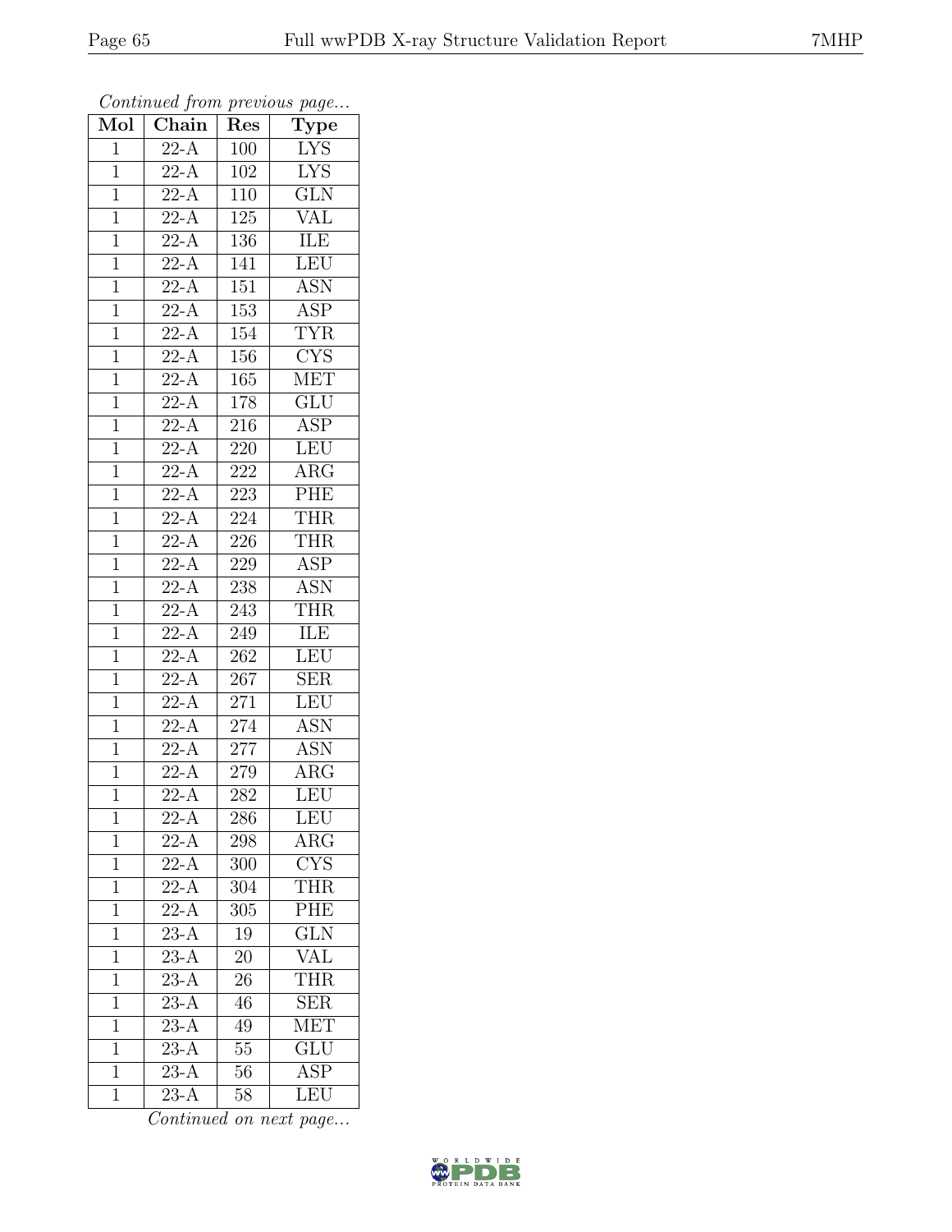*Continued from previous page...*

| Mol | Chain | Res | Type |
|---|---|---|---|
| 1 | 22-A | 100 | LYS |
| 1 | 22-A | 102 | LYS |
| 1 | 22-A | 110 | GLN |
| 1 | 22-A | 125 | VAL |
| 1 | 22-A | 136 | ILE |
| 1 | 22-A | 141 | LEU |
| 1 | 22-A | 151 | ASN |
| 1 | 22-A | 153 | ASP |
| 1 | 22-A | 154 | TYR |
| 1 | 22-A | 156 | CYS |
| 1 | 22-A | 165 | MET |
| 1 | 22-A | 178 | GLU |
| 1 | 22-A | 216 | ASP |
| 1 | 22-A | 220 | LEU |
| 1 | 22-A | 222 | ARG |
| 1 | 22-A | 223 | PHE |
| 1 | 22-A | 224 | THR |
| 1 | 22-A | 226 | THR |
| 1 | 22-A | 229 | ASP |
| 1 | 22-A | 238 | ASN |
| 1 | 22-A | 243 | THR |
| 1 | 22-A | 249 | ILE |
| 1 | 22-A | 262 | LEU |
| 1 | 22-A | 267 | SER |
| 1 | 22-A | 271 | LEU |
| 1 | 22-A | 274 | ASN |
| 1 | 22-A | 277 | ASN |
| 1 | 22-A | 279 | ARG |
| 1 | 22-A | 282 | LEU |
| 1 | 22-A | 286 | LEU |
| 1 | 22-A | 298 | ARG |
| 1 | 22-A | 300 | CYS |
| 1 | 22-A | 304 | THR |
| 1 | 22-A | 305 | PHE |
| 1 | 23-A | 19 | GLN |
| 1 | 23-A | 20 | VAL |
| 1 | 23-A | 26 | THR |
| 1 | 23-A | 46 | SER |
| 1 | 23-A | 49 | MET |
| 1 | 23-A | 55 | GLU |
| 1 | 23-A | 56 | ASP |
| 1 | 23-A | 58 | LEU |

*Continued on next page...*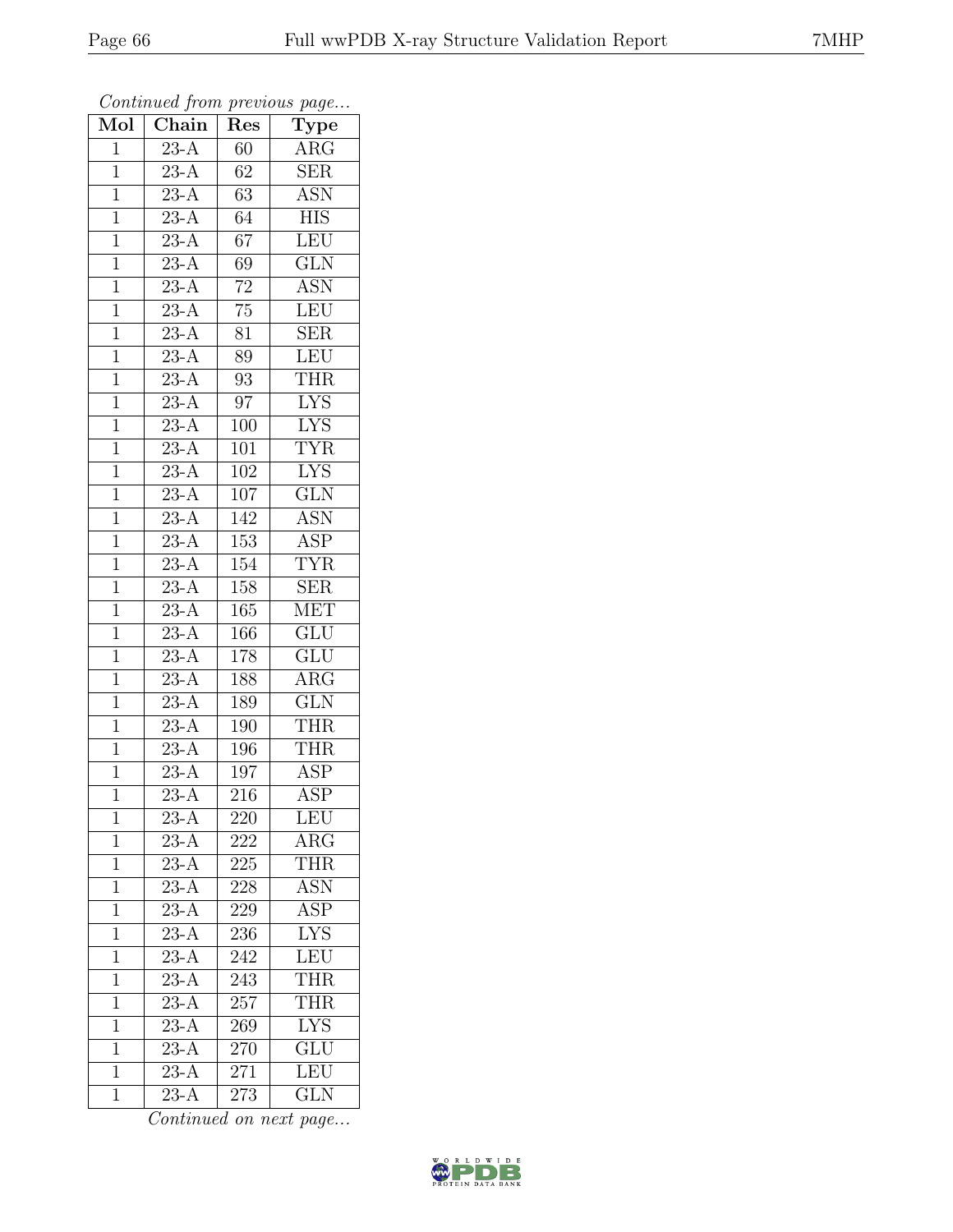*Continued from previous page...*

| Mol | Chain | Res | Type |
|---|---|---|---|
| 1 | 23-A | 60 | ARG |
| 1 | 23-A | 62 | SER |
| 1 | 23-A | 63 | ASN |
| 1 | 23-A | 64 | HIS |
| 1 | 23-A | 67 | LEU |
| 1 | 23-A | 69 | GLN |
| 1 | 23-A | 72 | ASN |
| 1 | 23-A | 75 | LEU |
| 1 | 23-A | 81 | SER |
| 1 | 23-A | 89 | LEU |
| 1 | 23-A | 93 | THR |
| 1 | 23-A | 97 | LYS |
| 1 | 23-A | 100 | LYS |
| 1 | 23-A | 101 | TYR |
| 1 | 23-A | 102 | LYS |
| 1 | 23-A | 107 | GLN |
| 1 | 23-A | 142 | ASN |
| 1 | 23-A | 153 | ASP |
| 1 | 23-A | 154 | TYR |
| 1 | 23-A | 158 | SER |
| 1 | 23-A | 165 | MET |
| 1 | 23-A | 166 | GLU |
| 1 | 23-A | 178 | GLU |
| 1 | 23-A | 188 | ARG |
| 1 | 23-A | 189 | GLN |
| 1 | 23-A | 190 | THR |
| 1 | 23-A | 196 | THR |
| 1 | 23-A | 197 | ASP |
| 1 | 23-A | 216 | ASP |
| 1 | 23-A | 220 | LEU |
| 1 | 23-A | 222 | ARG |
| 1 | 23-A | 225 | THR |
| 1 | 23-A | 228 | ASN |
| 1 | 23-A | 229 | ASP |
| 1 | 23-A | 236 | LYS |
| 1 | 23-A | 242 | LEU |
| 1 | 23-A | 243 | THR |
| 1 | 23-A | 257 | THR |
| 1 | 23-A | 269 | LYS |
| 1 | 23-A | 270 | GLU |
| 1 | 23-A | 271 | LEU |
| 1 | 23-A | 273 | GLN |

*Continued on next page...*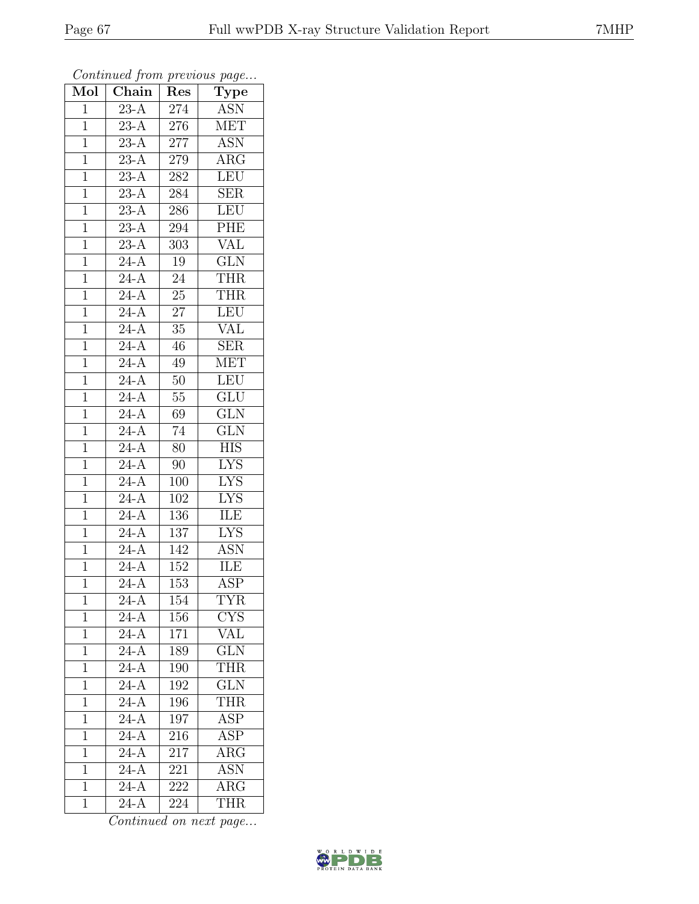*Continued from previous page...*

| Mol | Chain | Res | Type |
|---|---|---|---|
| 1 | 23-A | 274 | ASN |
| 1 | 23-A | 276 | MET |
| 1 | 23-A | 277 | ASN |
| 1 | 23-A | 279 | ARG |
| 1 | 23-A | 282 | LEU |
| 1 | 23-A | 284 | SER |
| 1 | 23-A | 286 | LEU |
| 1 | 23-A | 294 | PHE |
| 1 | 23-A | 303 | VAL |
| 1 | 24-A | 19 | GLN |
| 1 | 24-A | 24 | THR |
| 1 | 24-A | 25 | THR |
| 1 | 24-A | 27 | LEU |
| 1 | 24-A | 35 | VAL |
| 1 | 24-A | 46 | SER |
| 1 | 24-A | 49 | MET |
| 1 | 24-A | 50 | LEU |
| 1 | 24-A | 55 | GLU |
| 1 | 24-A | 69 | GLN |
| 1 | 24-A | 74 | GLN |
| 1 | 24-A | 80 | HIS |
| 1 | 24-A | 90 | LYS |
| 1 | 24-A | 100 | LYS |
| 1 | 24-A | 102 | LYS |
| 1 | 24-A | 136 | ILE |
| 1 | 24-A | 137 | LYS |
| 1 | 24-A | 142 | ASN |
| 1 | 24-A | 152 | ILE |
| 1 | 24-A | 153 | ASP |
| 1 | 24-A | 154 | TYR |
| 1 | 24-A | 156 | CYS |
| 1 | 24-A | 171 | VAL |
| 1 | 24-A | 189 | GLN |
| 1 | 24-A | 190 | THR |
| 1 | 24-A | 192 | GLN |
| 1 | 24-A | 196 | THR |
| 1 | 24-A | 197 | ASP |
| 1 | 24-A | 216 | ASP |
| 1 | 24-A | 217 | ARG |
| 1 | 24-A | 221 | ASN |
| 1 | 24-A | 222 | ARG |
| 1 | 24-A | 224 | THR |

*Continued on next page...*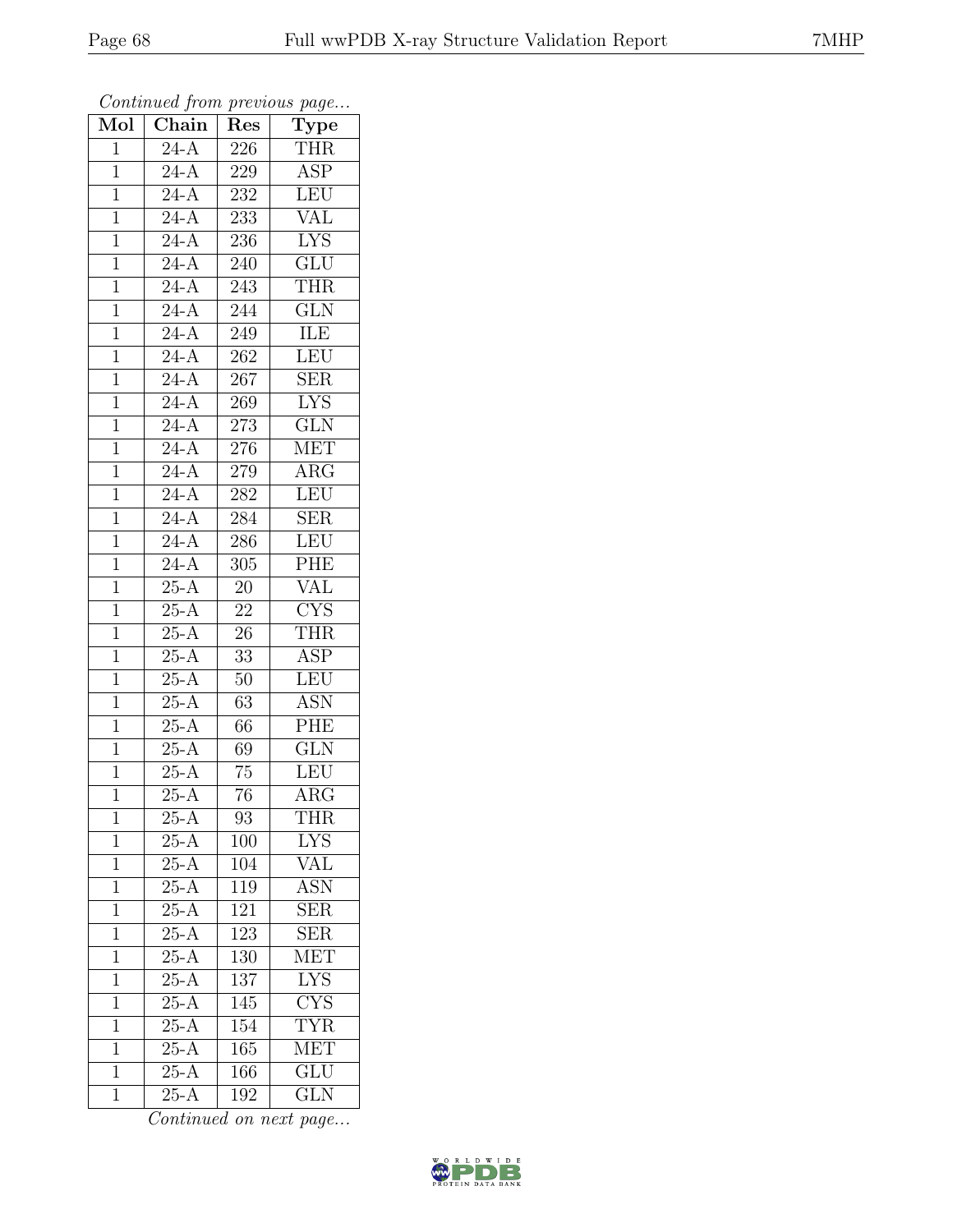*Continued from previous page...*

| Mol | Chain | Res | Type |
|---|---|---|---|
| 1 | 24-A | 226 | THR |
| 1 | 24-A | 229 | ASP |
| 1 | 24-A | 232 | LEU |
| 1 | 24-A | 233 | VAL |
| 1 | 24-A | 236 | LYS |
| 1 | 24-A | 240 | GLU |
| 1 | 24-A | 243 | THR |
| 1 | 24-A | 244 | GLN |
| 1 | 24-A | 249 | ILE |
| 1 | 24-A | 262 | LEU |
| 1 | 24-A | 267 | SER |
| 1 | 24-A | 269 | LYS |
| 1 | 24-A | 273 | GLN |
| 1 | 24-A | 276 | MET |
| 1 | 24-A | 279 | ARG |
| 1 | 24-A | 282 | LEU |
| 1 | 24-A | 284 | SER |
| 1 | 24-A | 286 | LEU |
| 1 | 24-A | 305 | PHE |
| 1 | 25-A | 20 | VAL |
| 1 | 25-A | 22 | CYS |
| 1 | 25-A | 26 | THR |
| 1 | 25-A | 33 | ASP |
| 1 | 25-A | 50 | LEU |
| 1 | 25-A | 63 | ASN |
| 1 | 25-A | 66 | PHE |
| 1 | 25-A | 69 | GLN |
| 1 | 25-A | 75 | LEU |
| 1 | 25-A | 76 | ARG |
| 1 | 25-A | 93 | THR |
| 1 | 25-A | 100 | LYS |
| 1 | 25-A | 104 | VAL |
| 1 | 25-A | 119 | ASN |
| 1 | 25-A | 121 | SER |
| 1 | 25-A | 123 | SER |
| 1 | 25-A | 130 | MET |
| 1 | 25-A | 137 | LYS |
| 1 | 25-A | 145 | CYS |
| 1 | 25-A | 154 | TYR |
| 1 | 25-A | 165 | MET |
| 1 | 25-A | 166 | GLU |
| 1 | 25-A | 192 | GLN |

*Continued on next page...*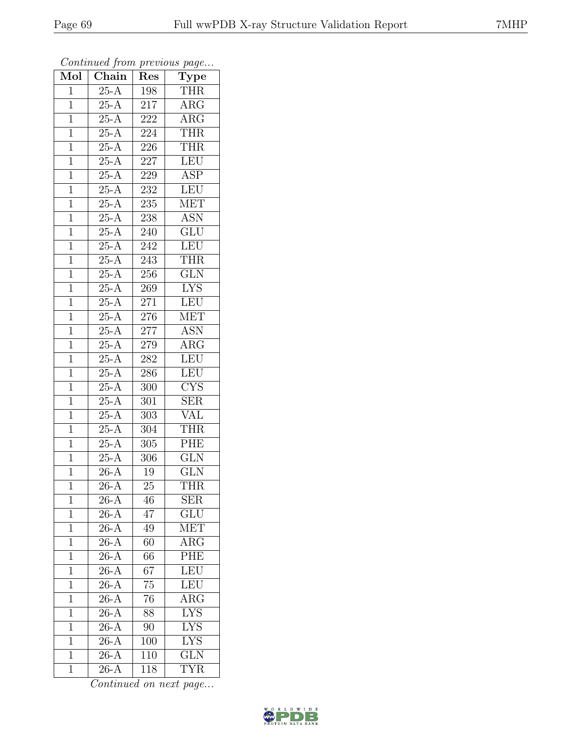*Continued from previous page...*

| Mol | Chain | Res | Type |
|---|---|---|---|
| 1 | 25-A | 198 | THR |
| 1 | 25-A | 217 | ARG |
| 1 | 25-A | 222 | ARG |
| 1 | 25-A | 224 | THR |
| 1 | 25-A | 226 | THR |
| 1 | 25-A | 227 | LEU |
| 1 | 25-A | 229 | ASP |
| 1 | 25-A | 232 | LEU |
| 1 | 25-A | 235 | MET |
| 1 | 25-A | 238 | ASN |
| 1 | 25-A | 240 | GLU |
| 1 | 25-A | 242 | LEU |
| 1 | 25-A | 243 | THR |
| 1 | 25-A | 256 | GLN |
| 1 | 25-A | 269 | LYS |
| 1 | 25-A | 271 | LEU |
| 1 | 25-A | 276 | MET |
| 1 | 25-A | 277 | ASN |
| 1 | 25-A | 279 | ARG |
| 1 | 25-A | 282 | LEU |
| 1 | 25-A | 286 | LEU |
| 1 | 25-A | 300 | CYS |
| 1 | 25-A | 301 | SER |
| 1 | 25-A | 303 | VAL |
| 1 | 25-A | 304 | THR |
| 1 | 25-A | 305 | PHE |
| 1 | 25-A | 306 | GLN |
| 1 | 26-A | 19 | GLN |
| 1 | 26-A | 25 | THR |
| 1 | 26-A | 46 | SER |
| 1 | 26-A | 47 | GLU |
| 1 | 26-A | 49 | MET |
| 1 | 26-A | 60 | ARG |
| 1 | 26-A | 66 | PHE |
| 1 | 26-A | 67 | LEU |
| 1 | 26-A | 75 | LEU |
| 1 | 26-A | 76 | ARG |
| 1 | 26-A | 88 | LYS |
| 1 | 26-A | 90 | LYS |
| 1 | 26-A | 100 | LYS |
| 1 | 26-A | 110 | GLN |
| 1 | 26-A | 118 | TYR |

*Continued on next page...*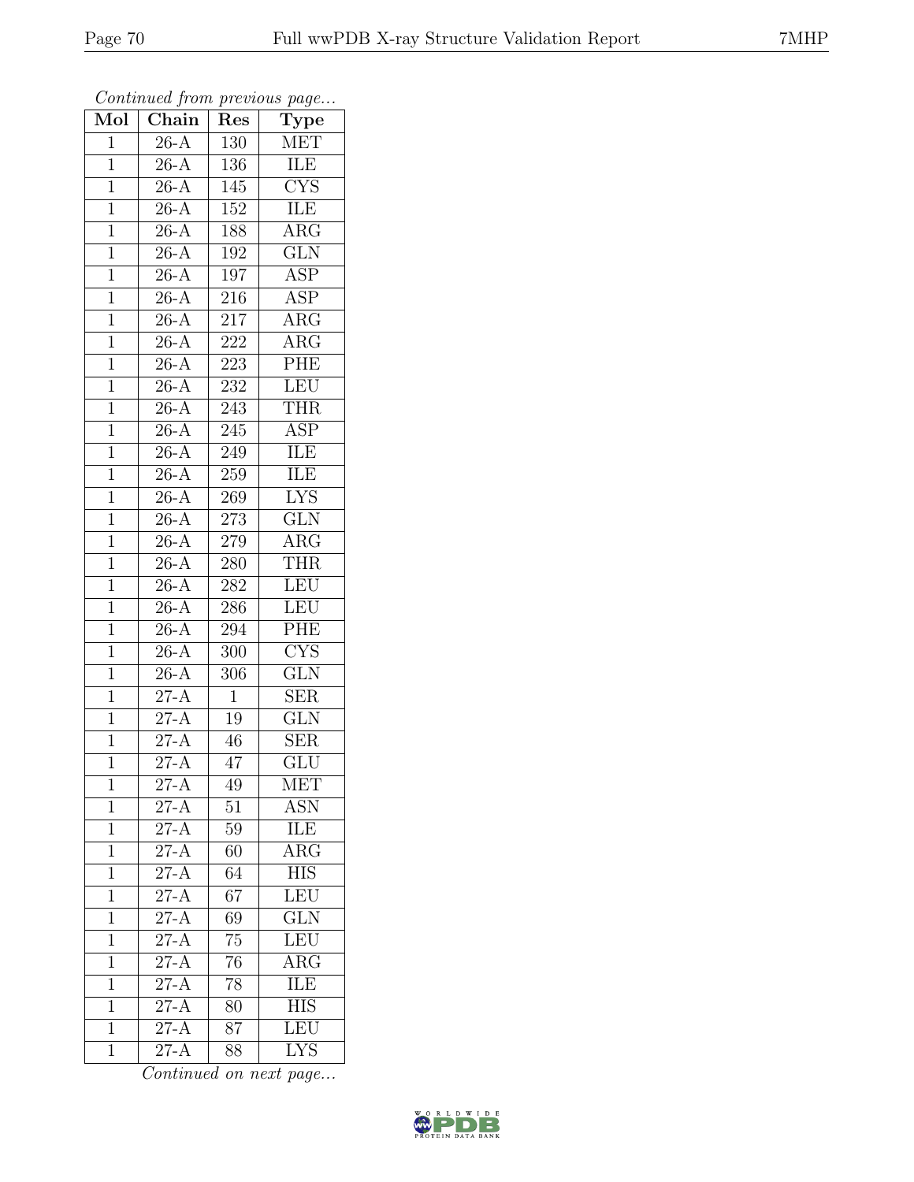*Continued from previous page...*

| Mol | Chain | Res | Type |
|---|---|---|---|
| 1 | 26-A | 130 | MET |
| 1 | 26-A | 136 | ILE |
| 1 | 26-A | 145 | CYS |
| 1 | 26-A | 152 | ILE |
| 1 | 26-A | 188 | ARG |
| 1 | 26-A | 192 | GLN |
| 1 | 26-A | 197 | ASP |
| 1 | 26-A | 216 | ASP |
| 1 | 26-A | 217 | ARG |
| 1 | 26-A | 222 | ARG |
| 1 | 26-A | 223 | PHE |
| 1 | 26-A | 232 | LEU |
| 1 | 26-A | 243 | THR |
| 1 | 26-A | 245 | ASP |
| 1 | 26-A | 249 | ILE |
| 1 | 26-A | 259 | ILE |
| 1 | 26-A | 269 | LYS |
| 1 | 26-A | 273 | GLN |
| 1 | 26-A | 279 | ARG |
| 1 | 26-A | 280 | THR |
| 1 | 26-A | 282 | LEU |
| 1 | 26-A | 286 | LEU |
| 1 | 26-A | 294 | PHE |
| 1 | 26-A | 300 | CYS |
| 1 | 26-A | 306 | GLN |
| 1 | 27-A | 1 | SER |
| 1 | 27-A | 19 | GLN |
| 1 | 27-A | 46 | SER |
| 1 | 27-A | 47 | GLU |
| 1 | 27-A | 49 | MET |
| 1 | 27-A | 51 | ASN |
| 1 | 27-A | 59 | ILE |
| 1 | 27-A | 60 | ARG |
| 1 | 27-A | 64 | HIS |
| 1 | 27-A | 67 | LEU |
| 1 | 27-A | 69 | GLN |
| 1 | 27-A | 75 | LEU |
| 1 | 27-A | 76 | ARG |
| 1 | 27-A | 78 | ILE |
| 1 | 27-A | 80 | HIS |
| 1 | 27-A | 87 | LEU |
| 1 | 27-A | 88 | LYS |

*Continued on next page...*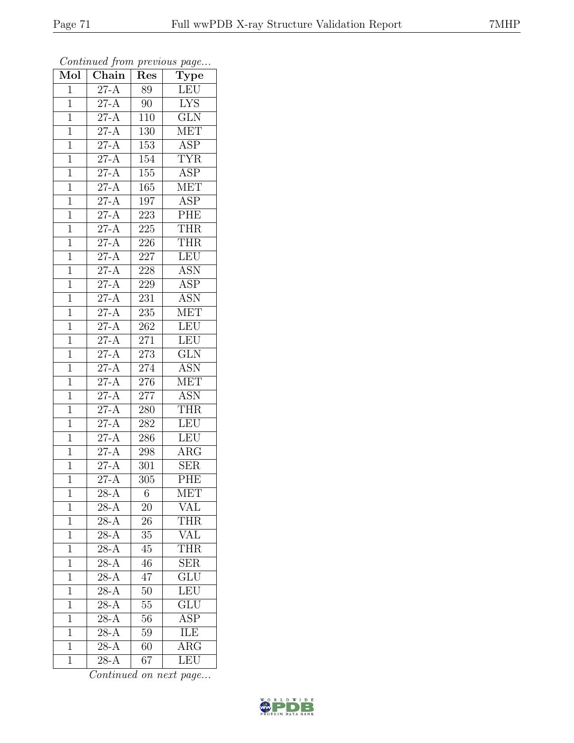*Continued from previous page...*

| Mol | Chain | Res | Type |
| --- | --- | --- | --- |
| 1 | 27-A | 89 | LEU |
| 1 | 27-A | 90 | LYS |
| 1 | 27-A | 110 | GLN |
| 1 | 27-A | 130 | MET |
| 1 | 27-A | 153 | ASP |
| 1 | 27-A | 154 | TYR |
| 1 | 27-A | 155 | ASP |
| 1 | 27-A | 165 | MET |
| 1 | 27-A | 197 | ASP |
| 1 | 27-A | 223 | PHE |
| 1 | 27-A | 225 | THR |
| 1 | 27-A | 226 | THR |
| 1 | 27-A | 227 | LEU |
| 1 | 27-A | 228 | ASN |
| 1 | 27-A | 229 | ASP |
| 1 | 27-A | 231 | ASN |
| 1 | 27-A | 235 | MET |
| 1 | 27-A | 262 | LEU |
| 1 | 27-A | 271 | LEU |
| 1 | 27-A | 273 | GLN |
| 1 | 27-A | 274 | ASN |
| 1 | 27-A | 276 | MET |
| 1 | 27-A | 277 | ASN |
| 1 | 27-A | 280 | THR |
| 1 | 27-A | 282 | LEU |
| 1 | 27-A | 286 | LEU |
| 1 | 27-A | 298 | ARG |
| 1 | 27-A | 301 | SER |
| 1 | 27-A | 305 | PHE |
| 1 | 28-A | 6 | MET |
| 1 | 28-A | 20 | VAL |
| 1 | 28-A | 26 | THR |
| 1 | 28-A | 35 | VAL |
| 1 | 28-A | 45 | THR |
| 1 | 28-A | 46 | SER |
| 1 | 28-A | 47 | GLU |
| 1 | 28-A | 50 | LEU |
| 1 | 28-A | 55 | GLU |
| 1 | 28-A | 56 | ASP |
| 1 | 28-A | 59 | ILE |
| 1 | 28-A | 60 | ARG |
| 1 | 28-A | 67 | LEU |

*Continued on next page...*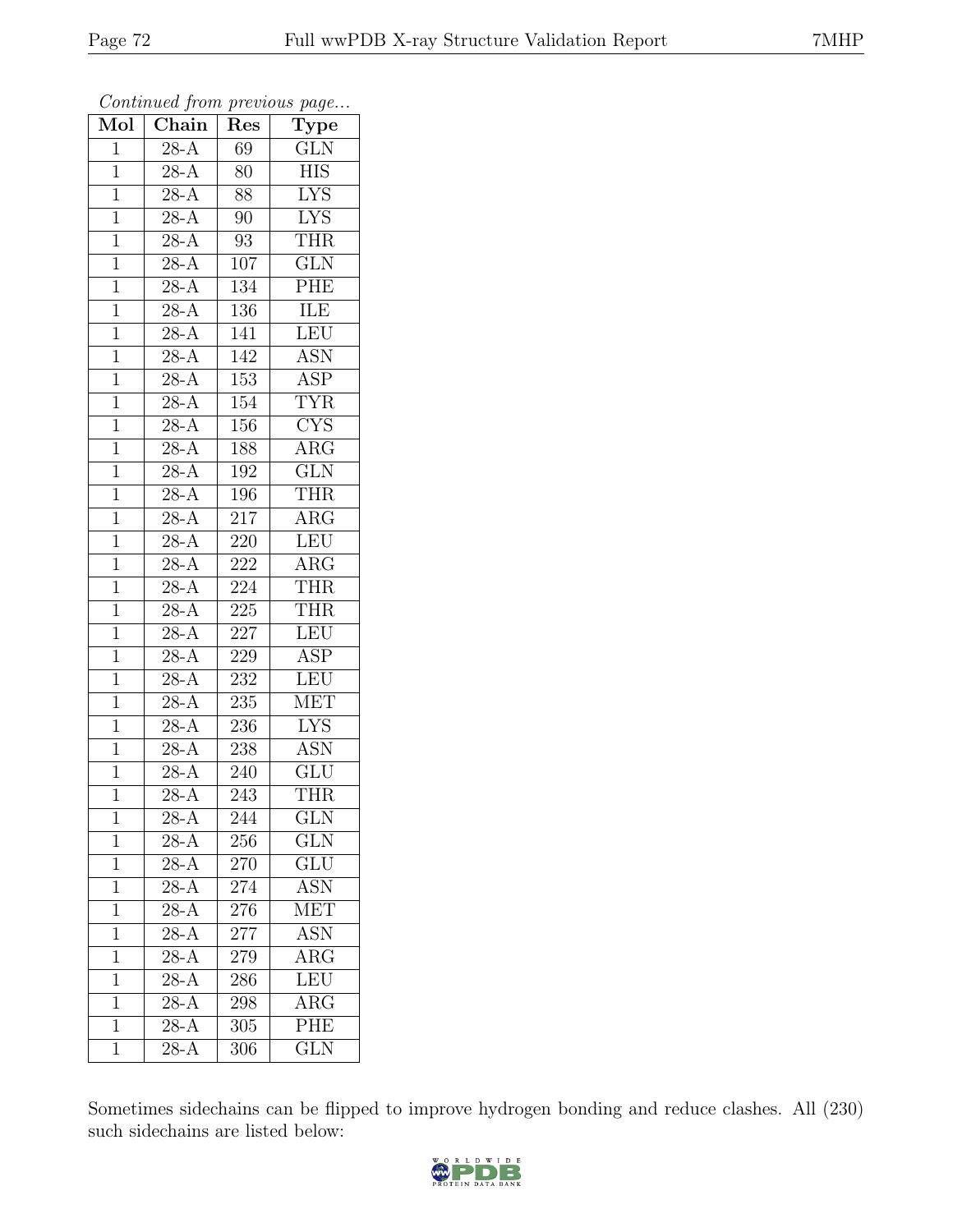*Continued from previous page...*

| Mol | Chain | Res | Type |
|---|---|---|---|
| 1 | 28-A | 69 | GLN |
| 1 | 28-A | 80 | HIS |
| 1 | 28-A | 88 | LYS |
| 1 | 28-A | 90 | LYS |
| 1 | 28-A | 93 | THR |
| 1 | 28-A | 107 | GLN |
| 1 | 28-A | 134 | PHE |
| 1 | 28-A | 136 | ILE |
| 1 | 28-A | 141 | LEU |
| 1 | 28-A | 142 | ASN |
| 1 | 28-A | 153 | ASP |
| 1 | 28-A | 154 | TYR |
| 1 | 28-A | 156 | CYS |
| 1 | 28-A | 188 | ARG |
| 1 | 28-A | 192 | GLN |
| 1 | 28-A | 196 | THR |
| 1 | 28-A | 217 | ARG |
| 1 | 28-A | 220 | LEU |
| 1 | 28-A | 222 | ARG |
| 1 | 28-A | 224 | THR |
| 1 | 28-A | 225 | THR |
| 1 | 28-A | 227 | LEU |
| 1 | 28-A | 229 | ASP |
| 1 | 28-A | 232 | LEU |
| 1 | 28-A | 235 | MET |
| 1 | 28-A | 236 | LYS |
| 1 | 28-A | 238 | ASN |
| 1 | 28-A | 240 | GLU |
| 1 | 28-A | 243 | THR |
| 1 | 28-A | 244 | GLN |
| 1 | 28-A | 256 | GLN |
| 1 | 28-A | 270 | GLU |
| 1 | 28-A | 274 | ASN |
| 1 | 28-A | 276 | MET |
| 1 | 28-A | 277 | ASN |
| 1 | 28-A | 279 | ARG |
| 1 | 28-A | 286 | LEU |
| 1 | 28-A | 298 | ARG |
| 1 | 28-A | 305 | PHE |
| 1 | 28-A | 306 | GLN |

Sometimes sidechains can be flipped to improve hydrogen bonding and reduce clashes. All (230) such sidechains are listed below: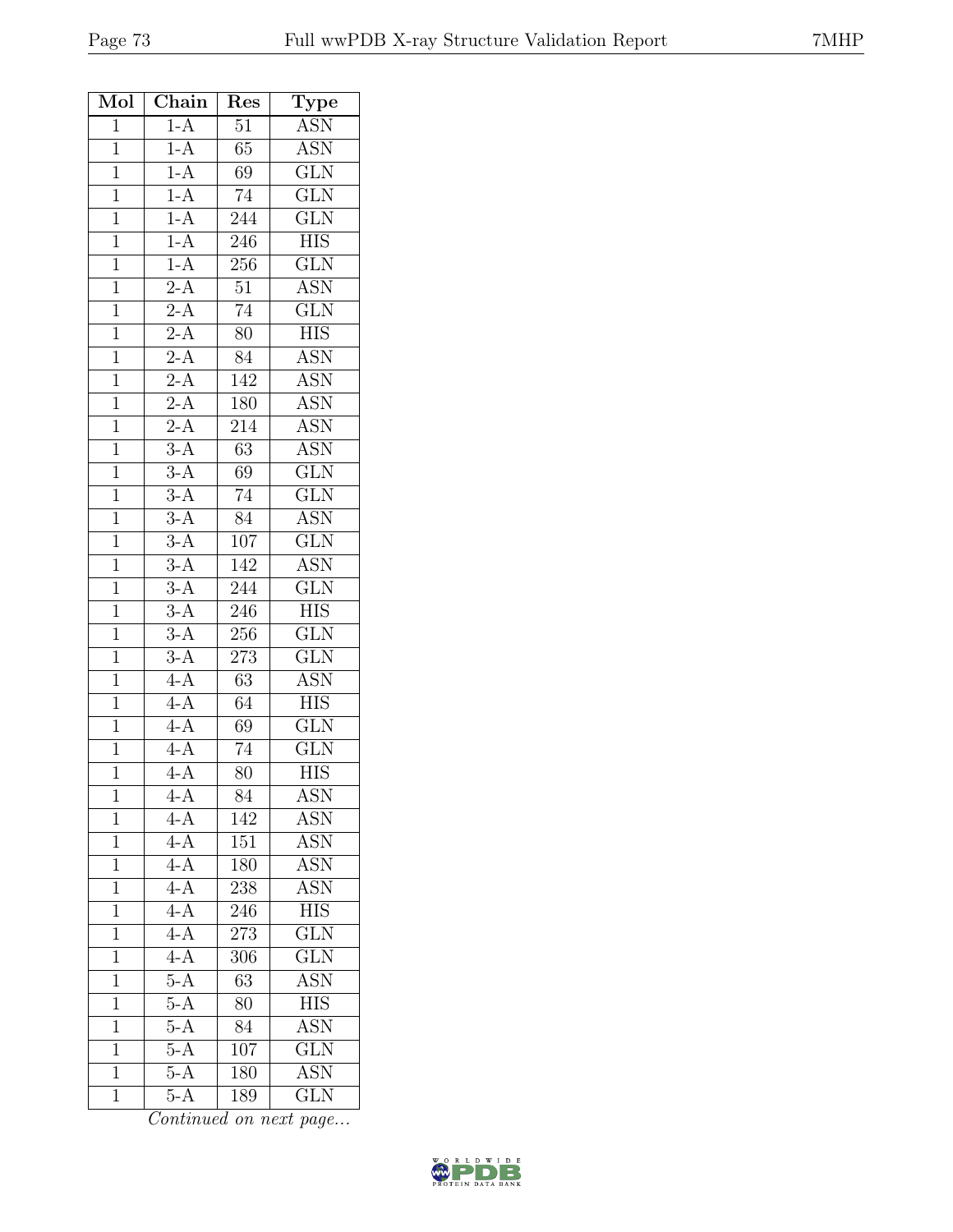| Mol | Chain | Res | Type |
|---|---|---|---|
| 1 | 1-A | 51 | ASN |
| 1 | 1-A | 65 | ASN |
| 1 | 1-A | 69 | GLN |
| 1 | 1-A | 74 | GLN |
| 1 | 1-A | 244 | GLN |
| 1 | 1-A | 246 | HIS |
| 1 | 1-A | 256 | GLN |
| 1 | 2-A | 51 | ASN |
| 1 | 2-A | 74 | GLN |
| 1 | 2-A | 80 | HIS |
| 1 | 2-A | 84 | ASN |
| 1 | 2-A | 142 | ASN |
| 1 | 2-A | 180 | ASN |
| 1 | 2-A | 214 | ASN |
| 1 | 3-A | 63 | ASN |
| 1 | 3-A | 69 | GLN |
| 1 | 3-A | 74 | GLN |
| 1 | 3-A | 84 | ASN |
| 1 | 3-A | 107 | GLN |
| 1 | 3-A | 142 | ASN |
| 1 | 3-A | 244 | GLN |
| 1 | 3-A | 246 | HIS |
| 1 | 3-A | 256 | GLN |
| 1 | 3-A | 273 | GLN |
| 1 | 4-A | 63 | ASN |
| 1 | 4-A | 64 | HIS |
| 1 | 4-A | 69 | GLN |
| 1 | 4-A | 74 | GLN |
| 1 | 4-A | 80 | HIS |
| 1 | 4-A | 84 | ASN |
| 1 | 4-A | 142 | ASN |
| 1 | 4-A | 151 | ASN |
| 1 | 4-A | 180 | ASN |
| 1 | 4-A | 238 | ASN |
| 1 | 4-A | 246 | HIS |
| 1 | 4-A | 273 | GLN |
| 1 | 4-A | 306 | GLN |
| 1 | 5-A | 63 | ASN |
| 1 | 5-A | 80 | HIS |
| 1 | 5-A | 84 | ASN |
| 1 | 5-A | 107 | GLN |
| 1 | 5-A | 180 | ASN |
| 1 | 5-A | 189 | GLN |

*Continued on next page...*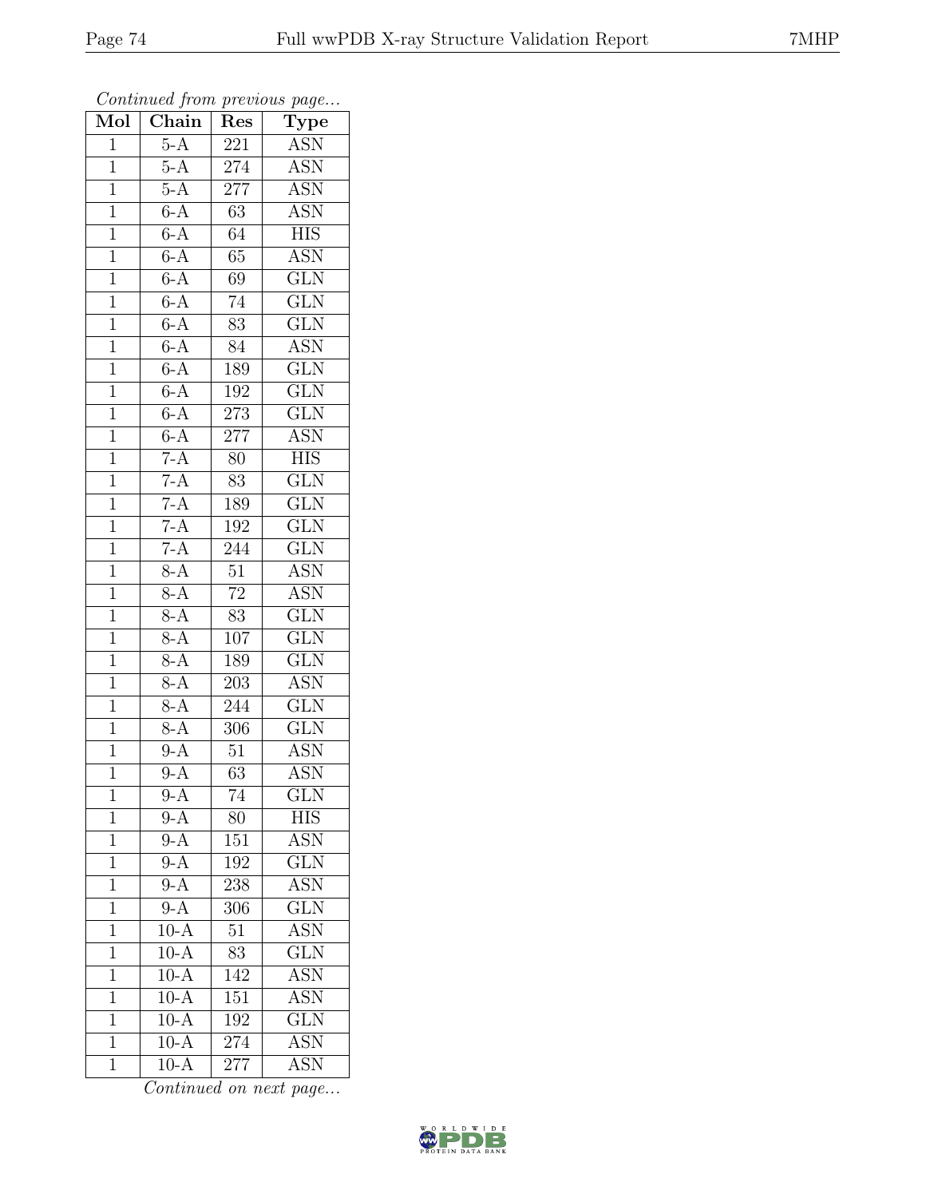*Continued from previous page...*

| Mol | Chain | Res | Type |
|---|---|---|---|
| 1 | 5-A | 221 | ASN |
| 1 | 5-A | 274 | ASN |
| 1 | 5-A | 277 | ASN |
| 1 | 6-A | 63 | ASN |
| 1 | 6-A | 64 | HIS |
| 1 | 6-A | 65 | ASN |
| 1 | 6-A | 69 | GLN |
| 1 | 6-A | 74 | GLN |
| 1 | 6-A | 83 | GLN |
| 1 | 6-A | 84 | ASN |
| 1 | 6-A | 189 | GLN |
| 1 | 6-A | 192 | GLN |
| 1 | 6-A | 273 | GLN |
| 1 | 6-A | 277 | ASN |
| 1 | 7-A | 80 | HIS |
| 1 | 7-A | 83 | GLN |
| 1 | 7-A | 189 | GLN |
| 1 | 7-A | 192 | GLN |
| 1 | 7-A | 244 | GLN |
| 1 | 8-A | 51 | ASN |
| 1 | 8-A | 72 | ASN |
| 1 | 8-A | 83 | GLN |
| 1 | 8-A | 107 | GLN |
| 1 | 8-A | 189 | GLN |
| 1 | 8-A | 203 | ASN |
| 1 | 8-A | 244 | GLN |
| 1 | 8-A | 306 | GLN |
| 1 | 9-A | 51 | ASN |
| 1 | 9-A | 63 | ASN |
| 1 | 9-A | 74 | GLN |
| 1 | 9-A | 80 | HIS |
| 1 | 9-A | 151 | ASN |
| 1 | 9-A | 192 | GLN |
| 1 | 9-A | 238 | ASN |
| 1 | 9-A | 306 | GLN |
| 1 | 10-A | 51 | ASN |
| 1 | 10-A | 83 | GLN |
| 1 | 10-A | 142 | ASN |
| 1 | 10-A | 151 | ASN |
| 1 | 10-A | 192 | GLN |
| 1 | 10-A | 274 | ASN |
| 1 | 10-A | 277 | ASN |

*Continued on next page...*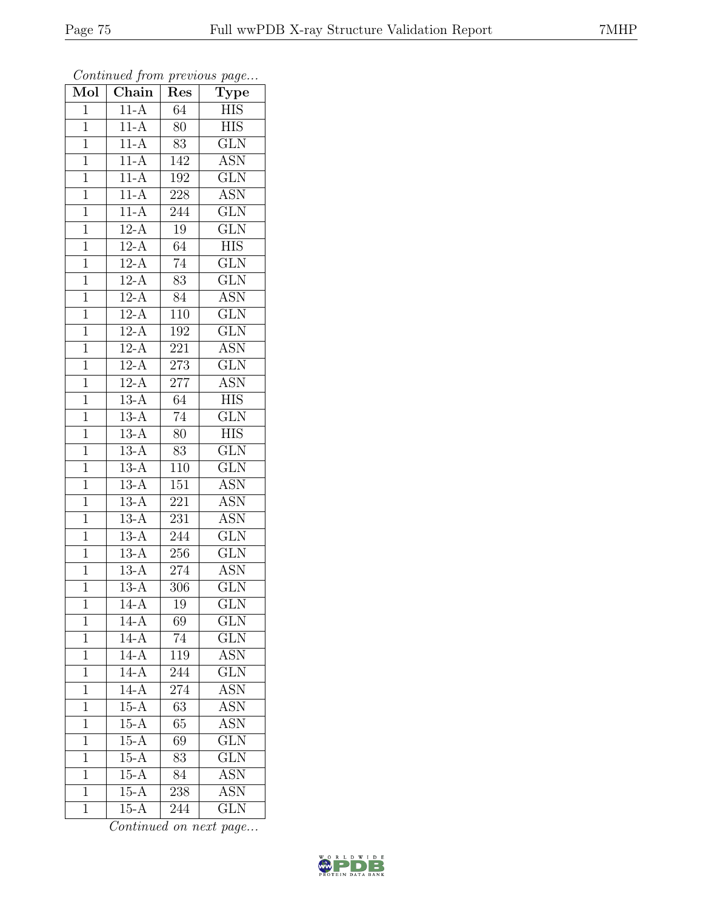*Continued from previous page...*

| Mol | Chain | Res | Type |
|---|---|---|---|
| 1 | 11-A | 64 | HIS |
| 1 | 11-A | 80 | HIS |
| 1 | 11-A | 83 | GLN |
| 1 | 11-A | 142 | ASN |
| 1 | 11-A | 192 | GLN |
| 1 | 11-A | 228 | ASN |
| 1 | 11-A | 244 | GLN |
| 1 | 12-A | 19 | GLN |
| 1 | 12-A | 64 | HIS |
| 1 | 12-A | 74 | GLN |
| 1 | 12-A | 83 | GLN |
| 1 | 12-A | 84 | ASN |
| 1 | 12-A | 110 | GLN |
| 1 | 12-A | 192 | GLN |
| 1 | 12-A | 221 | ASN |
| 1 | 12-A | 273 | GLN |
| 1 | 12-A | 277 | ASN |
| 1 | 13-A | 64 | HIS |
| 1 | 13-A | 74 | GLN |
| 1 | 13-A | 80 | HIS |
| 1 | 13-A | 83 | GLN |
| 1 | 13-A | 110 | GLN |
| 1 | 13-A | 151 | ASN |
| 1 | 13-A | 221 | ASN |
| 1 | 13-A | 231 | ASN |
| 1 | 13-A | 244 | GLN |
| 1 | 13-A | 256 | GLN |
| 1 | 13-A | 274 | ASN |
| 1 | 13-A | 306 | GLN |
| 1 | 14-A | 19 | GLN |
| 1 | 14-A | 69 | GLN |
| 1 | 14-A | 74 | GLN |
| 1 | 14-A | 119 | ASN |
| 1 | 14-A | 244 | GLN |
| 1 | 14-A | 274 | ASN |
| 1 | 15-A | 63 | ASN |
| 1 | 15-A | 65 | ASN |
| 1 | 15-A | 69 | GLN |
| 1 | 15-A | 83 | GLN |
| 1 | 15-A | 84 | ASN |
| 1 | 15-A | 238 | ASN |
| 1 | 15-A | 244 | GLN |

*Continued on next page...*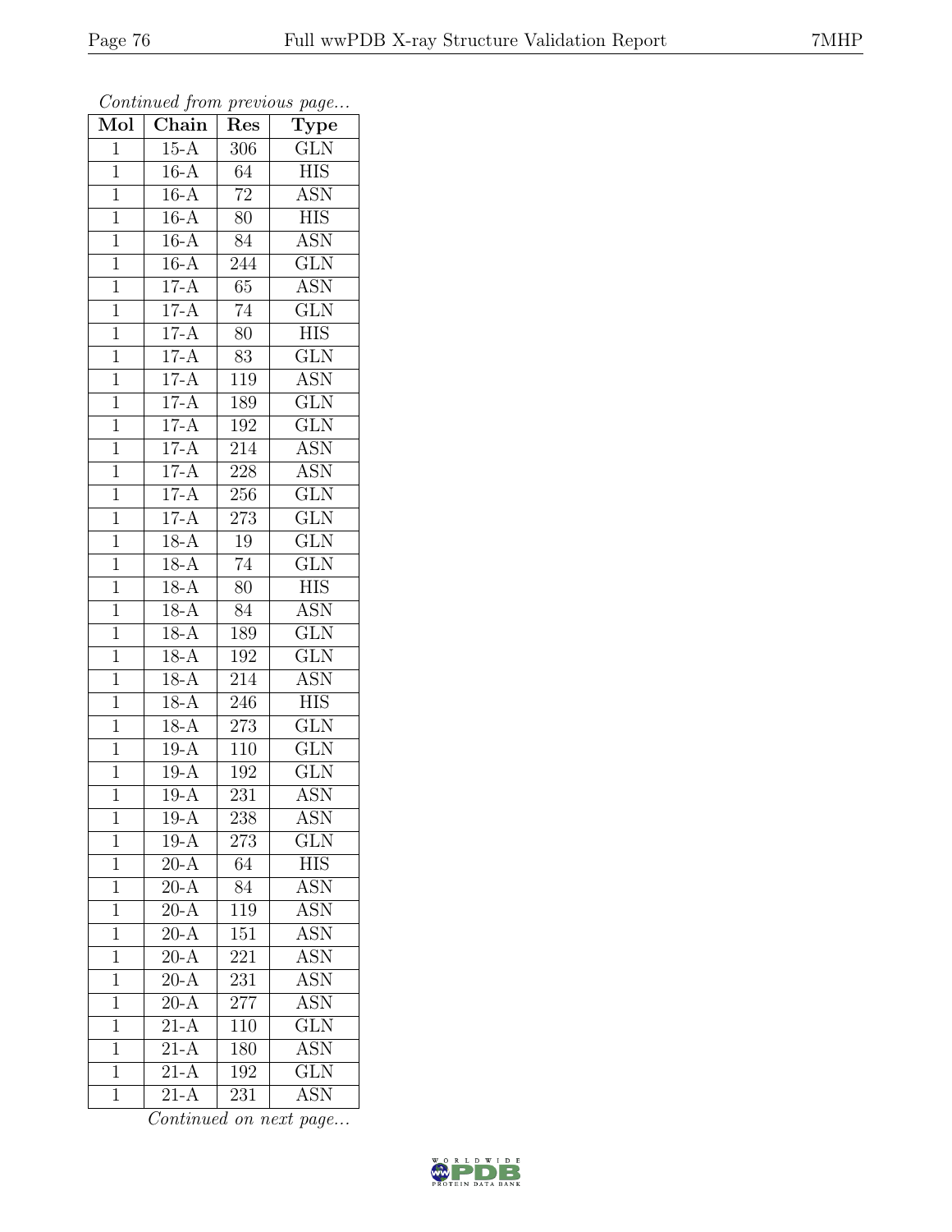*Continued from previous page...*

| Mol | Chain | Res | Type |
|---|---|---|---|
| 1 | 15-A | 306 | GLN |
| 1 | 16-A | 64 | HIS |
| 1 | 16-A | 72 | ASN |
| 1 | 16-A | 80 | HIS |
| 1 | 16-A | 84 | ASN |
| 1 | 16-A | 244 | GLN |
| 1 | 17-A | 65 | ASN |
| 1 | 17-A | 74 | GLN |
| 1 | 17-A | 80 | HIS |
| 1 | 17-A | 83 | GLN |
| 1 | 17-A | 119 | ASN |
| 1 | 17-A | 189 | GLN |
| 1 | 17-A | 192 | GLN |
| 1 | 17-A | 214 | ASN |
| 1 | 17-A | 228 | ASN |
| 1 | 17-A | 256 | GLN |
| 1 | 17-A | 273 | GLN |
| 1 | 18-A | 19 | GLN |
| 1 | 18-A | 74 | GLN |
| 1 | 18-A | 80 | HIS |
| 1 | 18-A | 84 | ASN |
| 1 | 18-A | 189 | GLN |
| 1 | 18-A | 192 | GLN |
| 1 | 18-A | 214 | ASN |
| 1 | 18-A | 246 | HIS |
| 1 | 18-A | 273 | GLN |
| 1 | 19-A | 110 | GLN |
| 1 | 19-A | 192 | GLN |
| 1 | 19-A | 231 | ASN |
| 1 | 19-A | 238 | ASN |
| 1 | 19-A | 273 | GLN |
| 1 | 20-A | 64 | HIS |
| 1 | 20-A | 84 | ASN |
| 1 | 20-A | 119 | ASN |
| 1 | 20-A | 151 | ASN |
| 1 | 20-A | 221 | ASN |
| 1 | 20-A | 231 | ASN |
| 1 | 20-A | 277 | ASN |
| 1 | 21-A | 110 | GLN |
| 1 | 21-A | 180 | ASN |
| 1 | 21-A | 192 | GLN |
| 1 | 21-A | 231 | ASN |

*Continued on next page...*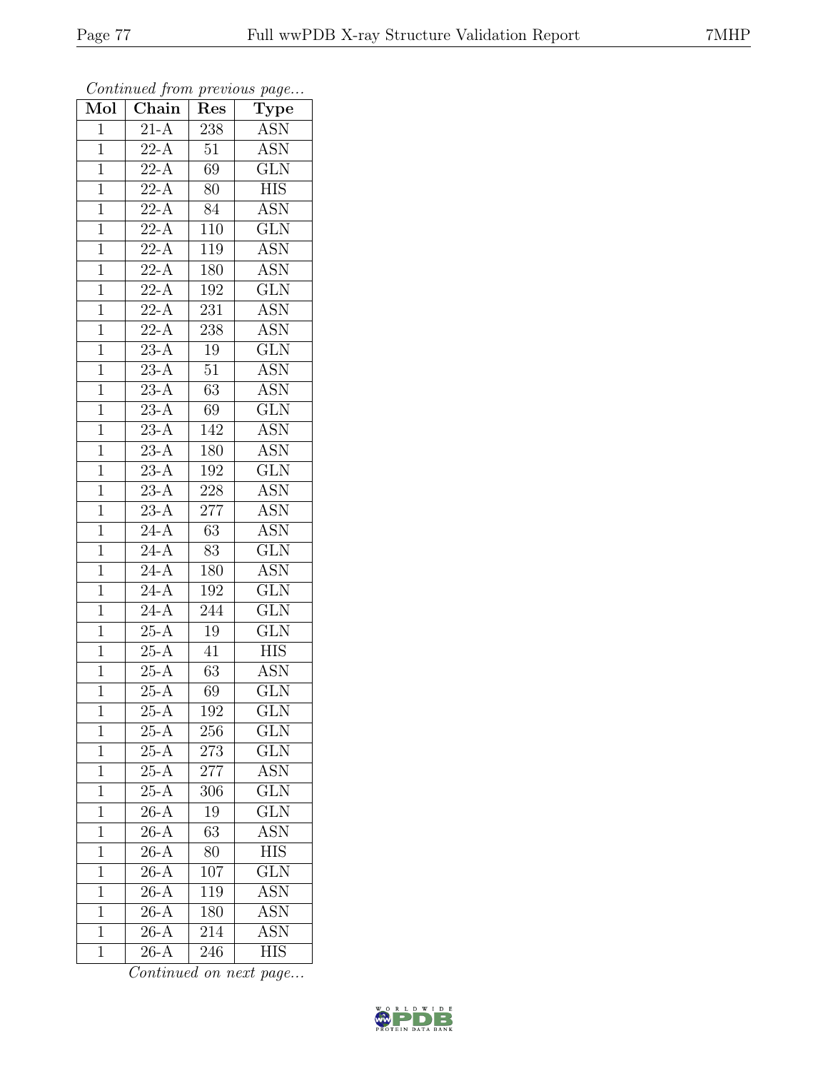*Continued from previous page...*

| Mol | Chain | Res | Type |
|---|---|---|---|
| 1 | 21-A | 238 | ASN |
| 1 | 22-A | 51 | ASN |
| 1 | 22-A | 69 | GLN |
| 1 | 22-A | 80 | HIS |
| 1 | 22-A | 84 | ASN |
| 1 | 22-A | 110 | GLN |
| 1 | 22-A | 119 | ASN |
| 1 | 22-A | 180 | ASN |
| 1 | 22-A | 192 | GLN |
| 1 | 22-A | 231 | ASN |
| 1 | 22-A | 238 | ASN |
| 1 | 23-A | 19 | GLN |
| 1 | 23-A | 51 | ASN |
| 1 | 23-A | 63 | ASN |
| 1 | 23-A | 69 | GLN |
| 1 | 23-A | 142 | ASN |
| 1 | 23-A | 180 | ASN |
| 1 | 23-A | 192 | GLN |
| 1 | 23-A | 228 | ASN |
| 1 | 23-A | 277 | ASN |
| 1 | 24-A | 63 | ASN |
| 1 | 24-A | 83 | GLN |
| 1 | 24-A | 180 | ASN |
| 1 | 24-A | 192 | GLN |
| 1 | 24-A | 244 | GLN |
| 1 | 25-A | 19 | GLN |
| 1 | 25-A | 41 | HIS |
| 1 | 25-A | 63 | ASN |
| 1 | 25-A | 69 | GLN |
| 1 | 25-A | 192 | GLN |
| 1 | 25-A | 256 | GLN |
| 1 | 25-A | 273 | GLN |
| 1 | 25-A | 277 | ASN |
| 1 | 25-A | 306 | GLN |
| 1 | 26-A | 19 | GLN |
| 1 | 26-A | 63 | ASN |
| 1 | 26-A | 80 | HIS |
| 1 | 26-A | 107 | GLN |
| 1 | 26-A | 119 | ASN |
| 1 | 26-A | 180 | ASN |
| 1 | 26-A | 214 | ASN |
| 1 | 26-A | 246 | HIS |

*Continued on next page...*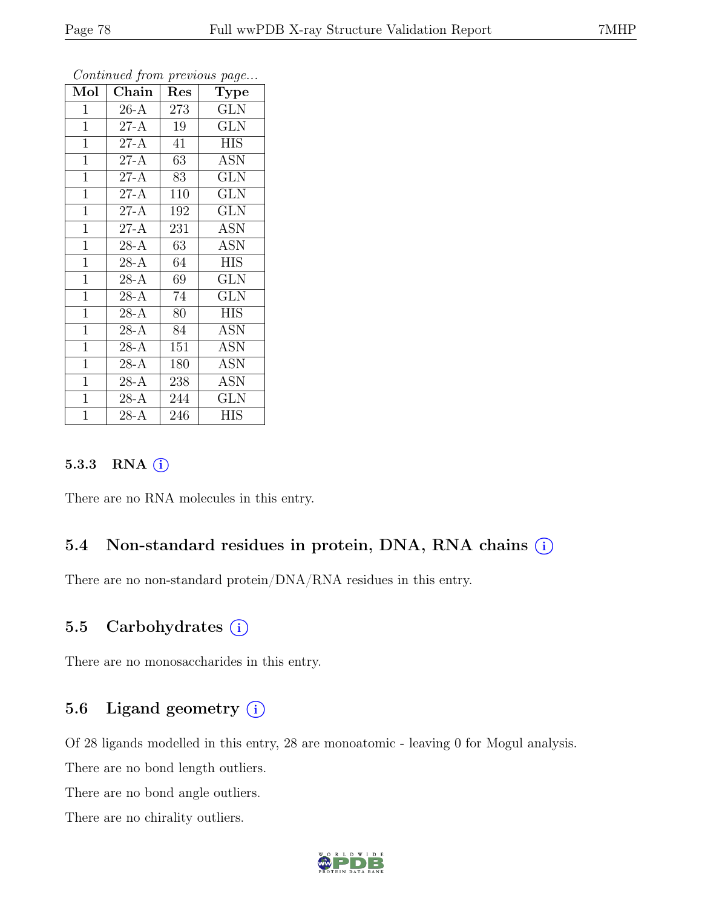*Continued from previous page...*

| Mol | Chain | Res | Type |
|---|---|---|---|
| 1 | 26-A | 273 | GLN |
| 1 | 27-A | 19 | GLN |
| 1 | 27-A | 41 | HIS |
| 1 | 27-A | 63 | ASN |
| 1 | 27-A | 83 | GLN |
| 1 | 27-A | 110 | GLN |
| 1 | 27-A | 192 | GLN |
| 1 | 27-A | 231 | ASN |
| 1 | 28-A | 63 | ASN |
| 1 | 28-A | 64 | HIS |
| 1 | 28-A | 69 | GLN |
| 1 | 28-A | 74 | GLN |
| 1 | 28-A | 80 | HIS |
| 1 | 28-A | 84 | ASN |
| 1 | 28-A | 151 | ASN |
| 1 | 28-A | 180 | ASN |
| 1 | 28-A | 238 | ASN |
| 1 | 28-A | 244 | GLN |
| 1 | 28-A | 246 | HIS |

### 5.3.3 RNA (i)

There are no RNA molecules in this entry.

## 5.4 Non-standard residues in protein, DNA, RNA chains (i)

There are no non-standard protein/DNA/RNA residues in this entry.

## 5.5 Carbohydrates (i)

There are no monosaccharides in this entry.

## 5.6 Ligand geometry (i)

Of 28 ligands modelled in this entry, 28 are monoatomic - leaving 0 for Mogul analysis.

There are no bond length outliers.

There are no bond angle outliers.

There are no chirality outliers.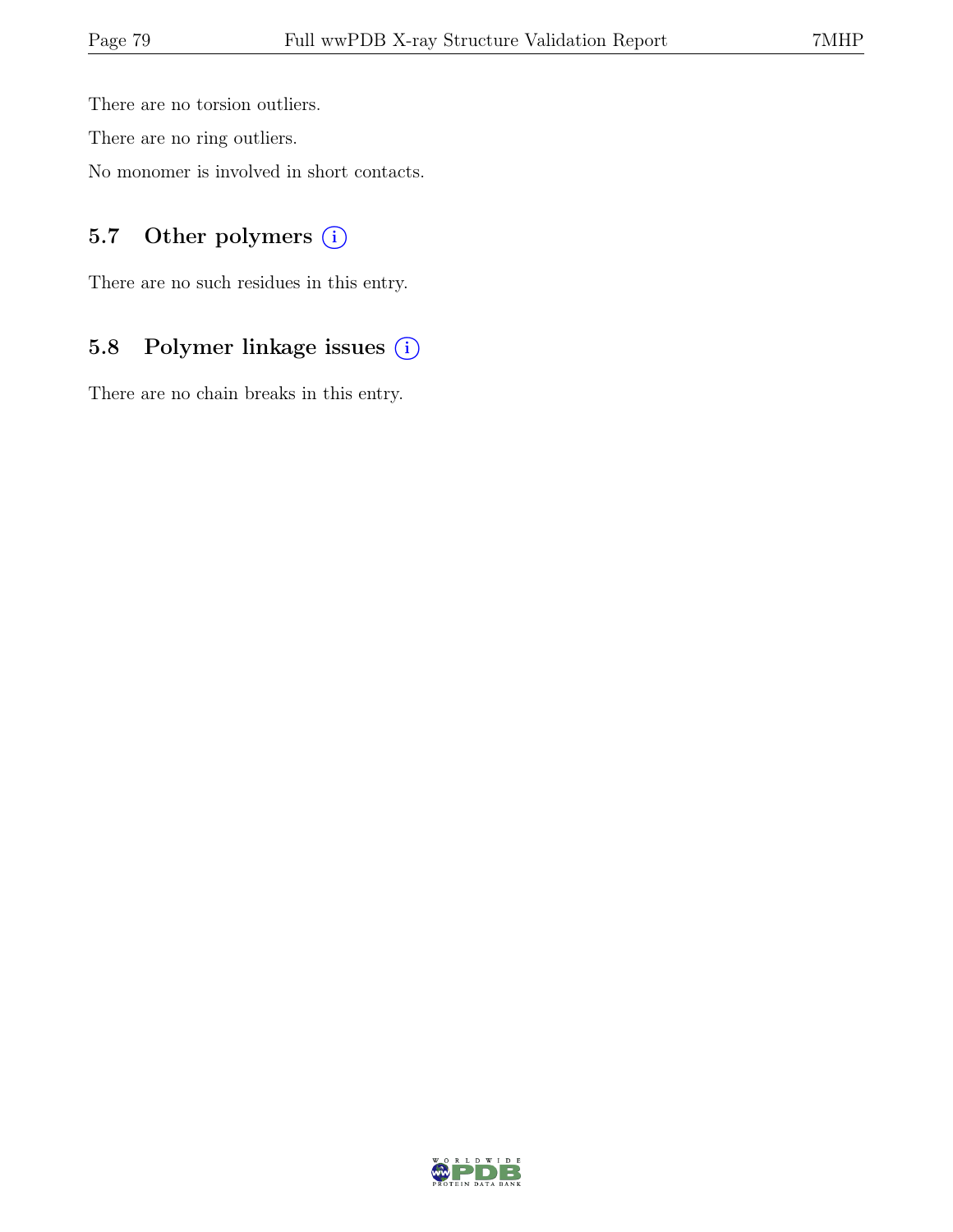There are no torsion outliers.

There are no ring outliers.

No monomer is involved in short contacts.

## 5.7 Other polymers

There are no such residues in this entry.

## 5.8 Polymer linkage issues

There are no chain breaks in this entry.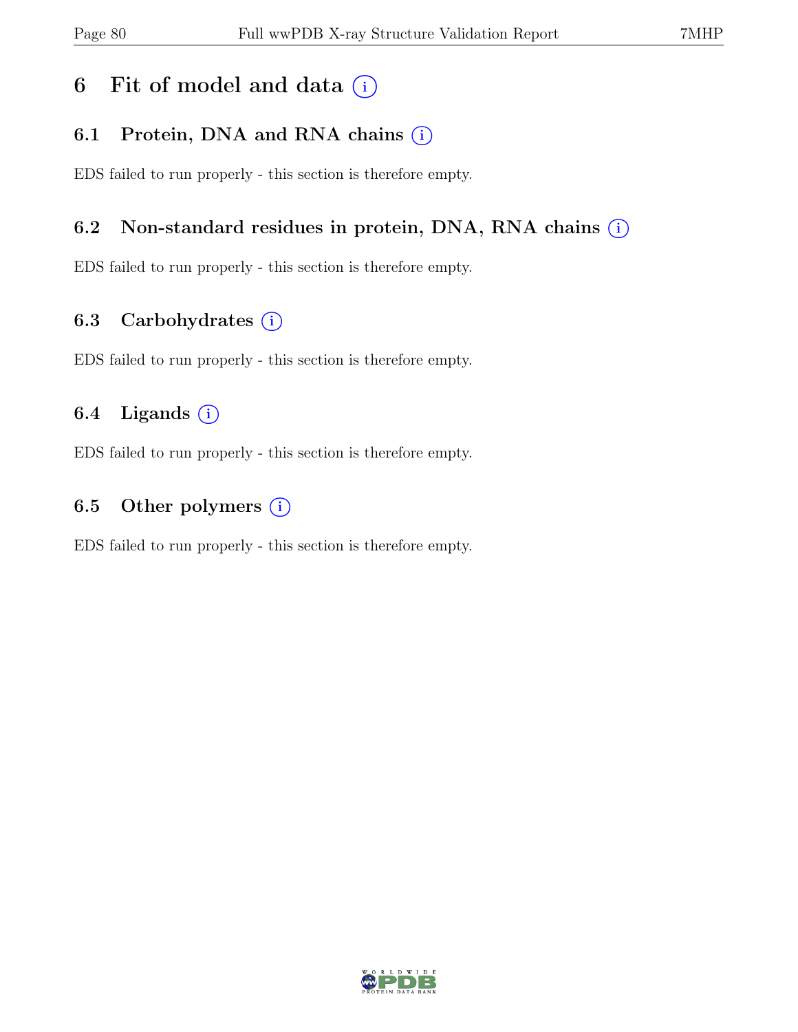# 6 Fit of model and data

## 6.1 Protein, DNA and RNA chains

EDS failed to run properly - this section is therefore empty.

## 6.2 Non-standard residues in protein, DNA, RNA chains

EDS failed to run properly - this section is therefore empty.

## 6.3 Carbohydrates

EDS failed to run properly - this section is therefore empty.

## 6.4 Ligands

EDS failed to run properly - this section is therefore empty.

## 6.5 Other polymers

EDS failed to run properly - this section is therefore empty.